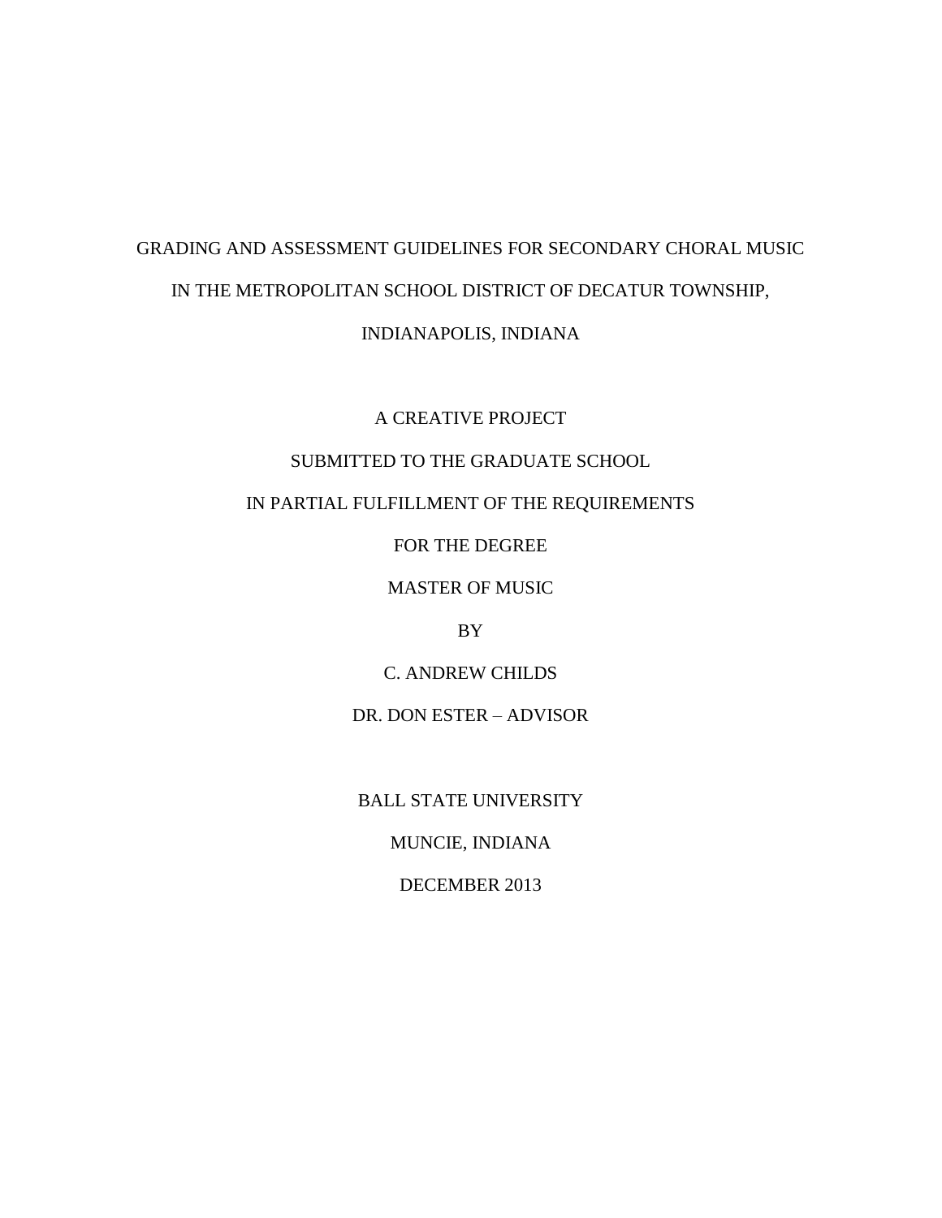# GRADING AND ASSESSMENT GUIDELINES FOR SECONDARY CHORAL MUSIC IN THE METROPOLITAN SCHOOL DISTRICT OF DECATUR TOWNSHIP, INDIANAPOLIS, INDIANA

A CREATIVE PROJECT

SUBMITTED TO THE GRADUATE SCHOOL

IN PARTIAL FULFILLMENT OF THE REQUIREMENTS

FOR THE DEGREE

MASTER OF MUSIC

BY

C. ANDREW CHILDS

DR. DON ESTER – ADVISOR

BALL STATE UNIVERSITY

MUNCIE, INDIANA

DECEMBER 2013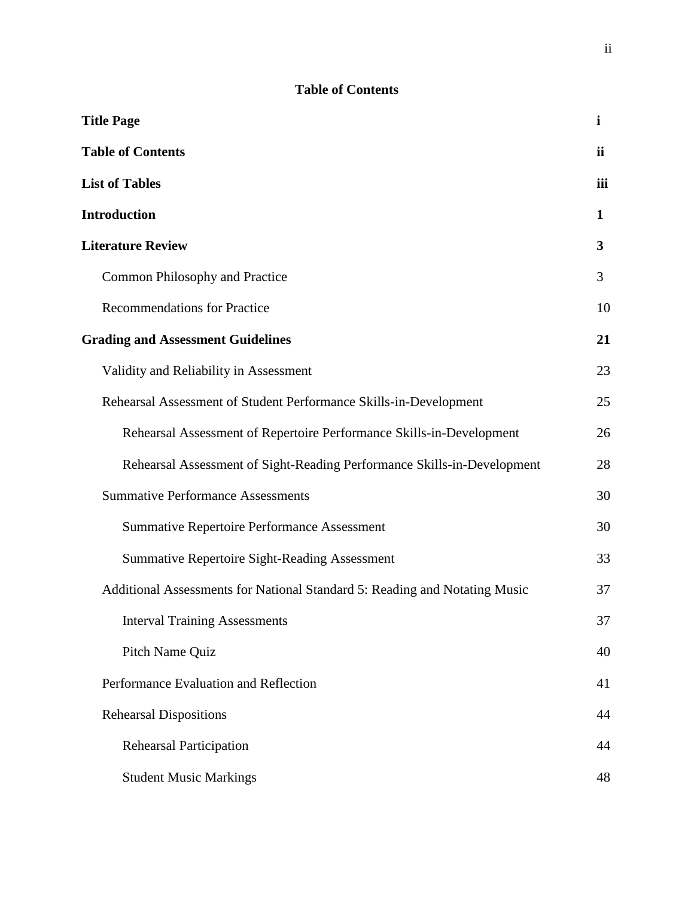# Table of Contents

| | |
|---|---|
| **Title Page** | **i** |
| **Table of Contents** | **ii** |
| **List of Tables** | **iii** |
| **Introduction** | **1** |
| **Literature Review** | **3** |
| Common Philosophy and Practice | 3 |
| Recommendations for Practice | 10 |
| **Grading and Assessment Guidelines** | **21** |
| Validity and Reliability in Assessment | 23 |
| Rehearsal Assessment of Student Performance Skills-in-Development | 25 |
| Rehearsal Assessment of Repertoire Performance Skills-in-Development | 26 |
| Rehearsal Assessment of Sight-Reading Performance Skills-in-Development | 28 |
| Summative Performance Assessments | 30 |
| Summative Repertoire Performance Assessment | 30 |
| Summative Repertoire Sight-Reading Assessment | 33 |
| Additional Assessments for National Standard 5: Reading and Notating Music | 37 |
| Interval Training Assessments | 37 |
| Pitch Name Quiz | 40 |
| Performance Evaluation and Reflection | 41 |
| Rehearsal Dispositions | 44 |
| Rehearsal Participation | 44 |
| Student Music Markings | 48 |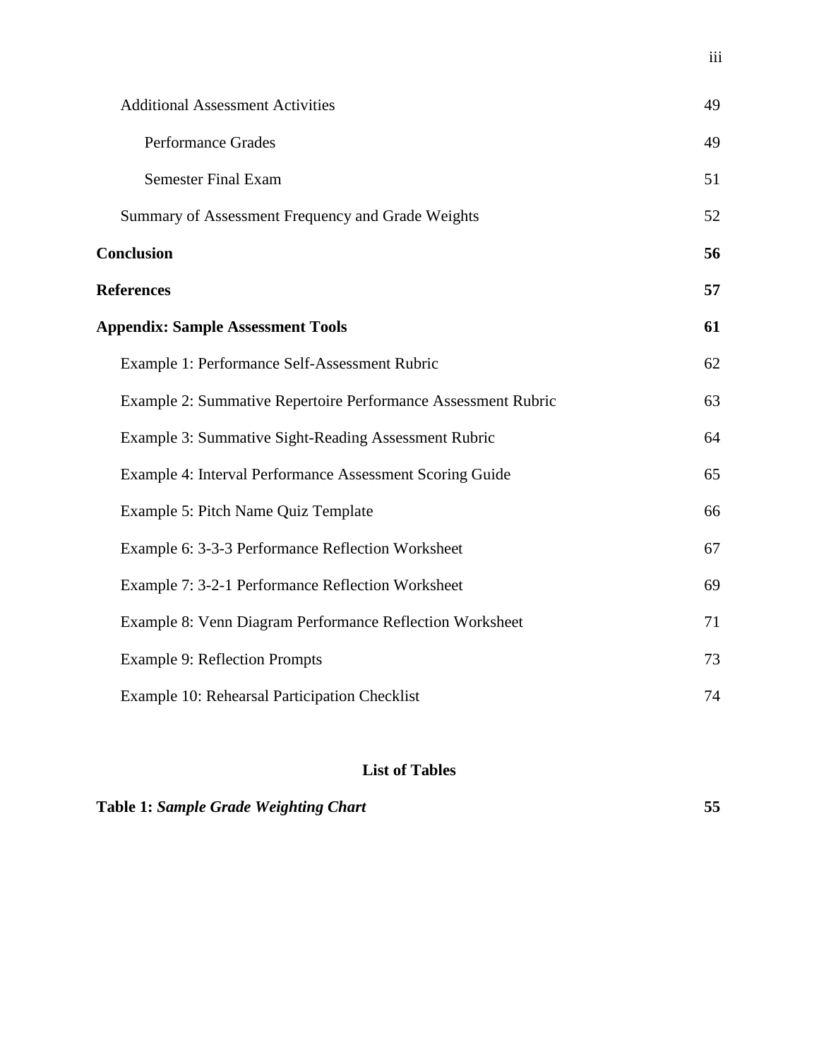Additional Assessment Activities 49

Performance Grades 49

Semester Final Exam 51

Summary of Assessment Frequency and Grade Weights 52

**Conclusion 56**

**References 57**

**Appendix: Sample Assessment Tools 61**

Example 1: Performance Self-Assessment Rubric 62

Example 2: Summative Repertoire Performance Assessment Rubric 63

Example 3: Summative Sight-Reading Assessment Rubric 64

Example 4: Interval Performance Assessment Scoring Guide 65

Example 5: Pitch Name Quiz Template 66

Example 6: 3-3-3 Performance Reflection Worksheet 67

Example 7: 3-2-1 Performance Reflection Worksheet 69

Example 8: Venn Diagram Performance Reflection Worksheet 71

Example 9: Reflection Prompts 73

Example 10: Rehearsal Participation Checklist 74

## List of Tables

**Table 1: *Sample Grade Weighting Chart* 55**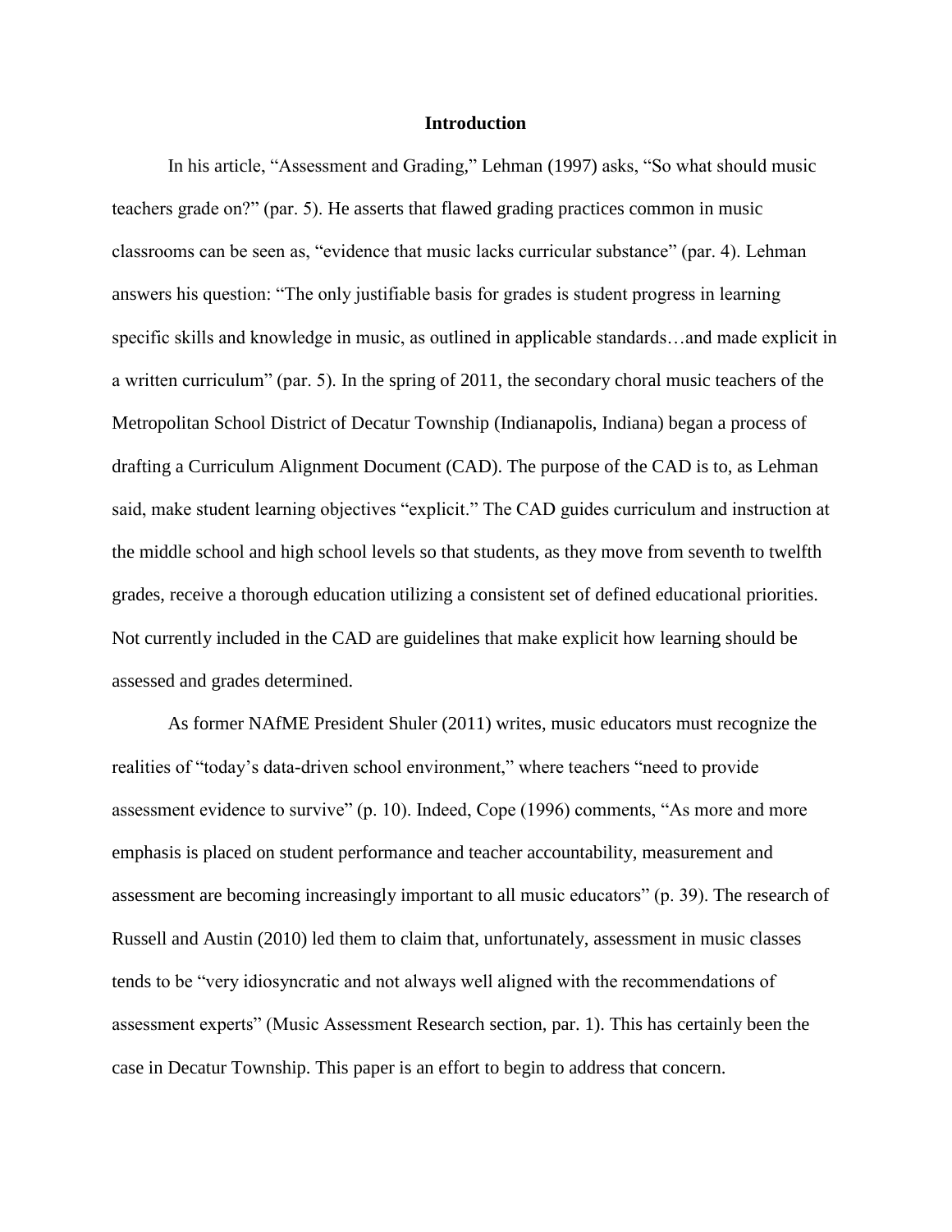# Introduction

In his article, "Assessment and Grading," Lehman (1997) asks, "So what should music teachers grade on?" (par. 5). He asserts that flawed grading practices common in music classrooms can be seen as, "evidence that music lacks curricular substance" (par. 4). Lehman answers his question: "The only justifiable basis for grades is student progress in learning specific skills and knowledge in music, as outlined in applicable standards…and made explicit in a written curriculum" (par. 5). In the spring of 2011, the secondary choral music teachers of the Metropolitan School District of Decatur Township (Indianapolis, Indiana) began a process of drafting a Curriculum Alignment Document (CAD). The purpose of the CAD is to, as Lehman said, make student learning objectives "explicit." The CAD guides curriculum and instruction at the middle school and high school levels so that students, as they move from seventh to twelfth grades, receive a thorough education utilizing a consistent set of defined educational priorities. Not currently included in the CAD are guidelines that make explicit how learning should be assessed and grades determined.

As former NAfME President Shuler (2011) writes, music educators must recognize the realities of "today's data-driven school environment," where teachers "need to provide assessment evidence to survive" (p. 10). Indeed, Cope (1996) comments, "As more and more emphasis is placed on student performance and teacher accountability, measurement and assessment are becoming increasingly important to all music educators" (p. 39). The research of Russell and Austin (2010) led them to claim that, unfortunately, assessment in music classes tends to be "very idiosyncratic and not always well aligned with the recommendations of assessment experts" (Music Assessment Research section, par. 1). This has certainly been the case in Decatur Township. This paper is an effort to begin to address that concern.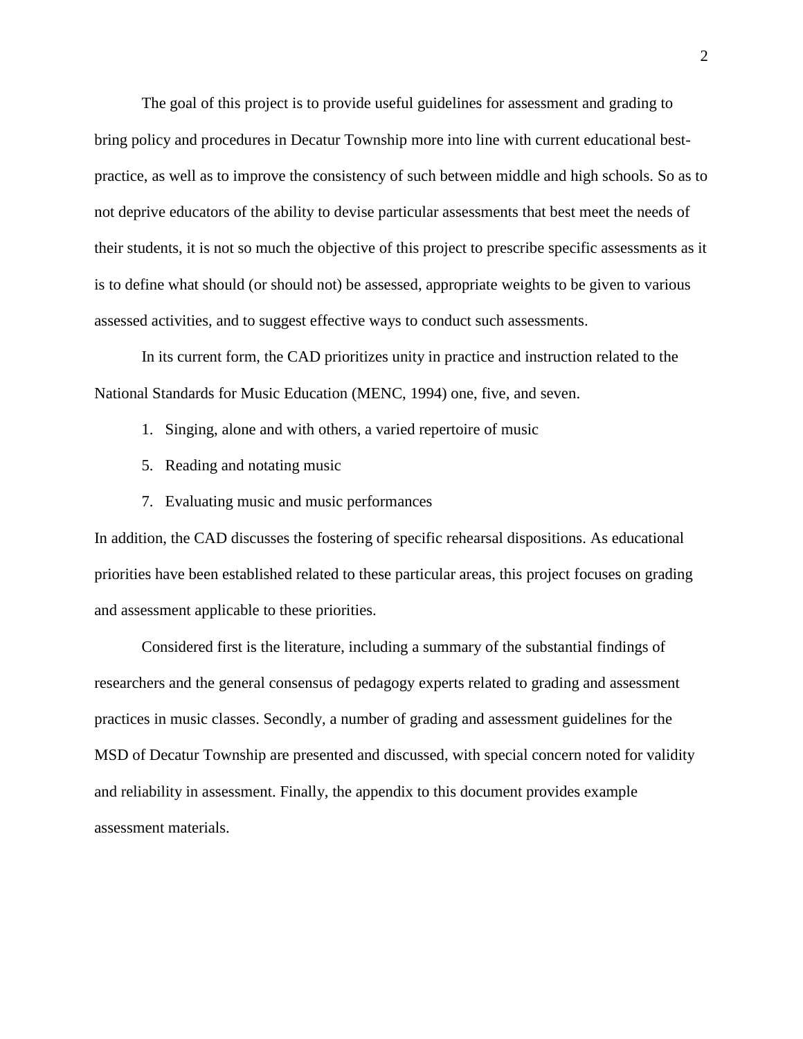The goal of this project is to provide useful guidelines for assessment and grading to bring policy and procedures in Decatur Township more into line with current educational best-practice, as well as to improve the consistency of such between middle and high schools. So as to not deprive educators of the ability to devise particular assessments that best meet the needs of their students, it is not so much the objective of this project to prescribe specific assessments as it is to define what should (or should not) be assessed, appropriate weights to be given to various assessed activities, and to suggest effective ways to conduct such assessments.

In its current form, the CAD prioritizes unity in practice and instruction related to the National Standards for Music Education (MENC, 1994) one, five, and seven.

1. Singing, alone and with others, a varied repertoire of music
5. Reading and notating music
7. Evaluating music and music performances

In addition, the CAD discusses the fostering of specific rehearsal dispositions. As educational priorities have been established related to these particular areas, this project focuses on grading and assessment applicable to these priorities.

Considered first is the literature, including a summary of the substantial findings of researchers and the general consensus of pedagogy experts related to grading and assessment practices in music classes. Secondly, a number of grading and assessment guidelines for the MSD of Decatur Township are presented and discussed, with special concern noted for validity and reliability in assessment. Finally, the appendix to this document provides example assessment materials.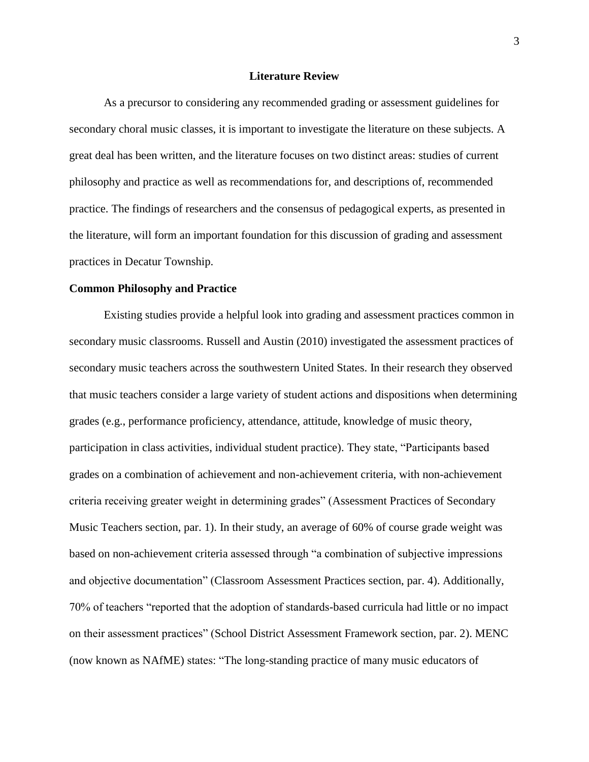# Literature Review

As a precursor to considering any recommended grading or assessment guidelines for secondary choral music classes, it is important to investigate the literature on these subjects. A great deal has been written, and the literature focuses on two distinct areas: studies of current philosophy and practice as well as recommendations for, and descriptions of, recommended practice. The findings of researchers and the consensus of pedagogical experts, as presented in the literature, will form an important foundation for this discussion of grading and assessment practices in Decatur Township.

## Common Philosophy and Practice

Existing studies provide a helpful look into grading and assessment practices common in secondary music classrooms. Russell and Austin (2010) investigated the assessment practices of secondary music teachers across the southwestern United States. In their research they observed that music teachers consider a large variety of student actions and dispositions when determining grades (e.g., performance proficiency, attendance, attitude, knowledge of music theory, participation in class activities, individual student practice). They state, "Participants based grades on a combination of achievement and non-achievement criteria, with non-achievement criteria receiving greater weight in determining grades" (Assessment Practices of Secondary Music Teachers section, par. 1). In their study, an average of 60% of course grade weight was based on non-achievement criteria assessed through "a combination of subjective impressions and objective documentation" (Classroom Assessment Practices section, par. 4). Additionally, 70% of teachers "reported that the adoption of standards-based curricula had little or no impact on their assessment practices" (School District Assessment Framework section, par. 2). MENC (now known as NAfME) states: "The long-standing practice of many music educators of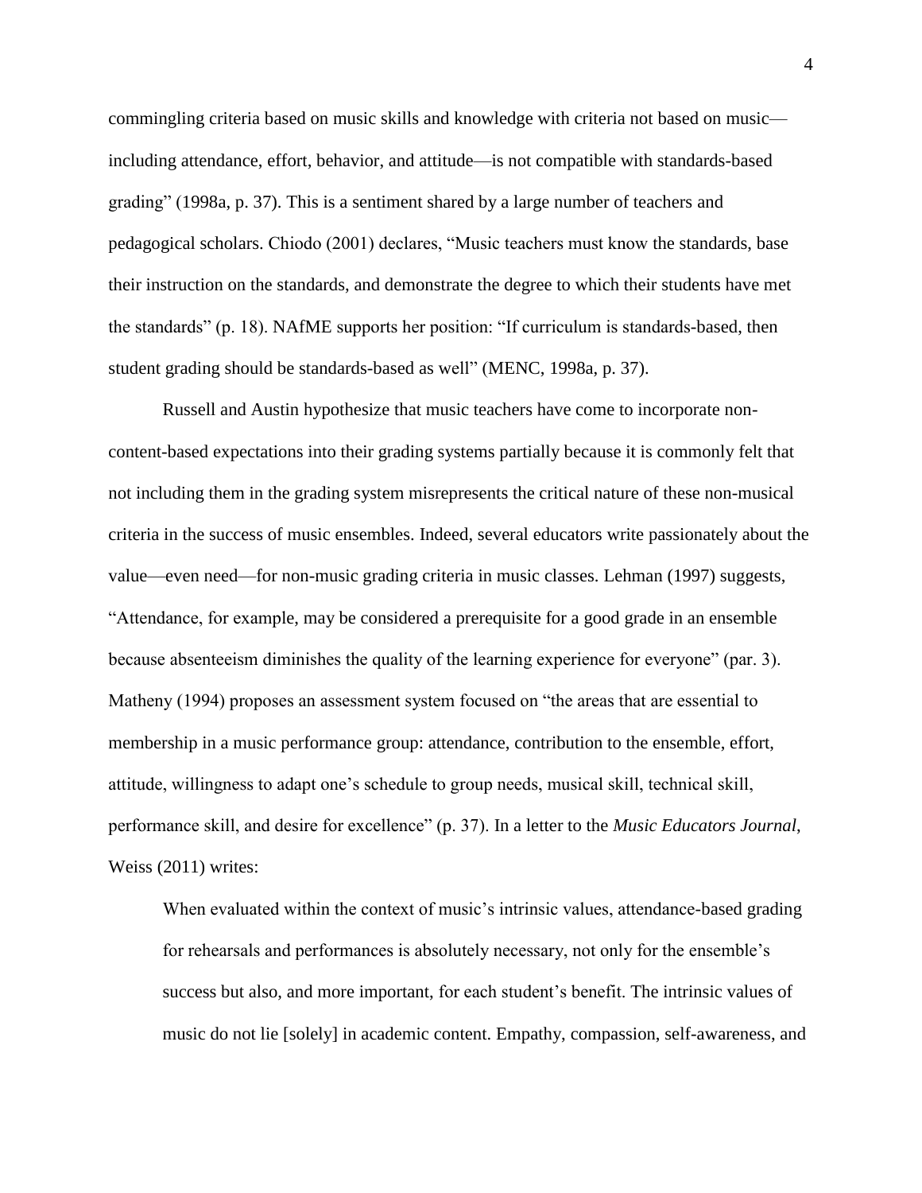commingling criteria based on music skills and knowledge with criteria not based on music—including attendance, effort, behavior, and attitude—is not compatible with standards-based grading" (1998a, p. 37). This is a sentiment shared by a large number of teachers and pedagogical scholars. Chiodo (2001) declares, "Music teachers must know the standards, base their instruction on the standards, and demonstrate the degree to which their students have met the standards" (p. 18). NAfME supports her position: "If curriculum is standards-based, then student grading should be standards-based as well" (MENC, 1998a, p. 37).

Russell and Austin hypothesize that music teachers have come to incorporate non-content-based expectations into their grading systems partially because it is commonly felt that not including them in the grading system misrepresents the critical nature of these non-musical criteria in the success of music ensembles. Indeed, several educators write passionately about the value—even need—for non-music grading criteria in music classes. Lehman (1997) suggests, "Attendance, for example, may be considered a prerequisite for a good grade in an ensemble because absenteeism diminishes the quality of the learning experience for everyone" (par. 3). Matheny (1994) proposes an assessment system focused on "the areas that are essential to membership in a music performance group: attendance, contribution to the ensemble, effort, attitude, willingness to adapt one's schedule to group needs, musical skill, technical skill, performance skill, and desire for excellence" (p. 37). In a letter to the *Music Educators Journal*, Weiss (2011) writes:

> When evaluated within the context of music's intrinsic values, attendance-based grading for rehearsals and performances is absolutely necessary, not only for the ensemble's success but also, and more important, for each student's benefit. The intrinsic values of music do not lie [solely] in academic content. Empathy, compassion, self-awareness, and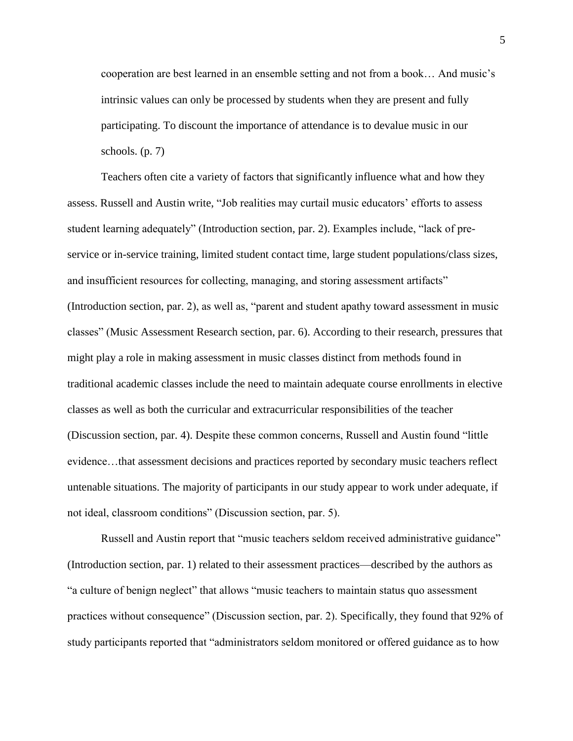> cooperation are best learned in an ensemble setting and not from a book… And music's intrinsic values can only be processed by students when they are present and fully participating. To discount the importance of attendance is to devalue music in our schools. (p. 7)

Teachers often cite a variety of factors that significantly influence what and how they assess. Russell and Austin write, "Job realities may curtail music educators' efforts to assess student learning adequately" (Introduction section, par. 2). Examples include, "lack of pre-service or in-service training, limited student contact time, large student populations/class sizes, and insufficient resources for collecting, managing, and storing assessment artifacts" (Introduction section, par. 2), as well as, "parent and student apathy toward assessment in music classes" (Music Assessment Research section, par. 6). According to their research, pressures that might play a role in making assessment in music classes distinct from methods found in traditional academic classes include the need to maintain adequate course enrollments in elective classes as well as both the curricular and extracurricular responsibilities of the teacher (Discussion section, par. 4). Despite these common concerns, Russell and Austin found "little evidence…that assessment decisions and practices reported by secondary music teachers reflect untenable situations. The majority of participants in our study appear to work under adequate, if not ideal, classroom conditions" (Discussion section, par. 5).

Russell and Austin report that "music teachers seldom received administrative guidance" (Introduction section, par. 1) related to their assessment practices—described by the authors as "a culture of benign neglect" that allows "music teachers to maintain status quo assessment practices without consequence" (Discussion section, par. 2). Specifically, they found that 92% of study participants reported that "administrators seldom monitored or offered guidance as to how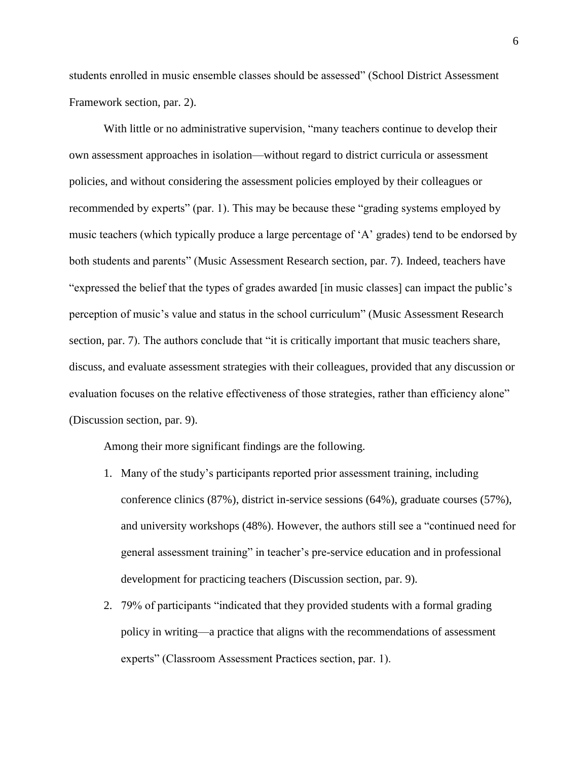students enrolled in music ensemble classes should be assessed" (School District Assessment Framework section, par. 2).

With little or no administrative supervision, "many teachers continue to develop their own assessment approaches in isolation—without regard to district curricula or assessment policies, and without considering the assessment policies employed by their colleagues or recommended by experts" (par. 1). This may be because these "grading systems employed by music teachers (which typically produce a large percentage of 'A' grades) tend to be endorsed by both students and parents" (Music Assessment Research section, par. 7). Indeed, teachers have "expressed the belief that the types of grades awarded [in music classes] can impact the public's perception of music's value and status in the school curriculum" (Music Assessment Research section, par. 7). The authors conclude that "it is critically important that music teachers share, discuss, and evaluate assessment strategies with their colleagues, provided that any discussion or evaluation focuses on the relative effectiveness of those strategies, rather than efficiency alone" (Discussion section, par. 9).

Among their more significant findings are the following.

1. Many of the study's participants reported prior assessment training, including conference clinics (87%), district in-service sessions (64%), graduate courses (57%), and university workshops (48%). However, the authors still see a "continued need for general assessment training" in teacher's pre-service education and in professional development for practicing teachers (Discussion section, par. 9).
2. 79% of participants "indicated that they provided students with a formal grading policy in writing—a practice that aligns with the recommendations of assessment experts" (Classroom Assessment Practices section, par. 1).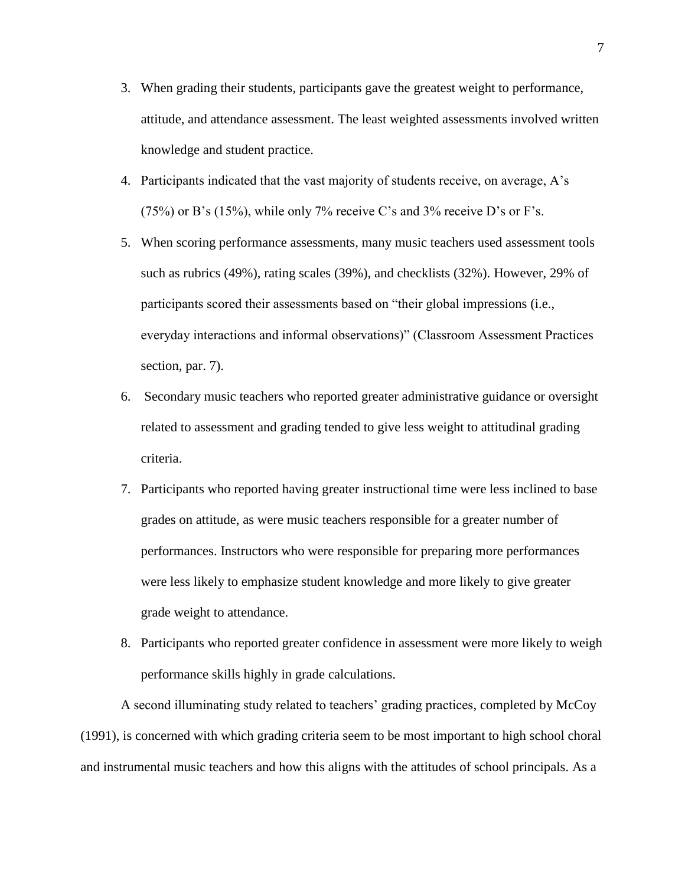3. When grading their students, participants gave the greatest weight to performance, attitude, and attendance assessment. The least weighted assessments involved written knowledge and student practice.
4. Participants indicated that the vast majority of students receive, on average, A's (75%) or B's (15%), while only 7% receive C's and 3% receive D's or F's.
5. When scoring performance assessments, many music teachers used assessment tools such as rubrics (49%), rating scales (39%), and checklists (32%). However, 29% of participants scored their assessments based on "their global impressions (i.e., everyday interactions and informal observations)" (Classroom Assessment Practices section, par. 7).
6. Secondary music teachers who reported greater administrative guidance or oversight related to assessment and grading tended to give less weight to attitudinal grading criteria.
7. Participants who reported having greater instructional time were less inclined to base grades on attitude, as were music teachers responsible for a greater number of performances. Instructors who were responsible for preparing more performances were less likely to emphasize student knowledge and more likely to give greater grade weight to attendance.
8. Participants who reported greater confidence in assessment were more likely to weigh performance skills highly in grade calculations.

A second illuminating study related to teachers' grading practices, completed by McCoy (1991), is concerned with which grading criteria seem to be most important to high school choral and instrumental music teachers and how this aligns with the attitudes of school principals. As a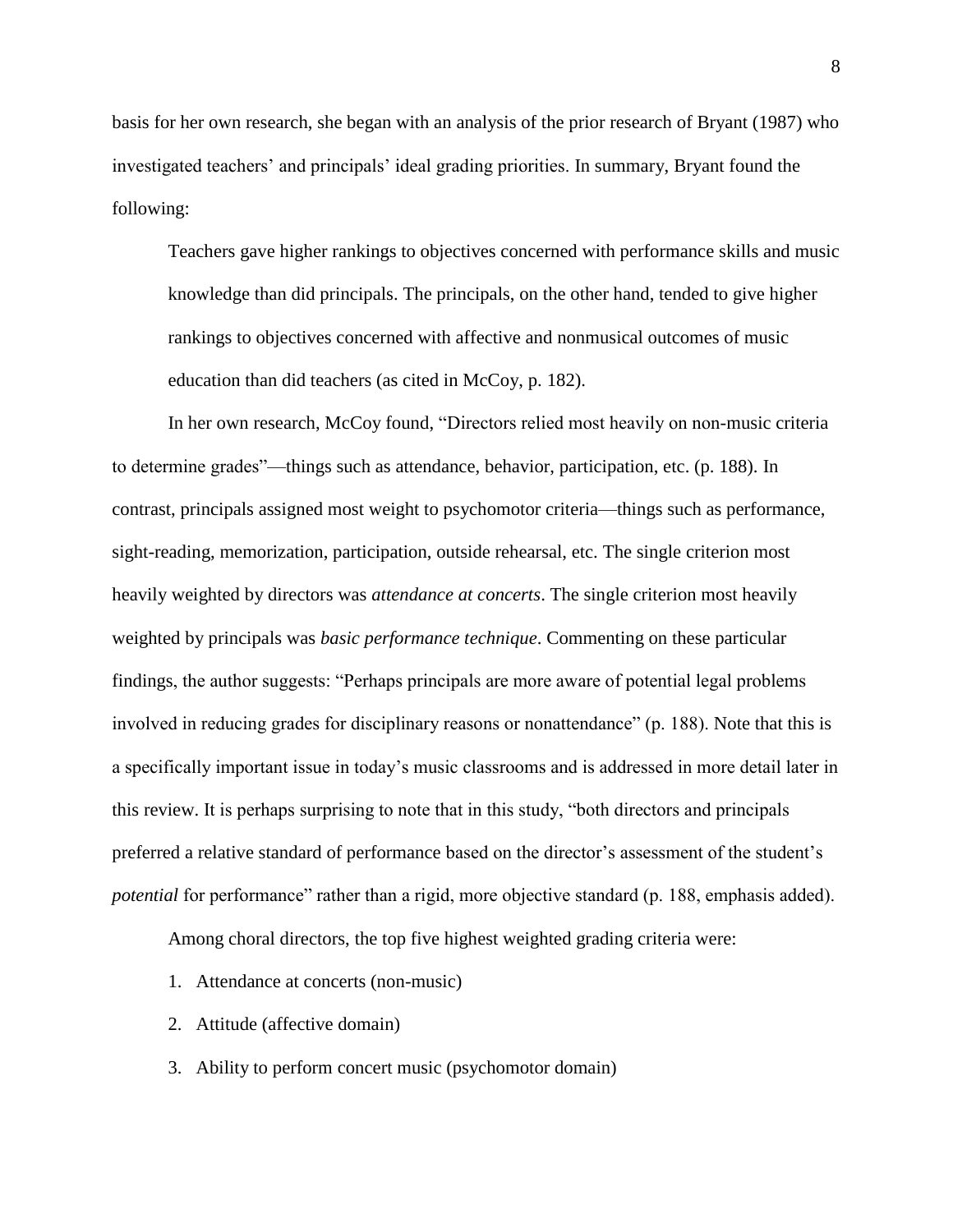basis for her own research, she began with an analysis of the prior research of Bryant (1987) who investigated teachers' and principals' ideal grading priorities. In summary, Bryant found the following:

> Teachers gave higher rankings to objectives concerned with performance skills and music knowledge than did principals. The principals, on the other hand, tended to give higher rankings to objectives concerned with affective and nonmusical outcomes of music education than did teachers (as cited in McCoy, p. 182).

In her own research, McCoy found, "Directors relied most heavily on non-music criteria to determine grades"—things such as attendance, behavior, participation, etc. (p. 188). In contrast, principals assigned most weight to psychomotor criteria—things such as performance, sight-reading, memorization, participation, outside rehearsal, etc. The single criterion most heavily weighted by directors was *attendance at concerts*. The single criterion most heavily weighted by principals was *basic performance technique*. Commenting on these particular findings, the author suggests: "Perhaps principals are more aware of potential legal problems involved in reducing grades for disciplinary reasons or nonattendance" (p. 188). Note that this is a specifically important issue in today's music classrooms and is addressed in more detail later in this review. It is perhaps surprising to note that in this study, "both directors and principals preferred a relative standard of performance based on the director's assessment of the student's *potential* for performance" rather than a rigid, more objective standard (p. 188, emphasis added).

Among choral directors, the top five highest weighted grading criteria were:

1. Attendance at concerts (non-music)
2. Attitude (affective domain)
3. Ability to perform concert music (psychomotor domain)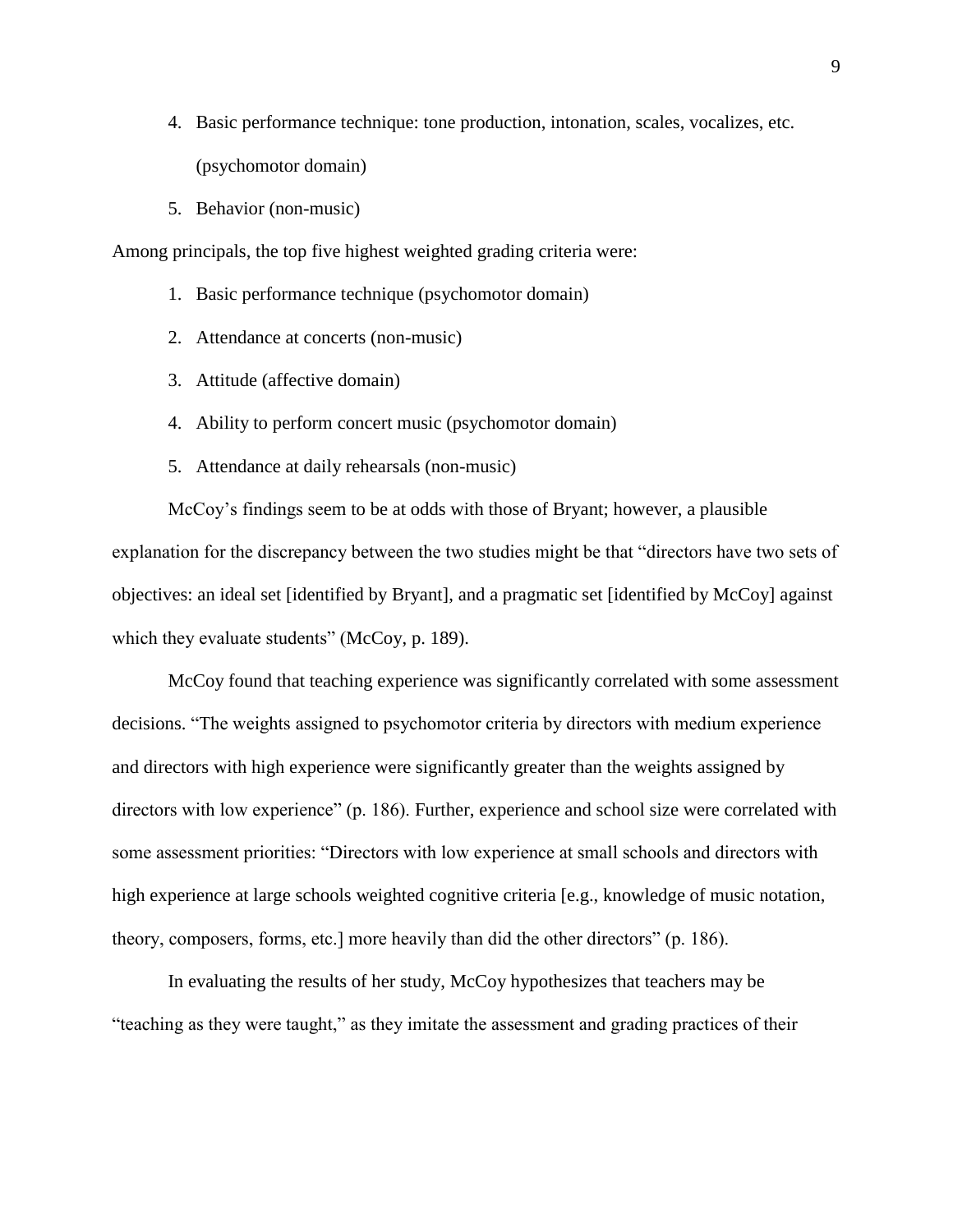4. Basic performance technique: tone production, intonation, scales, vocalizes, etc. (psychomotor domain)
5. Behavior (non-music)

Among principals, the top five highest weighted grading criteria were:

1. Basic performance technique (psychomotor domain)
2. Attendance at concerts (non-music)
3. Attitude (affective domain)
4. Ability to perform concert music (psychomotor domain)
5. Attendance at daily rehearsals (non-music)

McCoy's findings seem to be at odds with those of Bryant; however, a plausible explanation for the discrepancy between the two studies might be that "directors have two sets of objectives: an ideal set [identified by Bryant], and a pragmatic set [identified by McCoy] against which they evaluate students" (McCoy, p. 189).

McCoy found that teaching experience was significantly correlated with some assessment decisions. "The weights assigned to psychomotor criteria by directors with medium experience and directors with high experience were significantly greater than the weights assigned by directors with low experience" (p. 186). Further, experience and school size were correlated with some assessment priorities: "Directors with low experience at small schools and directors with high experience at large schools weighted cognitive criteria [e.g., knowledge of music notation, theory, composers, forms, etc.] more heavily than did the other directors" (p. 186).

In evaluating the results of her study, McCoy hypothesizes that teachers may be "teaching as they were taught," as they imitate the assessment and grading practices of their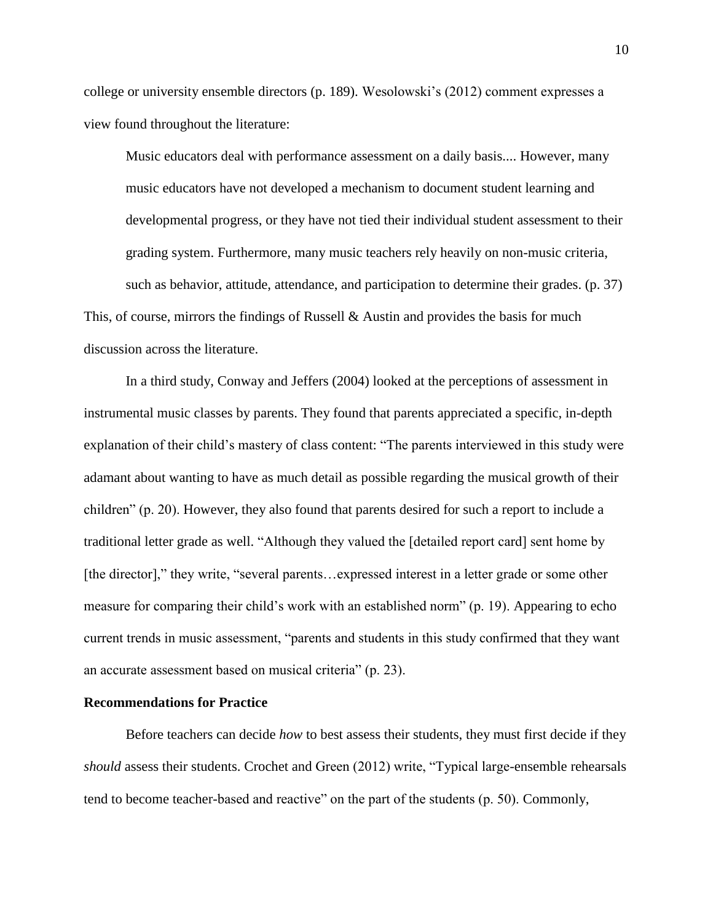college or university ensemble directors (p. 189). Wesolowski's (2012) comment expresses a view found throughout the literature:

> Music educators deal with performance assessment on a daily basis.... However, many music educators have not developed a mechanism to document student learning and developmental progress, or they have not tied their individual student assessment to their grading system. Furthermore, many music teachers rely heavily on non-music criteria, such as behavior, attitude, attendance, and participation to determine their grades. (p. 37)

This, of course, mirrors the findings of Russell & Austin and provides the basis for much discussion across the literature.

In a third study, Conway and Jeffers (2004) looked at the perceptions of assessment in instrumental music classes by parents. They found that parents appreciated a specific, in-depth explanation of their child's mastery of class content: "The parents interviewed in this study were adamant about wanting to have as much detail as possible regarding the musical growth of their children" (p. 20). However, they also found that parents desired for such a report to include a traditional letter grade as well. "Although they valued the [detailed report card] sent home by [the director]," they write, "several parents…expressed interest in a letter grade or some other measure for comparing their child's work with an established norm" (p. 19). Appearing to echo current trends in music assessment, "parents and students in this study confirmed that they want an accurate assessment based on musical criteria" (p. 23).

**Recommendations for Practice**

Before teachers can decide *how* to best assess their students, they must first decide if they *should* assess their students. Crochet and Green (2012) write, "Typical large-ensemble rehearsals tend to become teacher-based and reactive" on the part of the students (p. 50). Commonly,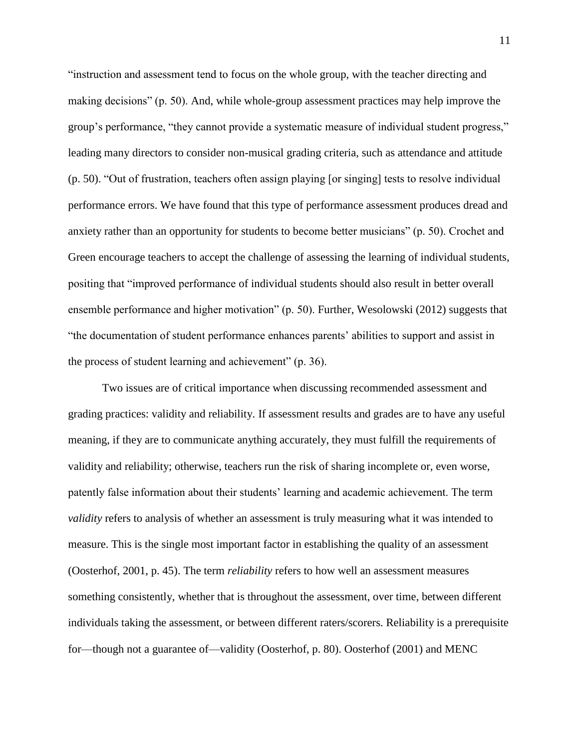"instruction and assessment tend to focus on the whole group, with the teacher directing and making decisions" (p. 50). And, while whole-group assessment practices may help improve the group's performance, "they cannot provide a systematic measure of individual student progress," leading many directors to consider non-musical grading criteria, such as attendance and attitude (p. 50). "Out of frustration, teachers often assign playing [or singing] tests to resolve individual performance errors. We have found that this type of performance assessment produces dread and anxiety rather than an opportunity for students to become better musicians" (p. 50). Crochet and Green encourage teachers to accept the challenge of assessing the learning of individual students, positing that "improved performance of individual students should also result in better overall ensemble performance and higher motivation" (p. 50). Further, Wesolowski (2012) suggests that "the documentation of student performance enhances parents' abilities to support and assist in the process of student learning and achievement" (p. 36).

Two issues are of critical importance when discussing recommended assessment and grading practices: validity and reliability. If assessment results and grades are to have any useful meaning, if they are to communicate anything accurately, they must fulfill the requirements of validity and reliability; otherwise, teachers run the risk of sharing incomplete or, even worse, patently false information about their students' learning and academic achievement. The term *validity* refers to analysis of whether an assessment is truly measuring what it was intended to measure. This is the single most important factor in establishing the quality of an assessment (Oosterhof, 2001, p. 45). The term *reliability* refers to how well an assessment measures something consistently, whether that is throughout the assessment, over time, between different individuals taking the assessment, or between different raters/scorers. Reliability is a prerequisite for—though not a guarantee of—validity (Oosterhof, p. 80). Oosterhof (2001) and MENC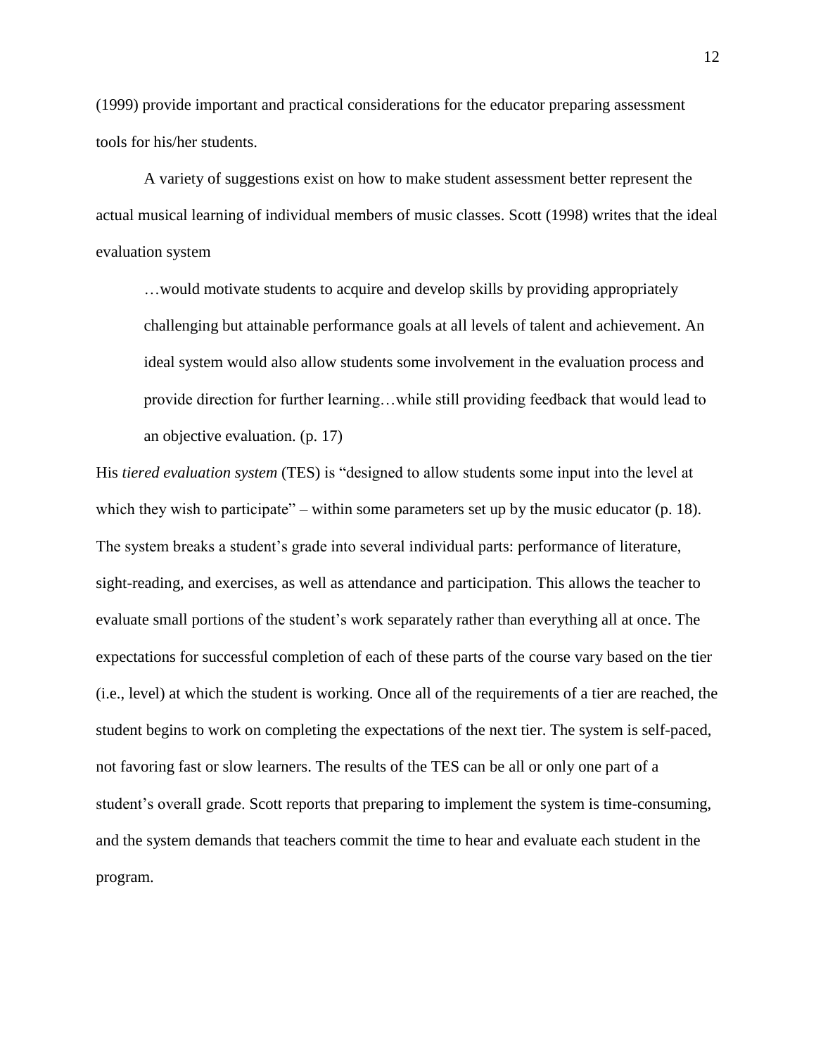(1999) provide important and practical considerations for the educator preparing assessment tools for his/her students.

A variety of suggestions exist on how to make student assessment better represent the actual musical learning of individual members of music classes. Scott (1998) writes that the ideal evaluation system

> …would motivate students to acquire and develop skills by providing appropriately challenging but attainable performance goals at all levels of talent and achievement. An ideal system would also allow students some involvement in the evaluation process and provide direction for further learning…while still providing feedback that would lead to an objective evaluation. (p. 17)

His *tiered evaluation system* (TES) is "designed to allow students some input into the level at which they wish to participate" – within some parameters set up by the music educator (p. 18). The system breaks a student's grade into several individual parts: performance of literature, sight-reading, and exercises, as well as attendance and participation. This allows the teacher to evaluate small portions of the student's work separately rather than everything all at once. The expectations for successful completion of each of these parts of the course vary based on the tier (i.e., level) at which the student is working. Once all of the requirements of a tier are reached, the student begins to work on completing the expectations of the next tier. The system is self-paced, not favoring fast or slow learners. The results of the TES can be all or only one part of a student's overall grade. Scott reports that preparing to implement the system is time-consuming, and the system demands that teachers commit the time to hear and evaluate each student in the program.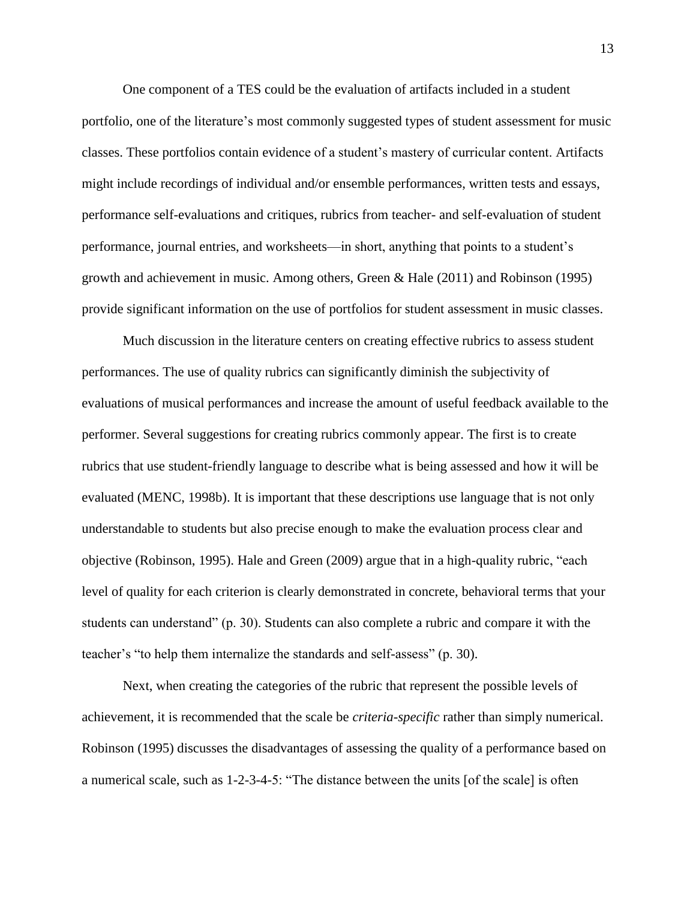One component of a TES could be the evaluation of artifacts included in a student portfolio, one of the literature's most commonly suggested types of student assessment for music classes. These portfolios contain evidence of a student's mastery of curricular content. Artifacts might include recordings of individual and/or ensemble performances, written tests and essays, performance self-evaluations and critiques, rubrics from teacher- and self-evaluation of student performance, journal entries, and worksheets—in short, anything that points to a student's growth and achievement in music. Among others, Green & Hale (2011) and Robinson (1995) provide significant information on the use of portfolios for student assessment in music classes.

Much discussion in the literature centers on creating effective rubrics to assess student performances. The use of quality rubrics can significantly diminish the subjectivity of evaluations of musical performances and increase the amount of useful feedback available to the performer. Several suggestions for creating rubrics commonly appear. The first is to create rubrics that use student-friendly language to describe what is being assessed and how it will be evaluated (MENC, 1998b). It is important that these descriptions use language that is not only understandable to students but also precise enough to make the evaluation process clear and objective (Robinson, 1995). Hale and Green (2009) argue that in a high-quality rubric, "each level of quality for each criterion is clearly demonstrated in concrete, behavioral terms that your students can understand" (p. 30). Students can also complete a rubric and compare it with the teacher's "to help them internalize the standards and self-assess" (p. 30).

Next, when creating the categories of the rubric that represent the possible levels of achievement, it is recommended that the scale be *criteria-specific* rather than simply numerical. Robinson (1995) discusses the disadvantages of assessing the quality of a performance based on a numerical scale, such as 1-2-3-4-5: "The distance between the units [of the scale] is often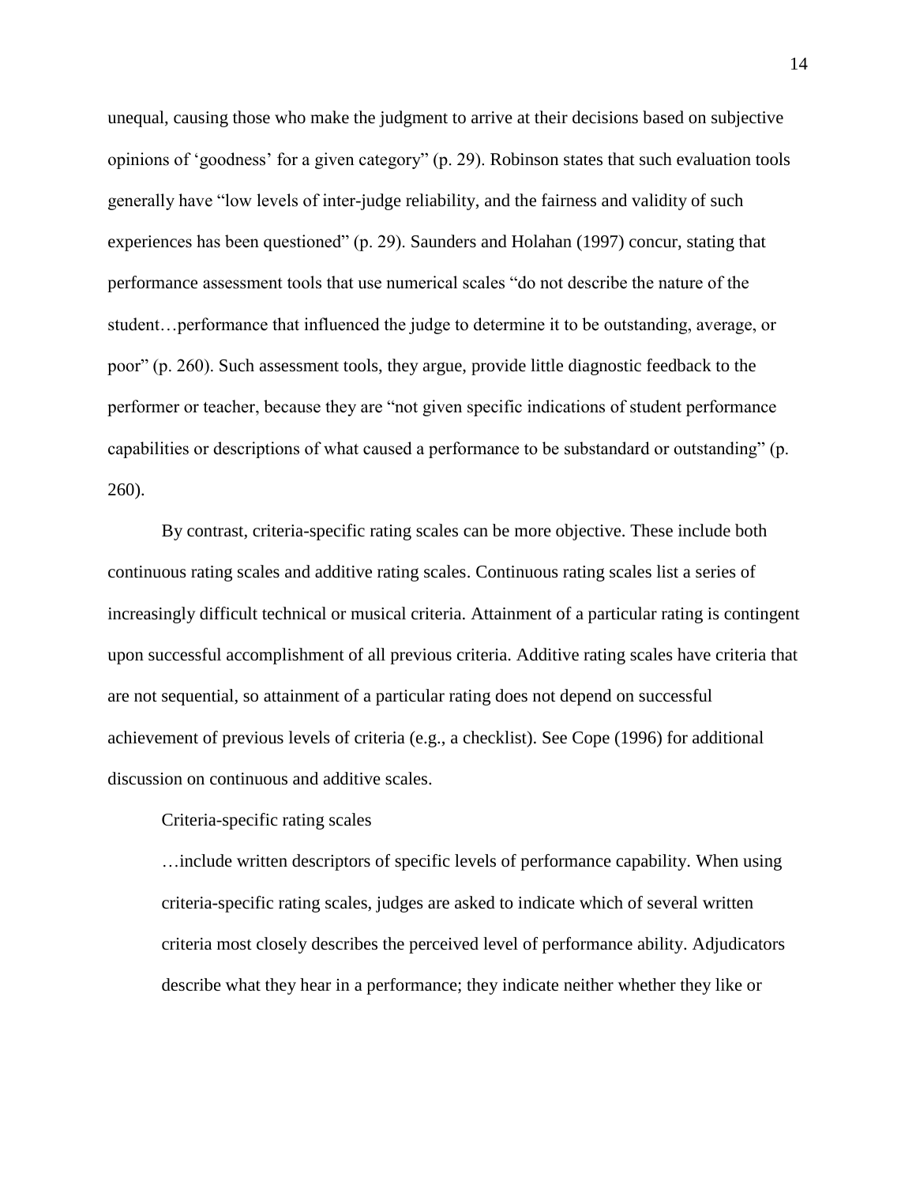unequal, causing those who make the judgment to arrive at their decisions based on subjective opinions of 'goodness' for a given category" (p. 29). Robinson states that such evaluation tools generally have "low levels of inter-judge reliability, and the fairness and validity of such experiences has been questioned" (p. 29). Saunders and Holahan (1997) concur, stating that performance assessment tools that use numerical scales "do not describe the nature of the student…performance that influenced the judge to determine it to be outstanding, average, or poor" (p. 260). Such assessment tools, they argue, provide little diagnostic feedback to the performer or teacher, because they are "not given specific indications of student performance capabilities or descriptions of what caused a performance to be substandard or outstanding" (p. 260).

By contrast, criteria-specific rating scales can be more objective. These include both continuous rating scales and additive rating scales. Continuous rating scales list a series of increasingly difficult technical or musical criteria. Attainment of a particular rating is contingent upon successful accomplishment of all previous criteria. Additive rating scales have criteria that are not sequential, so attainment of a particular rating does not depend on successful achievement of previous levels of criteria (e.g., a checklist). See Cope (1996) for additional discussion on continuous and additive scales.

Criteria-specific rating scales

> …include written descriptors of specific levels of performance capability. When using criteria-specific rating scales, judges are asked to indicate which of several written criteria most closely describes the perceived level of performance ability. Adjudicators describe what they hear in a performance; they indicate neither whether they like or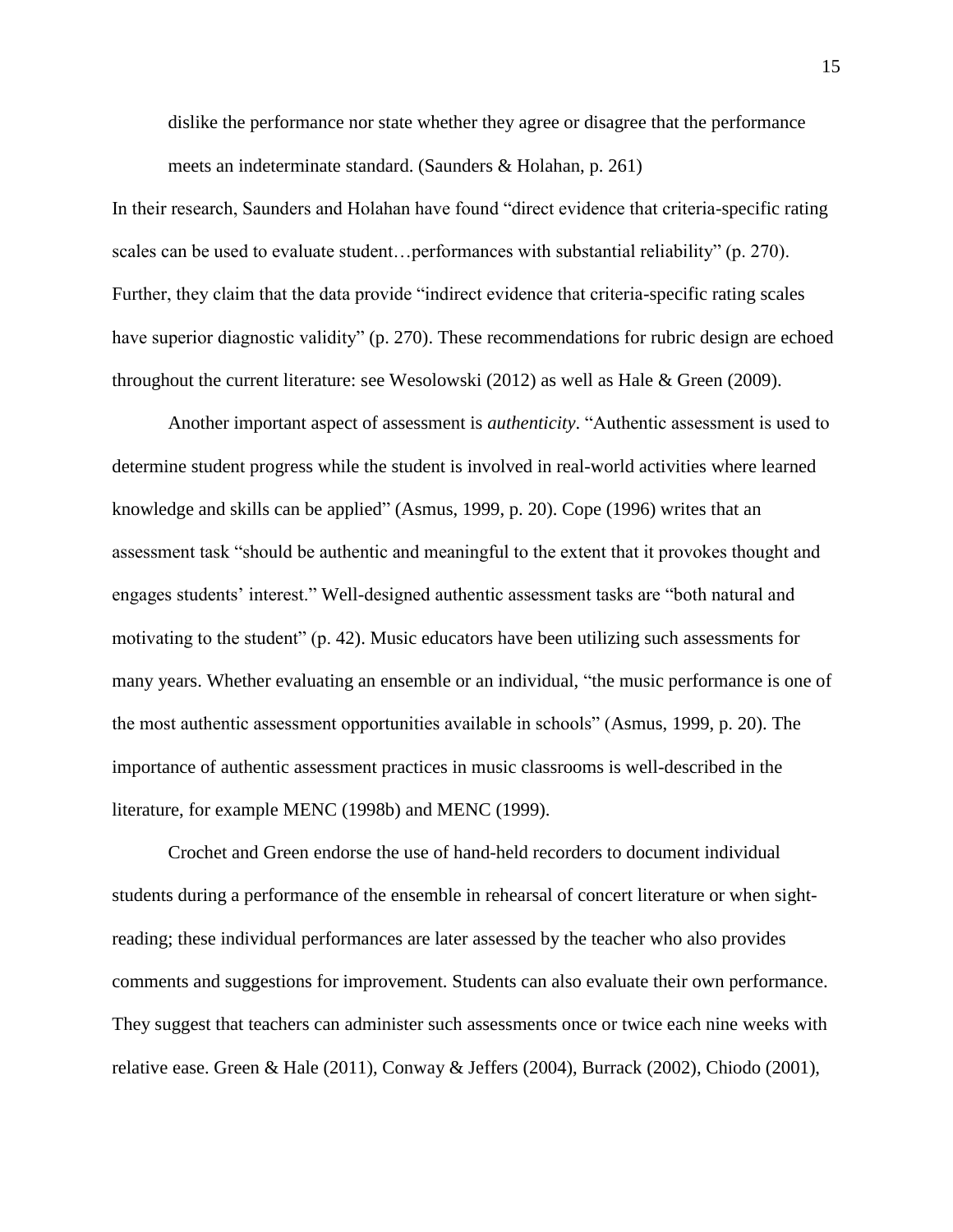> dislike the performance nor state whether they agree or disagree that the performance meets an indeterminate standard. (Saunders & Holahan, p. 261)

In their research, Saunders and Holahan have found "direct evidence that criteria-specific rating scales can be used to evaluate student…performances with substantial reliability" (p. 270). Further, they claim that the data provide "indirect evidence that criteria-specific rating scales have superior diagnostic validity" (p. 270). These recommendations for rubric design are echoed throughout the current literature: see Wesolowski (2012) as well as Hale & Green (2009).

Another important aspect of assessment is *authenticity*. "Authentic assessment is used to determine student progress while the student is involved in real-world activities where learned knowledge and skills can be applied" (Asmus, 1999, p. 20). Cope (1996) writes that an assessment task "should be authentic and meaningful to the extent that it provokes thought and engages students' interest." Well-designed authentic assessment tasks are "both natural and motivating to the student" (p. 42). Music educators have been utilizing such assessments for many years. Whether evaluating an ensemble or an individual, "the music performance is one of the most authentic assessment opportunities available in schools" (Asmus, 1999, p. 20). The importance of authentic assessment practices in music classrooms is well-described in the literature, for example MENC (1998b) and MENC (1999).

Crochet and Green endorse the use of hand-held recorders to document individual students during a performance of the ensemble in rehearsal of concert literature or when sight-reading; these individual performances are later assessed by the teacher who also provides comments and suggestions for improvement. Students can also evaluate their own performance. They suggest that teachers can administer such assessments once or twice each nine weeks with relative ease. Green & Hale (2011), Conway & Jeffers (2004), Burrack (2002), Chiodo (2001),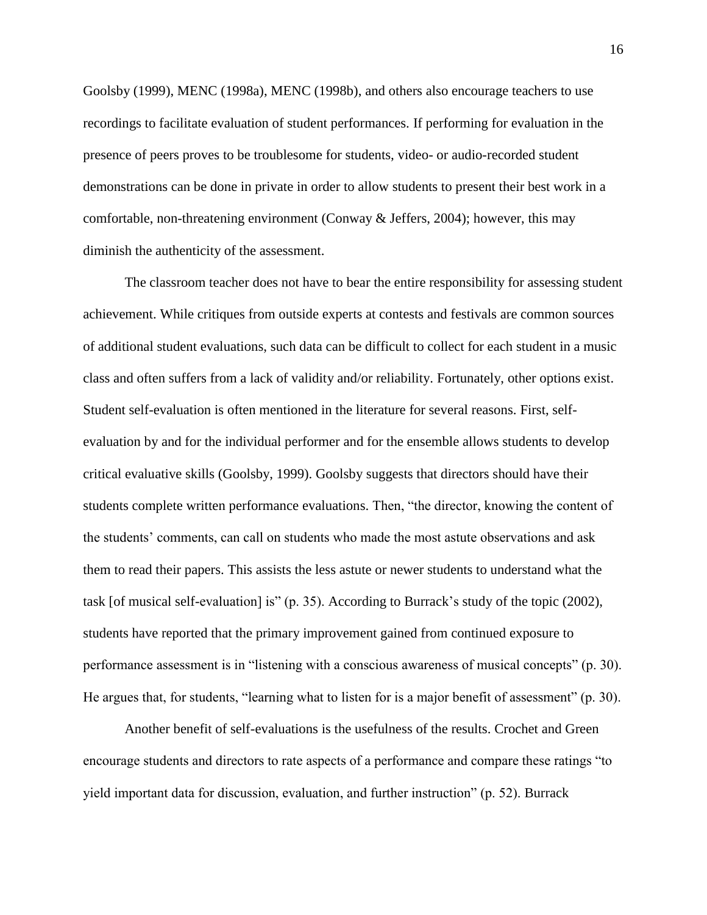Goolsby (1999), MENC (1998a), MENC (1998b), and others also encourage teachers to use recordings to facilitate evaluation of student performances. If performing for evaluation in the presence of peers proves to be troublesome for students, video- or audio-recorded student demonstrations can be done in private in order to allow students to present their best work in a comfortable, non-threatening environment (Conway & Jeffers, 2004); however, this may diminish the authenticity of the assessment.

The classroom teacher does not have to bear the entire responsibility for assessing student achievement. While critiques from outside experts at contests and festivals are common sources of additional student evaluations, such data can be difficult to collect for each student in a music class and often suffers from a lack of validity and/or reliability. Fortunately, other options exist. Student self-evaluation is often mentioned in the literature for several reasons. First, self-evaluation by and for the individual performer and for the ensemble allows students to develop critical evaluative skills (Goolsby, 1999). Goolsby suggests that directors should have their students complete written performance evaluations. Then, "the director, knowing the content of the students' comments, can call on students who made the most astute observations and ask them to read their papers. This assists the less astute or newer students to understand what the task [of musical self-evaluation] is" (p. 35). According to Burrack's study of the topic (2002), students have reported that the primary improvement gained from continued exposure to performance assessment is in "listening with a conscious awareness of musical concepts" (p. 30). He argues that, for students, "learning what to listen for is a major benefit of assessment" (p. 30).

Another benefit of self-evaluations is the usefulness of the results. Crochet and Green encourage students and directors to rate aspects of a performance and compare these ratings "to yield important data for discussion, evaluation, and further instruction" (p. 52). Burrack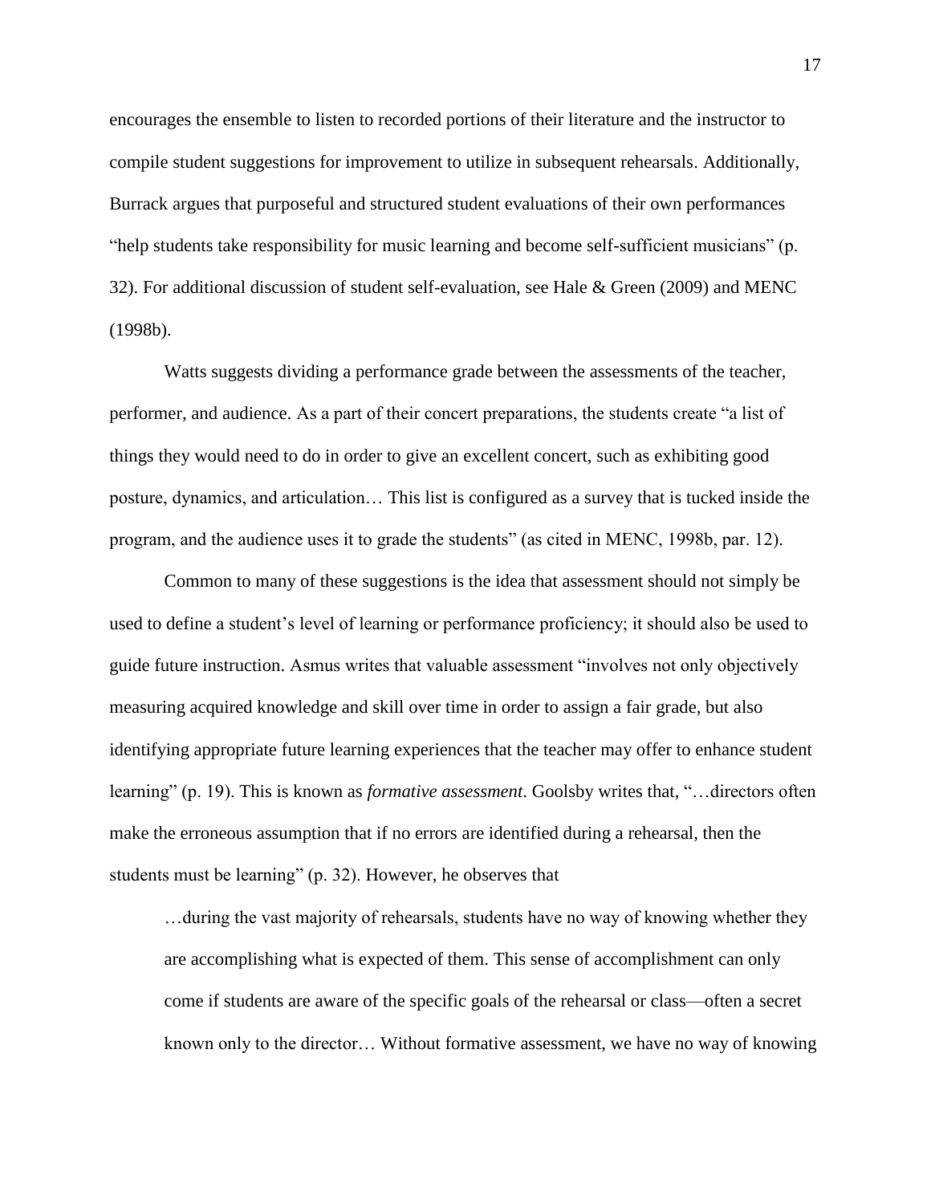encourages the ensemble to listen to recorded portions of their literature and the instructor to compile student suggestions for improvement to utilize in subsequent rehearsals. Additionally, Burrack argues that purposeful and structured student evaluations of their own performances "help students take responsibility for music learning and become self-sufficient musicians" (p. 32). For additional discussion of student self-evaluation, see Hale & Green (2009) and MENC (1998b).

Watts suggests dividing a performance grade between the assessments of the teacher, performer, and audience. As a part of their concert preparations, the students create "a list of things they would need to do in order to give an excellent concert, such as exhibiting good posture, dynamics, and articulation… This list is configured as a survey that is tucked inside the program, and the audience uses it to grade the students" (as cited in MENC, 1998b, par. 12).

Common to many of these suggestions is the idea that assessment should not simply be used to define a student's level of learning or performance proficiency; it should also be used to guide future instruction. Asmus writes that valuable assessment "involves not only objectively measuring acquired knowledge and skill over time in order to assign a fair grade, but also identifying appropriate future learning experiences that the teacher may offer to enhance student learning" (p. 19). This is known as *formative assessment*. Goolsby writes that, "…directors often make the erroneous assumption that if no errors are identified during a rehearsal, then the students must be learning" (p. 32). However, he observes that

> …during the vast majority of rehearsals, students have no way of knowing whether they are accomplishing what is expected of them. This sense of accomplishment can only come if students are aware of the specific goals of the rehearsal or class—often a secret known only to the director… Without formative assessment, we have no way of knowing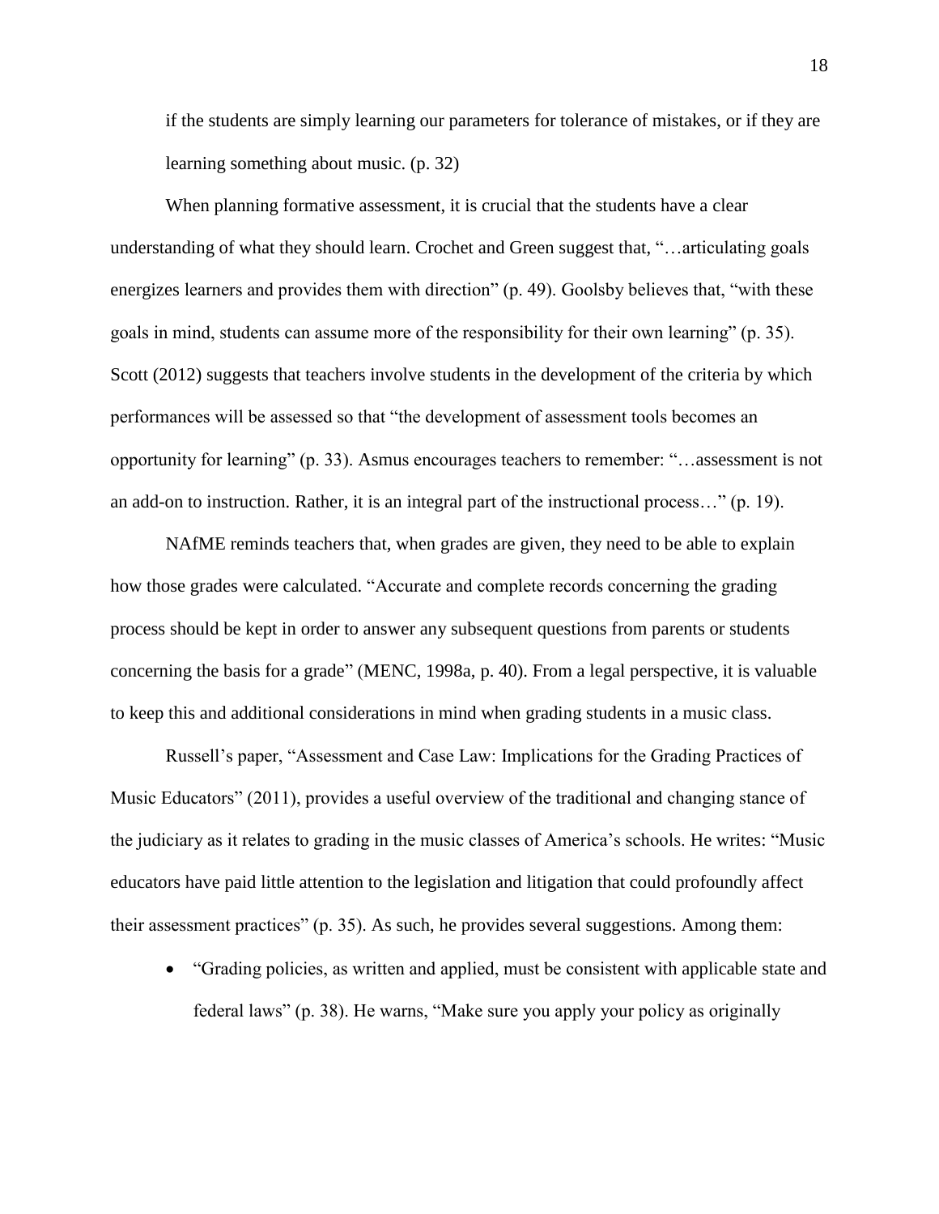> if the students are simply learning our parameters for tolerance of mistakes, or if they are learning something about music. (p. 32)

When planning formative assessment, it is crucial that the students have a clear understanding of what they should learn. Crochet and Green suggest that, "…articulating goals energizes learners and provides them with direction" (p. 49). Goolsby believes that, "with these goals in mind, students can assume more of the responsibility for their own learning" (p. 35). Scott (2012) suggests that teachers involve students in the development of the criteria by which performances will be assessed so that "the development of assessment tools becomes an opportunity for learning" (p. 33). Asmus encourages teachers to remember: "…assessment is not an add-on to instruction. Rather, it is an integral part of the instructional process…" (p. 19).

NAfME reminds teachers that, when grades are given, they need to be able to explain how those grades were calculated. "Accurate and complete records concerning the grading process should be kept in order to answer any subsequent questions from parents or students concerning the basis for a grade" (MENC, 1998a, p. 40). From a legal perspective, it is valuable to keep this and additional considerations in mind when grading students in a music class.

Russell's paper, "Assessment and Case Law: Implications for the Grading Practices of Music Educators" (2011), provides a useful overview of the traditional and changing stance of the judiciary as it relates to grading in the music classes of America's schools. He writes: "Music educators have paid little attention to the legislation and litigation that could profoundly affect their assessment practices" (p. 35). As such, he provides several suggestions. Among them:

- "Grading policies, as written and applied, must be consistent with applicable state and federal laws" (p. 38). He warns, "Make sure you apply your policy as originally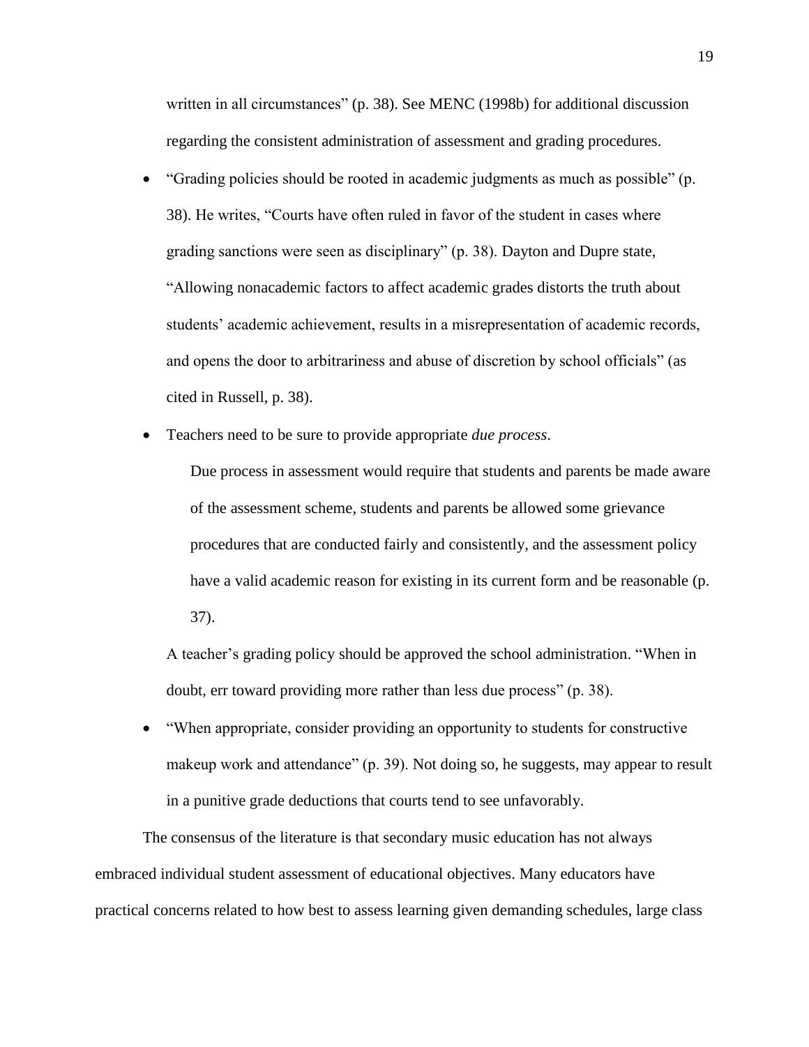written in all circumstances" (p. 38). See MENC (1998b) for additional discussion regarding the consistent administration of assessment and grading procedures.

- "Grading policies should be rooted in academic judgments as much as possible" (p. 38). He writes, "Courts have often ruled in favor of the student in cases where grading sanctions were seen as disciplinary" (p. 38). Dayton and Dupre state, "Allowing nonacademic factors to affect academic grades distorts the truth about students' academic achievement, results in a misrepresentation of academic records, and opens the door to arbitrariness and abuse of discretion by school officials" (as cited in Russell, p. 38).
- Teachers need to be sure to provide appropriate *due process*.

  > Due process in assessment would require that students and parents be made aware of the assessment scheme, students and parents be allowed some grievance procedures that are conducted fairly and consistently, and the assessment policy have a valid academic reason for existing in its current form and be reasonable (p. 37).

  A teacher's grading policy should be approved the school administration. "When in doubt, err toward providing more rather than less due process" (p. 38).
- "When appropriate, consider providing an opportunity to students for constructive makeup work and attendance" (p. 39). Not doing so, he suggests, may appear to result in a punitive grade deductions that courts tend to see unfavorably.

The consensus of the literature is that secondary music education has not always embraced individual student assessment of educational objectives. Many educators have practical concerns related to how best to assess learning given demanding schedules, large class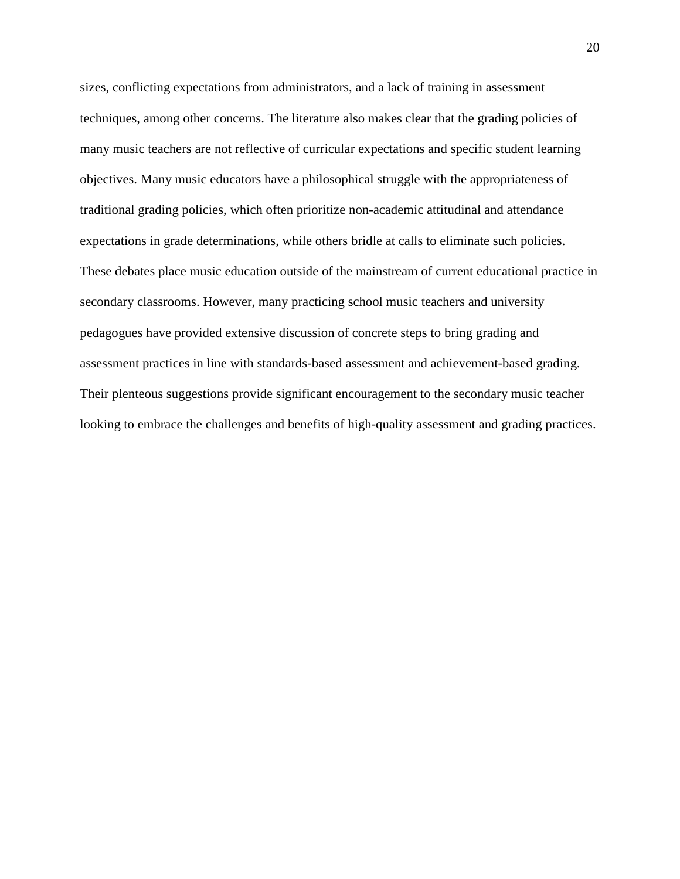sizes, conflicting expectations from administrators, and a lack of training in assessment techniques, among other concerns. The literature also makes clear that the grading policies of many music teachers are not reflective of curricular expectations and specific student learning objectives. Many music educators have a philosophical struggle with the appropriateness of traditional grading policies, which often prioritize non-academic attitudinal and attendance expectations in grade determinations, while others bridle at calls to eliminate such policies. These debates place music education outside of the mainstream of current educational practice in secondary classrooms. However, many practicing school music teachers and university pedagogues have provided extensive discussion of concrete steps to bring grading and assessment practices in line with standards-based assessment and achievement-based grading. Their plenteous suggestions provide significant encouragement to the secondary music teacher looking to embrace the challenges and benefits of high-quality assessment and grading practices.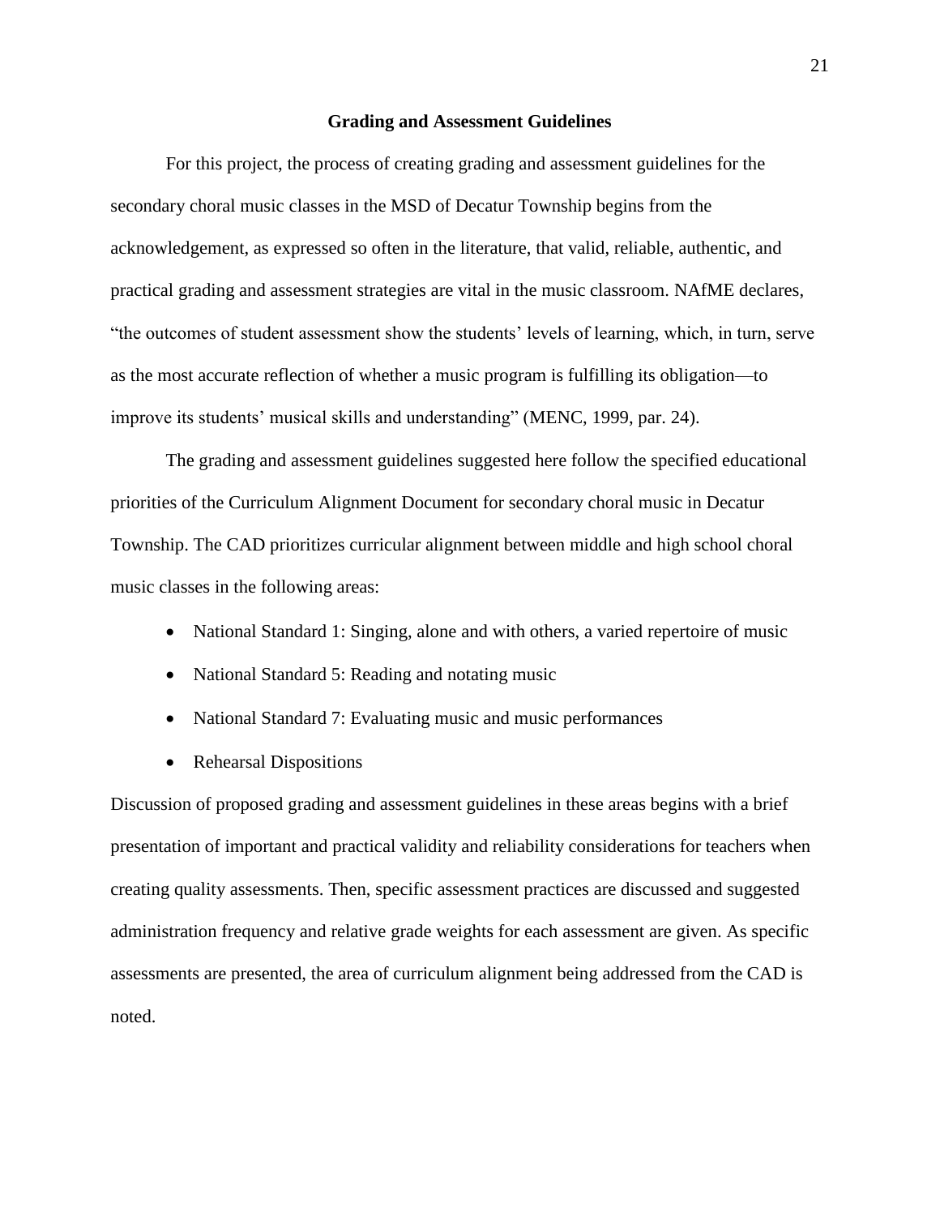## Grading and Assessment Guidelines

For this project, the process of creating grading and assessment guidelines for the secondary choral music classes in the MSD of Decatur Township begins from the acknowledgement, as expressed so often in the literature, that valid, reliable, authentic, and practical grading and assessment strategies are vital in the music classroom. NAfME declares, "the outcomes of student assessment show the students' levels of learning, which, in turn, serve as the most accurate reflection of whether a music program is fulfilling its obligation—to improve its students' musical skills and understanding" (MENC, 1999, par. 24).

The grading and assessment guidelines suggested here follow the specified educational priorities of the Curriculum Alignment Document for secondary choral music in Decatur Township. The CAD prioritizes curricular alignment between middle and high school choral music classes in the following areas:

- National Standard 1: Singing, alone and with others, a varied repertoire of music
- National Standard 5: Reading and notating music
- National Standard 7: Evaluating music and music performances
- Rehearsal Dispositions

Discussion of proposed grading and assessment guidelines in these areas begins with a brief presentation of important and practical validity and reliability considerations for teachers when creating quality assessments. Then, specific assessment practices are discussed and suggested administration frequency and relative grade weights for each assessment are given. As specific assessments are presented, the area of curriculum alignment being addressed from the CAD is noted.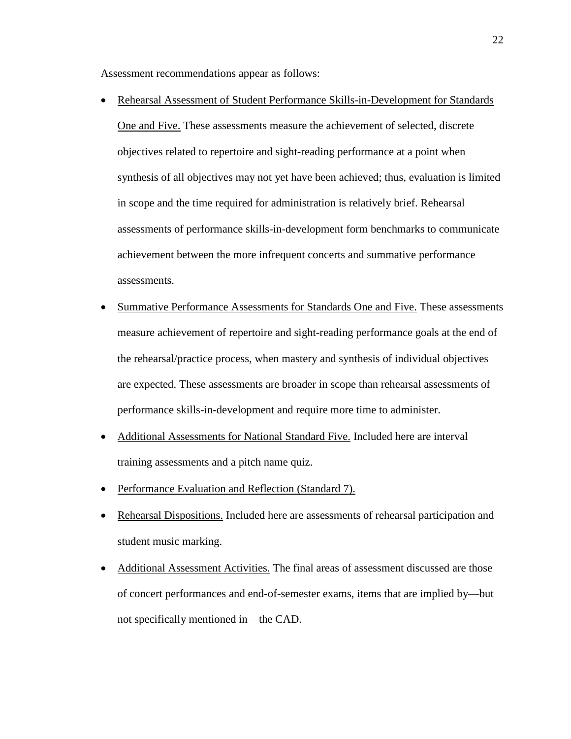Assessment recommendations appear as follows:

- Rehearsal Assessment of Student Performance Skills-in-Development for Standards One and Five. These assessments measure the achievement of selected, discrete objectives related to repertoire and sight-reading performance at a point when synthesis of all objectives may not yet have been achieved; thus, evaluation is limited in scope and the time required for administration is relatively brief. Rehearsal assessments of performance skills-in-development form benchmarks to communicate achievement between the more infrequent concerts and summative performance assessments.
- Summative Performance Assessments for Standards One and Five. These assessments measure achievement of repertoire and sight-reading performance goals at the end of the rehearsal/practice process, when mastery and synthesis of individual objectives are expected. These assessments are broader in scope than rehearsal assessments of performance skills-in-development and require more time to administer.
- Additional Assessments for National Standard Five. Included here are interval training assessments and a pitch name quiz.
- Performance Evaluation and Reflection (Standard 7).
- Rehearsal Dispositions. Included here are assessments of rehearsal participation and student music marking.
- Additional Assessment Activities. The final areas of assessment discussed are those of concert performances and end-of-semester exams, items that are implied by—but not specifically mentioned in—the CAD.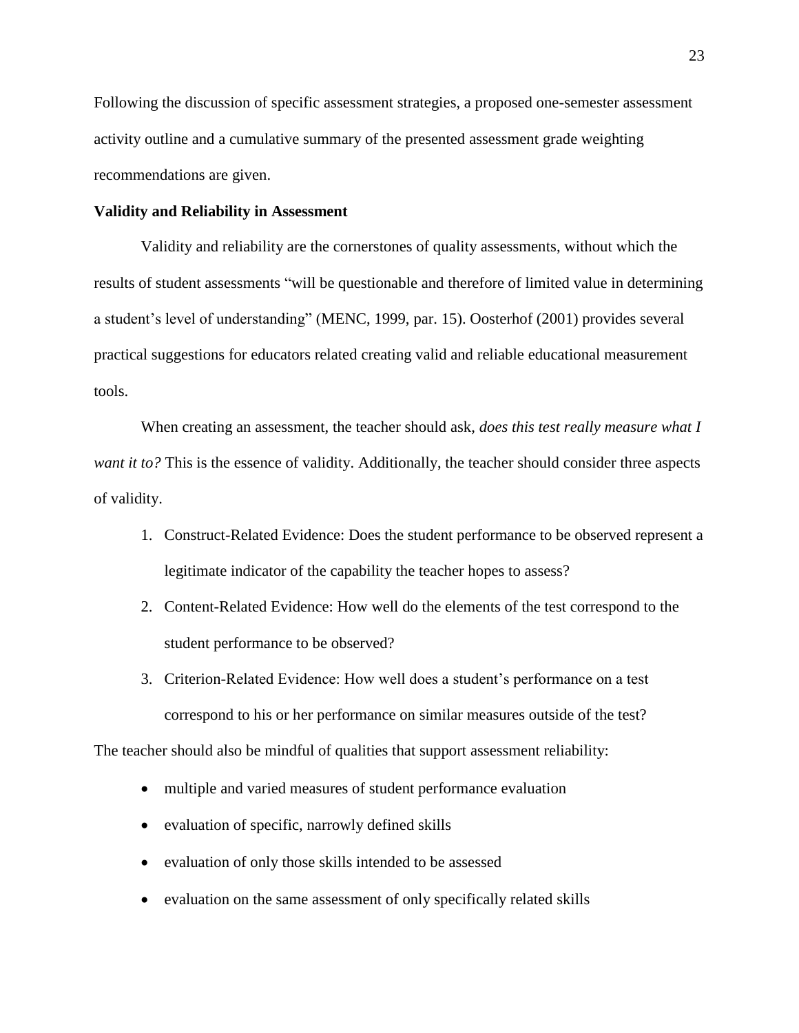Following the discussion of specific assessment strategies, a proposed one-semester assessment activity outline and a cumulative summary of the presented assessment grade weighting recommendations are given.

**Validity and Reliability in Assessment**

Validity and reliability are the cornerstones of quality assessments, without which the results of student assessments "will be questionable and therefore of limited value in determining a student's level of understanding" (MENC, 1999, par. 15). Oosterhof (2001) provides several practical suggestions for educators related creating valid and reliable educational measurement tools.

When creating an assessment, the teacher should ask, *does this test really measure what I want it to?* This is the essence of validity. Additionally, the teacher should consider three aspects of validity.

1. Construct-Related Evidence: Does the student performance to be observed represent a legitimate indicator of the capability the teacher hopes to assess?
2. Content-Related Evidence: How well do the elements of the test correspond to the student performance to be observed?
3. Criterion-Related Evidence: How well does a student's performance on a test correspond to his or her performance on similar measures outside of the test?

The teacher should also be mindful of qualities that support assessment reliability:

- multiple and varied measures of student performance evaluation
- evaluation of specific, narrowly defined skills
- evaluation of only those skills intended to be assessed
- evaluation on the same assessment of only specifically related skills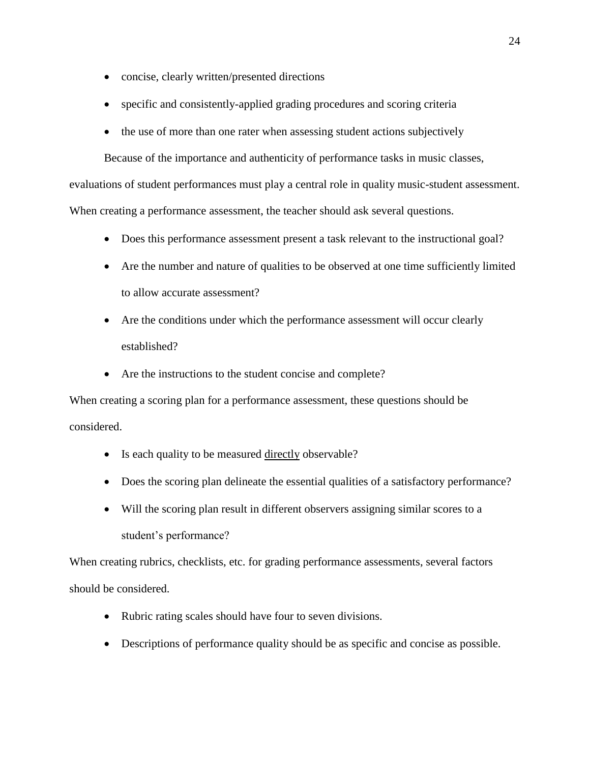- concise, clearly written/presented directions
- specific and consistently-applied grading procedures and scoring criteria
- the use of more than one rater when assessing student actions subjectively

Because of the importance and authenticity of performance tasks in music classes, evaluations of student performances must play a central role in quality music-student assessment. When creating a performance assessment, the teacher should ask several questions.

- Does this performance assessment present a task relevant to the instructional goal?
- Are the number and nature of qualities to be observed at one time sufficiently limited to allow accurate assessment?
- Are the conditions under which the performance assessment will occur clearly established?
- Are the instructions to the student concise and complete?

When creating a scoring plan for a performance assessment, these questions should be considered.

- Is each quality to be measured <u>directly</u> observable?
- Does the scoring plan delineate the essential qualities of a satisfactory performance?
- Will the scoring plan result in different observers assigning similar scores to a student's performance?

When creating rubrics, checklists, etc. for grading performance assessments, several factors should be considered.

- Rubric rating scales should have four to seven divisions.
- Descriptions of performance quality should be as specific and concise as possible.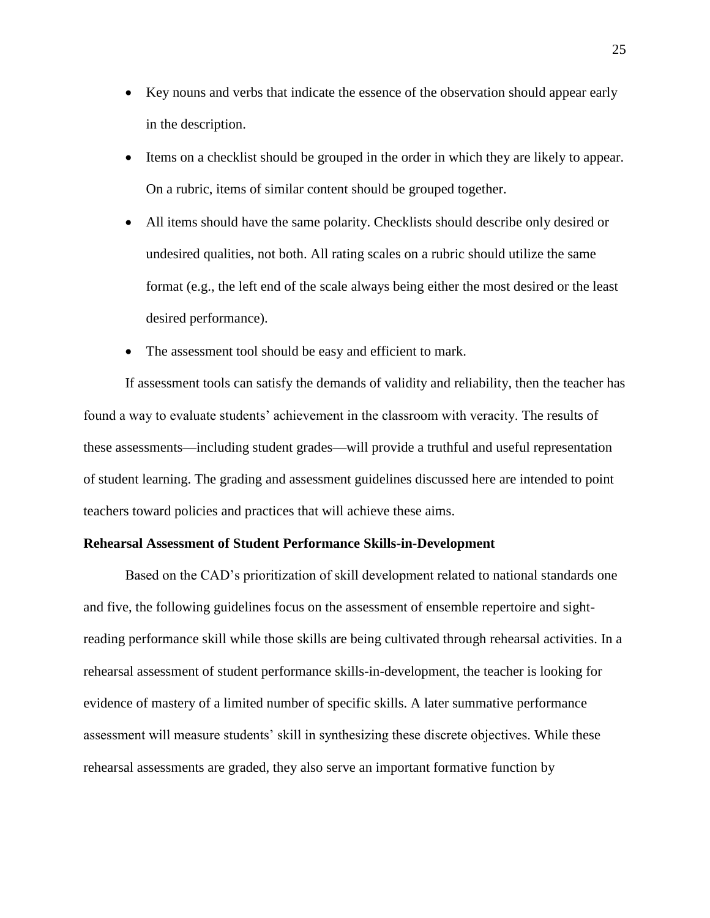- Key nouns and verbs that indicate the essence of the observation should appear early in the description.
- Items on a checklist should be grouped in the order in which they are likely to appear. On a rubric, items of similar content should be grouped together.
- All items should have the same polarity. Checklists should describe only desired or undesired qualities, not both. All rating scales on a rubric should utilize the same format (e.g., the left end of the scale always being either the most desired or the least desired performance).
- The assessment tool should be easy and efficient to mark.

If assessment tools can satisfy the demands of validity and reliability, then the teacher has found a way to evaluate students' achievement in the classroom with veracity. The results of these assessments—including student grades—will provide a truthful and useful representation of student learning. The grading and assessment guidelines discussed here are intended to point teachers toward policies and practices that will achieve these aims.

**Rehearsal Assessment of Student Performance Skills-in-Development**

Based on the CAD's prioritization of skill development related to national standards one and five, the following guidelines focus on the assessment of ensemble repertoire and sight-reading performance skill while those skills are being cultivated through rehearsal activities. In a rehearsal assessment of student performance skills-in-development, the teacher is looking for evidence of mastery of a limited number of specific skills. A later summative performance assessment will measure students' skill in synthesizing these discrete objectives. While these rehearsal assessments are graded, they also serve an important formative function by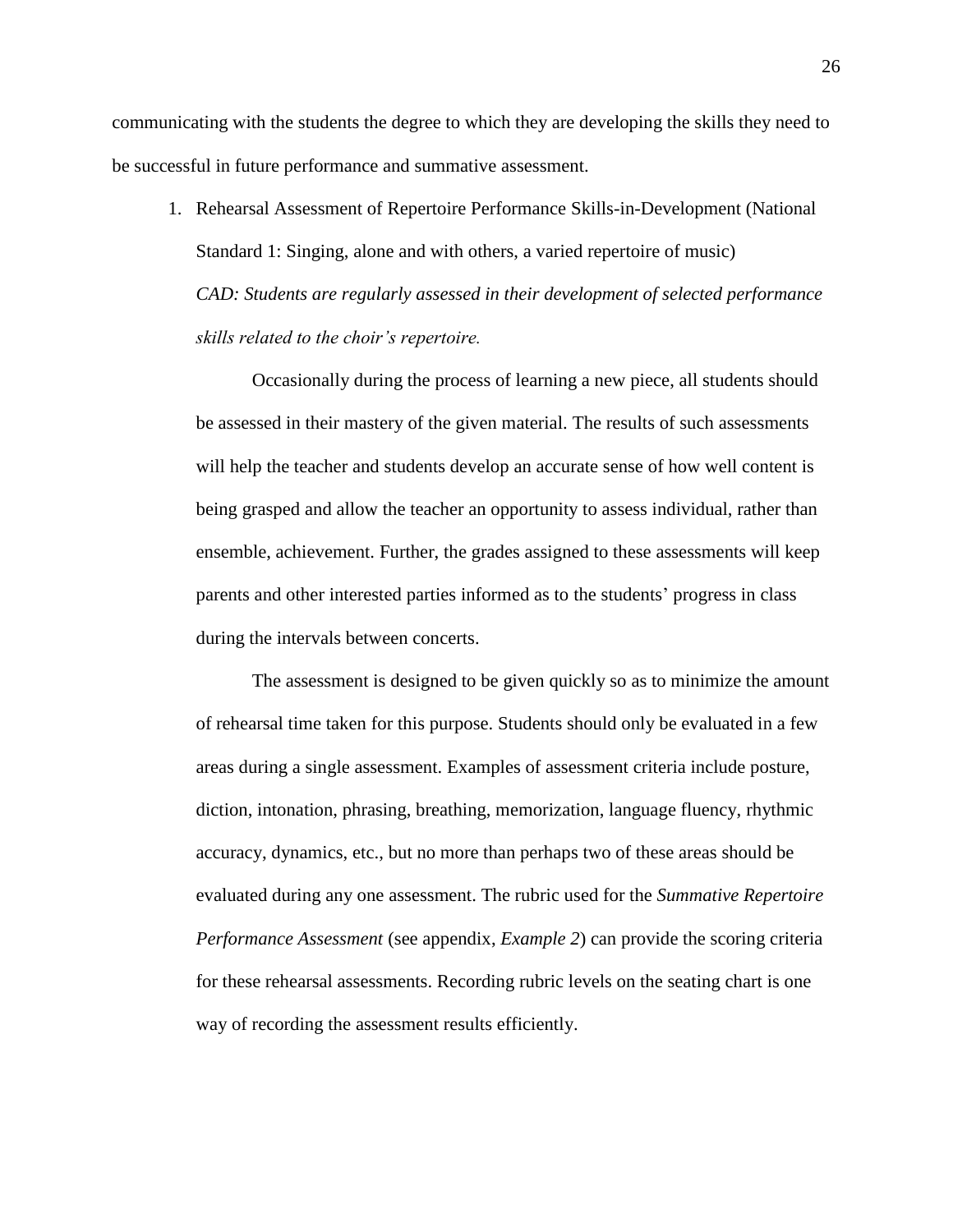communicating with the students the degree to which they are developing the skills they need to be successful in future performance and summative assessment.

1. Rehearsal Assessment of Repertoire Performance Skills-in-Development (National Standard 1: Singing, alone and with others, a varied repertoire of music)
   *CAD: Students are regularly assessed in their development of selected performance skills related to the choir's repertoire.*

   Occasionally during the process of learning a new piece, all students should be assessed in their mastery of the given material. The results of such assessments will help the teacher and students develop an accurate sense of how well content is being grasped and allow the teacher an opportunity to assess individual, rather than ensemble, achievement. Further, the grades assigned to these assessments will keep parents and other interested parties informed as to the students' progress in class during the intervals between concerts.

   The assessment is designed to be given quickly so as to minimize the amount of rehearsal time taken for this purpose. Students should only be evaluated in a few areas during a single assessment. Examples of assessment criteria include posture, diction, intonation, phrasing, breathing, memorization, language fluency, rhythmic accuracy, dynamics, etc., but no more than perhaps two of these areas should be evaluated during any one assessment. The rubric used for the *Summative Repertoire Performance Assessment* (see appendix, *Example 2*) can provide the scoring criteria for these rehearsal assessments. Recording rubric levels on the seating chart is one way of recording the assessment results efficiently.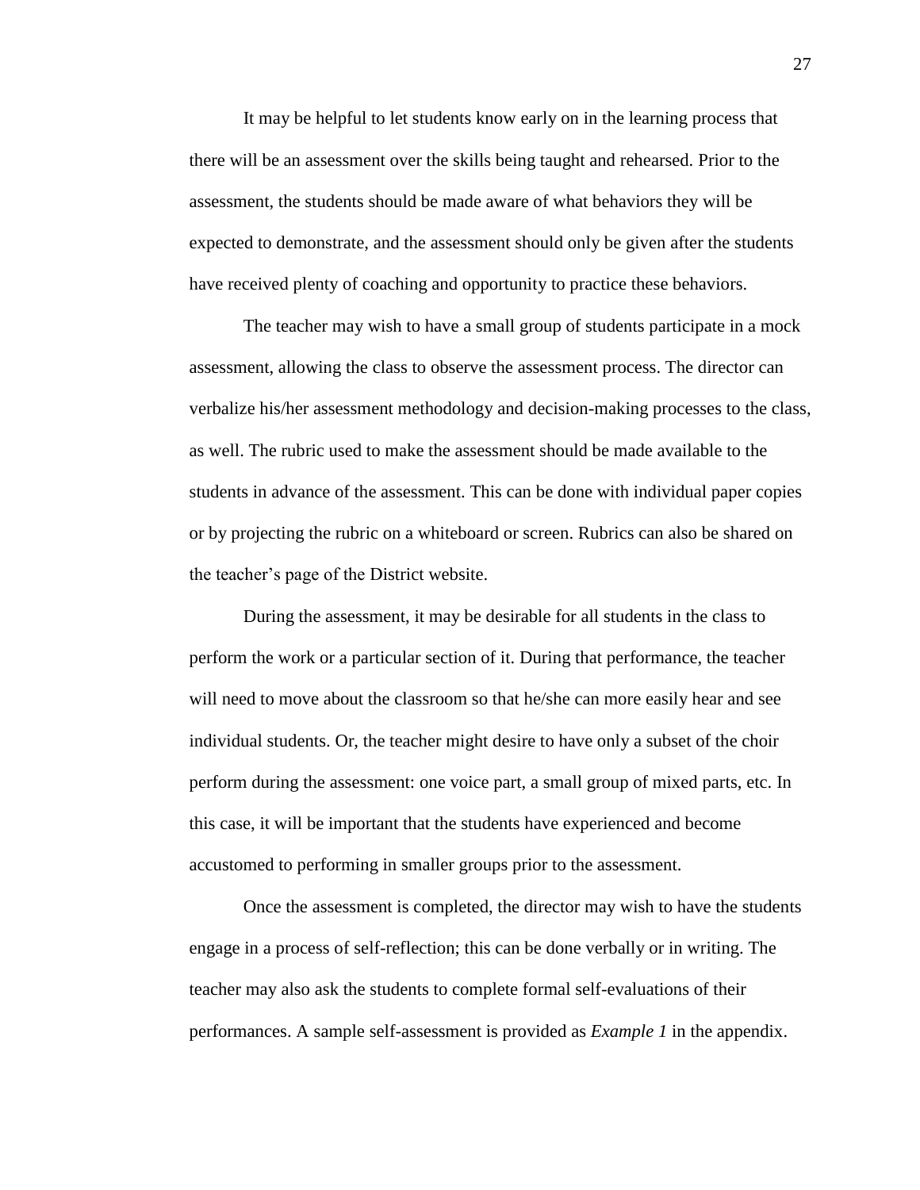It may be helpful to let students know early on in the learning process that there will be an assessment over the skills being taught and rehearsed. Prior to the assessment, the students should be made aware of what behaviors they will be expected to demonstrate, and the assessment should only be given after the students have received plenty of coaching and opportunity to practice these behaviors.

The teacher may wish to have a small group of students participate in a mock assessment, allowing the class to observe the assessment process. The director can verbalize his/her assessment methodology and decision-making processes to the class, as well. The rubric used to make the assessment should be made available to the students in advance of the assessment. This can be done with individual paper copies or by projecting the rubric on a whiteboard or screen. Rubrics can also be shared on the teacher's page of the District website.

During the assessment, it may be desirable for all students in the class to perform the work or a particular section of it. During that performance, the teacher will need to move about the classroom so that he/she can more easily hear and see individual students. Or, the teacher might desire to have only a subset of the choir perform during the assessment: one voice part, a small group of mixed parts, etc. In this case, it will be important that the students have experienced and become accustomed to performing in smaller groups prior to the assessment.

Once the assessment is completed, the director may wish to have the students engage in a process of self-reflection; this can be done verbally or in writing. The teacher may also ask the students to complete formal self-evaluations of their performances. A sample self-assessment is provided as *Example 1* in the appendix.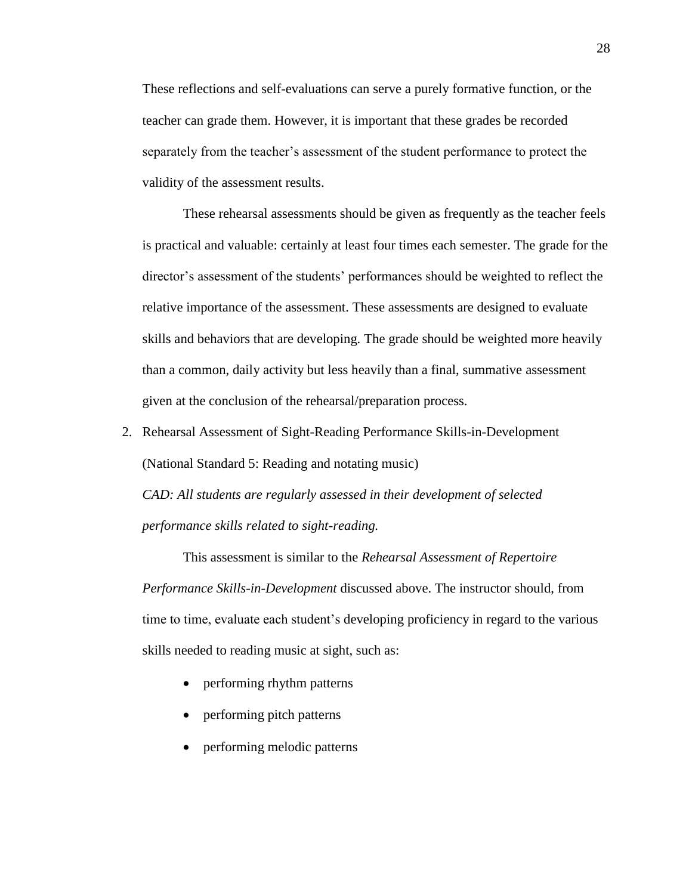These reflections and self-evaluations can serve a purely formative function, or the teacher can grade them. However, it is important that these grades be recorded separately from the teacher's assessment of the student performance to protect the validity of the assessment results.

These rehearsal assessments should be given as frequently as the teacher feels is practical and valuable: certainly at least four times each semester. The grade for the director's assessment of the students' performances should be weighted to reflect the relative importance of the assessment. These assessments are designed to evaluate skills and behaviors that are developing. The grade should be weighted more heavily than a common, daily activity but less heavily than a final, summative assessment given at the conclusion of the rehearsal/preparation process.

2. Rehearsal Assessment of Sight-Reading Performance Skills-in-Development (National Standard 5: Reading and notating music)

   *CAD: All students are regularly assessed in their development of selected performance skills related to sight-reading.*

   This assessment is similar to the *Rehearsal Assessment of Repertoire Performance Skills-in-Development* discussed above. The instructor should, from time to time, evaluate each student's developing proficiency in regard to the various skills needed to reading music at sight, such as:

   - performing rhythm patterns
   - performing pitch patterns
   - performing melodic patterns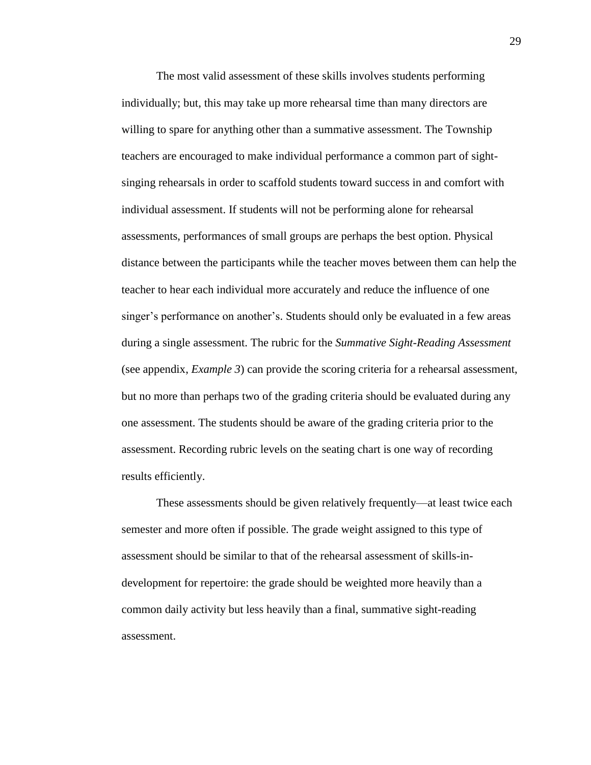The most valid assessment of these skills involves students performing individually; but, this may take up more rehearsal time than many directors are willing to spare for anything other than a summative assessment. The Township teachers are encouraged to make individual performance a common part of sight-singing rehearsals in order to scaffold students toward success in and comfort with individual assessment. If students will not be performing alone for rehearsal assessments, performances of small groups are perhaps the best option. Physical distance between the participants while the teacher moves between them can help the teacher to hear each individual more accurately and reduce the influence of one singer's performance on another's. Students should only be evaluated in a few areas during a single assessment. The rubric for the *Summative Sight-Reading Assessment* (see appendix, *Example 3*) can provide the scoring criteria for a rehearsal assessment, but no more than perhaps two of the grading criteria should be evaluated during any one assessment. The students should be aware of the grading criteria prior to the assessment. Recording rubric levels on the seating chart is one way of recording results efficiently.

These assessments should be given relatively frequently—at least twice each semester and more often if possible. The grade weight assigned to this type of assessment should be similar to that of the rehearsal assessment of skills-in-development for repertoire: the grade should be weighted more heavily than a common daily activity but less heavily than a final, summative sight-reading assessment.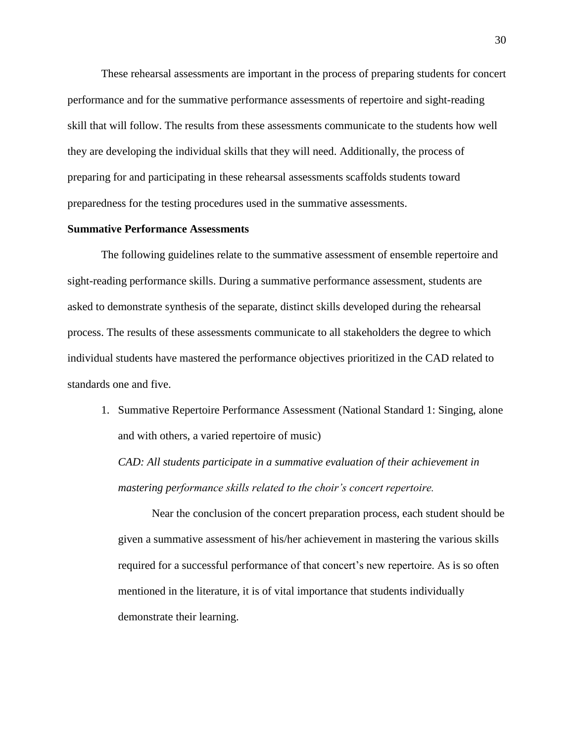These rehearsal assessments are important in the process of preparing students for concert performance and for the summative performance assessments of repertoire and sight-reading skill that will follow. The results from these assessments communicate to the students how well they are developing the individual skills that they will need. Additionally, the process of preparing for and participating in these rehearsal assessments scaffolds students toward preparedness for the testing procedures used in the summative assessments.

**Summative Performance Assessments**

The following guidelines relate to the summative assessment of ensemble repertoire and sight-reading performance skills. During a summative performance assessment, students are asked to demonstrate synthesis of the separate, distinct skills developed during the rehearsal process. The results of these assessments communicate to all stakeholders the degree to which individual students have mastered the performance objectives prioritized in the CAD related to standards one and five.

1. Summative Repertoire Performance Assessment (National Standard 1: Singing, alone and with others, a varied repertoire of music)

   *CAD: All students participate in a summative evaluation of their achievement in mastering performance skills related to the choir's concert repertoire.*

   Near the conclusion of the concert preparation process, each student should be given a summative assessment of his/her achievement in mastering the various skills required for a successful performance of that concert's new repertoire. As is so often mentioned in the literature, it is of vital importance that students individually demonstrate their learning.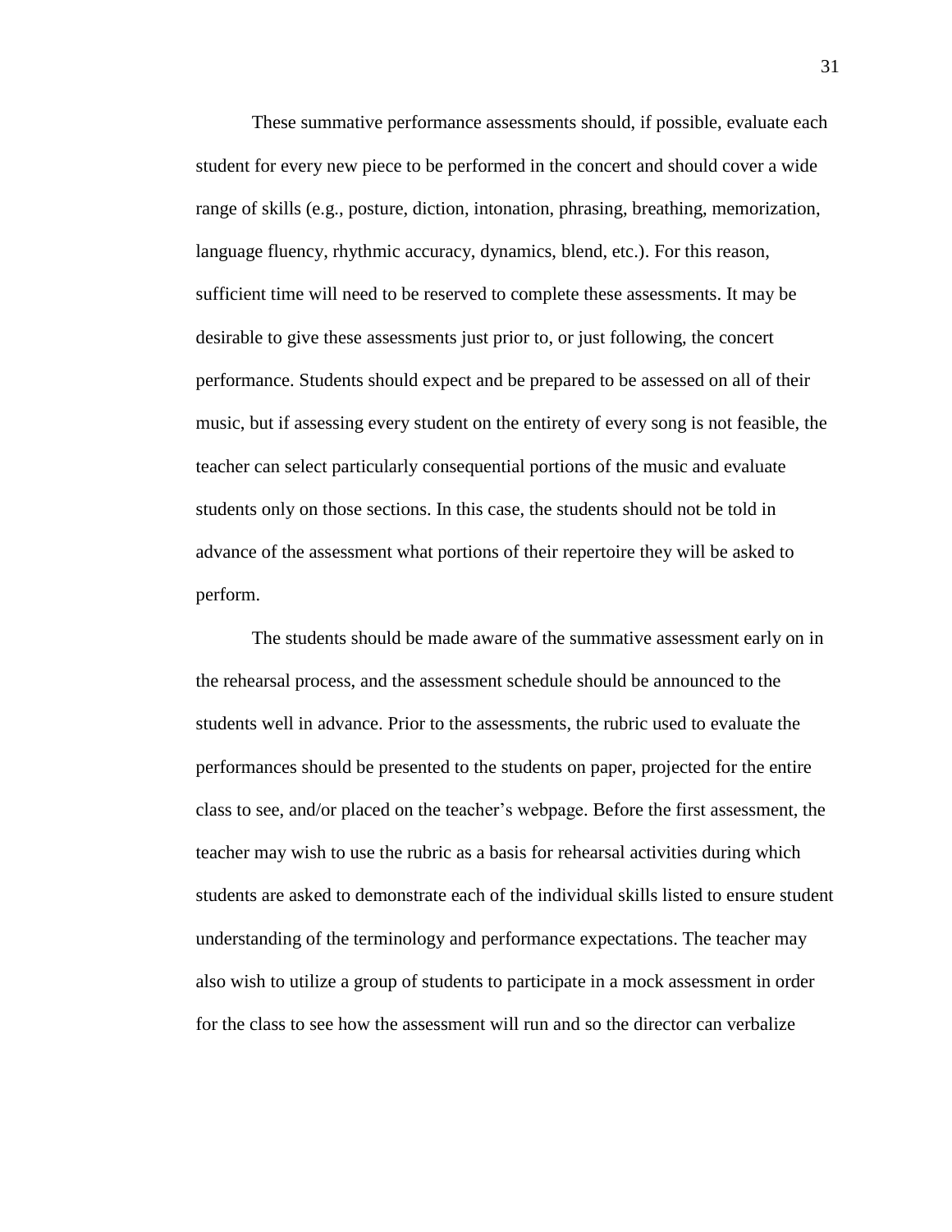These summative performance assessments should, if possible, evaluate each student for every new piece to be performed in the concert and should cover a wide range of skills (e.g., posture, diction, intonation, phrasing, breathing, memorization, language fluency, rhythmic accuracy, dynamics, blend, etc.). For this reason, sufficient time will need to be reserved to complete these assessments. It may be desirable to give these assessments just prior to, or just following, the concert performance. Students should expect and be prepared to be assessed on all of their music, but if assessing every student on the entirety of every song is not feasible, the teacher can select particularly consequential portions of the music and evaluate students only on those sections. In this case, the students should not be told in advance of the assessment what portions of their repertoire they will be asked to perform.

The students should be made aware of the summative assessment early on in the rehearsal process, and the assessment schedule should be announced to the students well in advance. Prior to the assessments, the rubric used to evaluate the performances should be presented to the students on paper, projected for the entire class to see, and/or placed on the teacher's webpage. Before the first assessment, the teacher may wish to use the rubric as a basis for rehearsal activities during which students are asked to demonstrate each of the individual skills listed to ensure student understanding of the terminology and performance expectations. The teacher may also wish to utilize a group of students to participate in a mock assessment in order for the class to see how the assessment will run and so the director can verbalize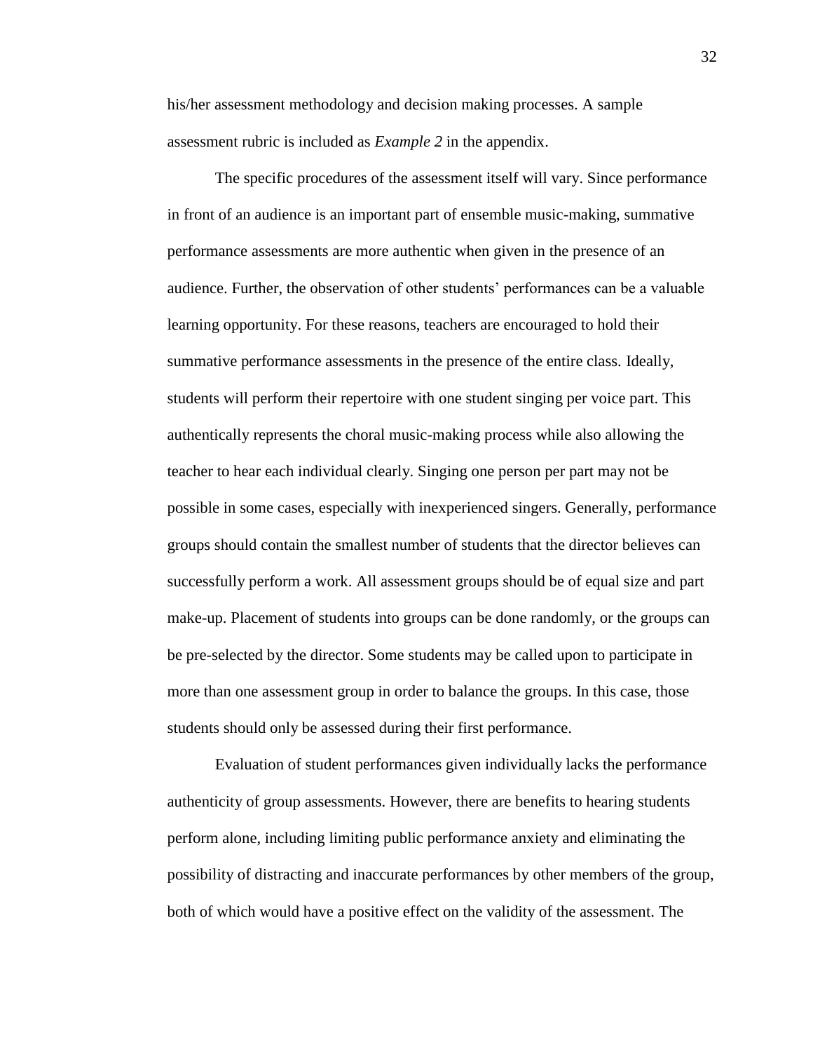his/her assessment methodology and decision making processes. A sample assessment rubric is included as *Example 2* in the appendix.

The specific procedures of the assessment itself will vary. Since performance in front of an audience is an important part of ensemble music-making, summative performance assessments are more authentic when given in the presence of an audience. Further, the observation of other students' performances can be a valuable learning opportunity. For these reasons, teachers are encouraged to hold their summative performance assessments in the presence of the entire class. Ideally, students will perform their repertoire with one student singing per voice part. This authentically represents the choral music-making process while also allowing the teacher to hear each individual clearly. Singing one person per part may not be possible in some cases, especially with inexperienced singers. Generally, performance groups should contain the smallest number of students that the director believes can successfully perform a work. All assessment groups should be of equal size and part make-up. Placement of students into groups can be done randomly, or the groups can be pre-selected by the director. Some students may be called upon to participate in more than one assessment group in order to balance the groups. In this case, those students should only be assessed during their first performance.

Evaluation of student performances given individually lacks the performance authenticity of group assessments. However, there are benefits to hearing students perform alone, including limiting public performance anxiety and eliminating the possibility of distracting and inaccurate performances by other members of the group, both of which would have a positive effect on the validity of the assessment. The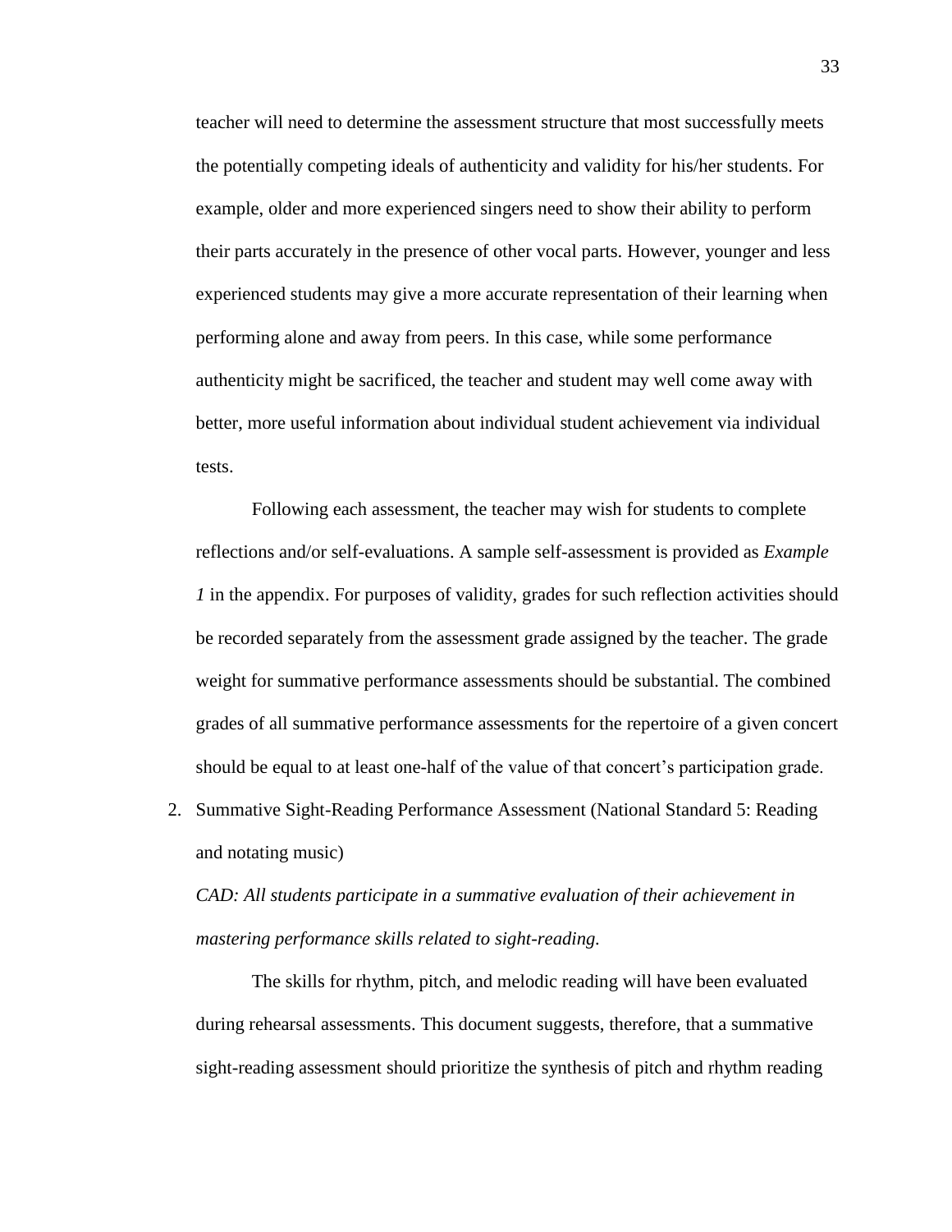teacher will need to determine the assessment structure that most successfully meets the potentially competing ideals of authenticity and validity for his/her students. For example, older and more experienced singers need to show their ability to perform their parts accurately in the presence of other vocal parts. However, younger and less experienced students may give a more accurate representation of their learning when performing alone and away from peers. In this case, while some performance authenticity might be sacrificed, the teacher and student may well come away with better, more useful information about individual student achievement via individual tests.

Following each assessment, the teacher may wish for students to complete reflections and/or self-evaluations. A sample self-assessment is provided as *Example 1* in the appendix. For purposes of validity, grades for such reflection activities should be recorded separately from the assessment grade assigned by the teacher. The grade weight for summative performance assessments should be substantial. The combined grades of all summative performance assessments for the repertoire of a given concert should be equal to at least one-half of the value of that concert's participation grade.

2. Summative Sight-Reading Performance Assessment (National Standard 5: Reading and notating music)

   *CAD: All students participate in a summative evaluation of their achievement in mastering performance skills related to sight-reading.*

   The skills for rhythm, pitch, and melodic reading will have been evaluated during rehearsal assessments. This document suggests, therefore, that a summative sight-reading assessment should prioritize the synthesis of pitch and rhythm reading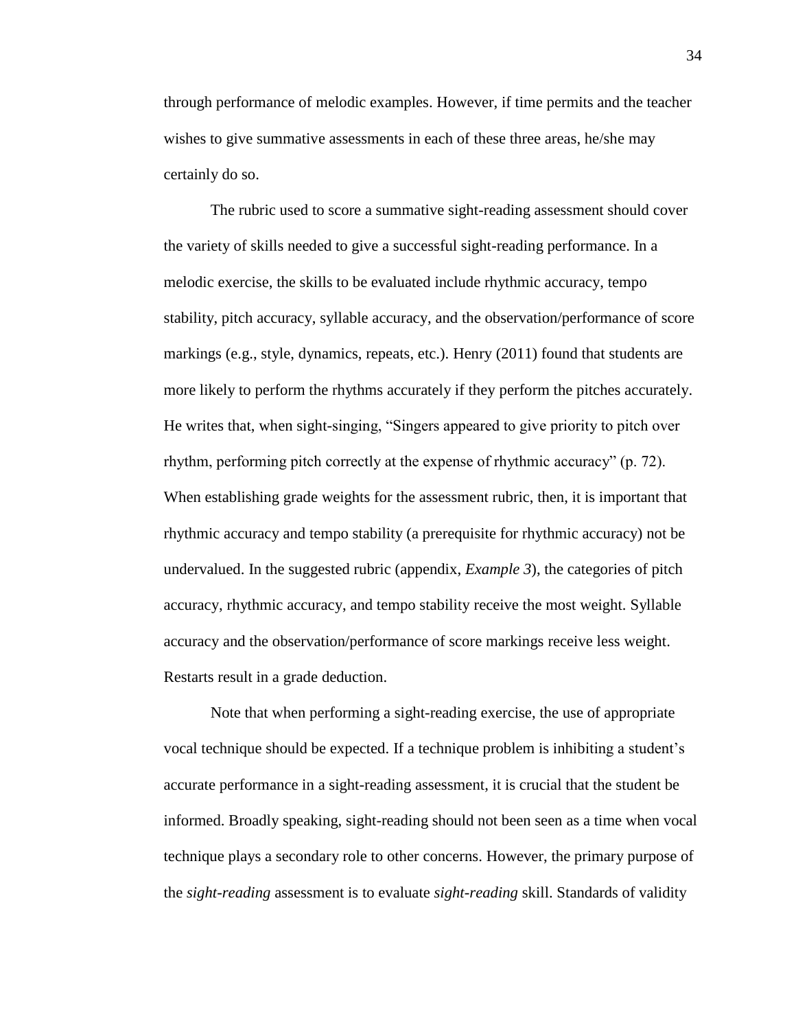through performance of melodic examples. However, if time permits and the teacher wishes to give summative assessments in each of these three areas, he/she may certainly do so.

The rubric used to score a summative sight-reading assessment should cover the variety of skills needed to give a successful sight-reading performance. In a melodic exercise, the skills to be evaluated include rhythmic accuracy, tempo stability, pitch accuracy, syllable accuracy, and the observation/performance of score markings (e.g., style, dynamics, repeats, etc.). Henry (2011) found that students are more likely to perform the rhythms accurately if they perform the pitches accurately. He writes that, when sight-singing, "Singers appeared to give priority to pitch over rhythm, performing pitch correctly at the expense of rhythmic accuracy" (p. 72). When establishing grade weights for the assessment rubric, then, it is important that rhythmic accuracy and tempo stability (a prerequisite for rhythmic accuracy) not be undervalued. In the suggested rubric (appendix, *Example 3*), the categories of pitch accuracy, rhythmic accuracy, and tempo stability receive the most weight. Syllable accuracy and the observation/performance of score markings receive less weight. Restarts result in a grade deduction.

Note that when performing a sight-reading exercise, the use of appropriate vocal technique should be expected. If a technique problem is inhibiting a student's accurate performance in a sight-reading assessment, it is crucial that the student be informed. Broadly speaking, sight-reading should not been seen as a time when vocal technique plays a secondary role to other concerns. However, the primary purpose of the *sight-reading* assessment is to evaluate *sight-reading* skill. Standards of validity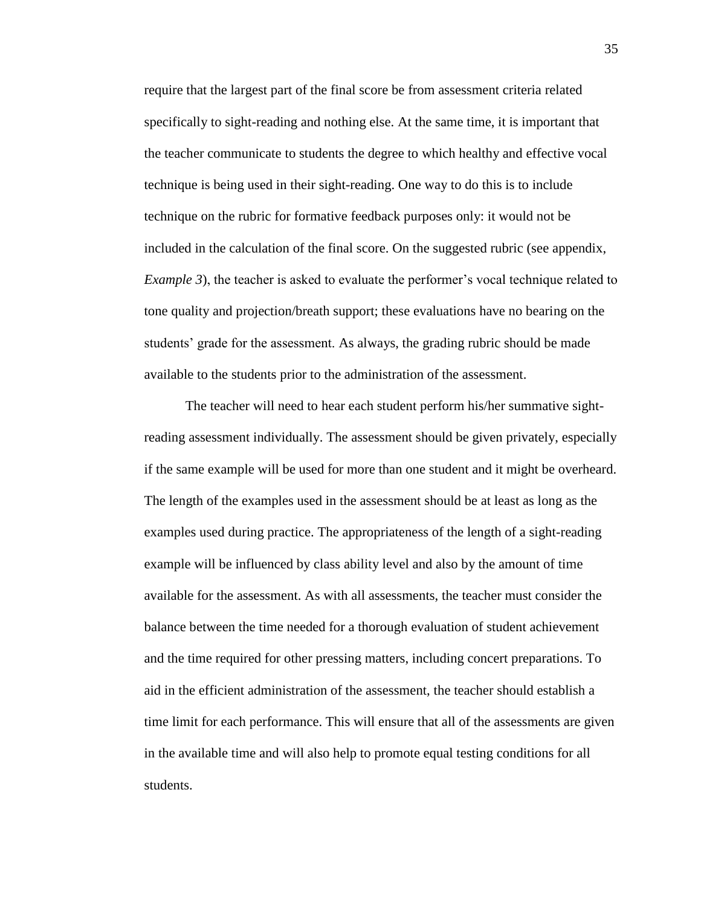require that the largest part of the final score be from assessment criteria related specifically to sight-reading and nothing else. At the same time, it is important that the teacher communicate to students the degree to which healthy and effective vocal technique is being used in their sight-reading. One way to do this is to include technique on the rubric for formative feedback purposes only: it would not be included in the calculation of the final score. On the suggested rubric (see appendix, *Example 3*), the teacher is asked to evaluate the performer's vocal technique related to tone quality and projection/breath support; these evaluations have no bearing on the students' grade for the assessment. As always, the grading rubric should be made available to the students prior to the administration of the assessment.

The teacher will need to hear each student perform his/her summative sight-reading assessment individually. The assessment should be given privately, especially if the same example will be used for more than one student and it might be overheard. The length of the examples used in the assessment should be at least as long as the examples used during practice. The appropriateness of the length of a sight-reading example will be influenced by class ability level and also by the amount of time available for the assessment. As with all assessments, the teacher must consider the balance between the time needed for a thorough evaluation of student achievement and the time required for other pressing matters, including concert preparations. To aid in the efficient administration of the assessment, the teacher should establish a time limit for each performance. This will ensure that all of the assessments are given in the available time and will also help to promote equal testing conditions for all students.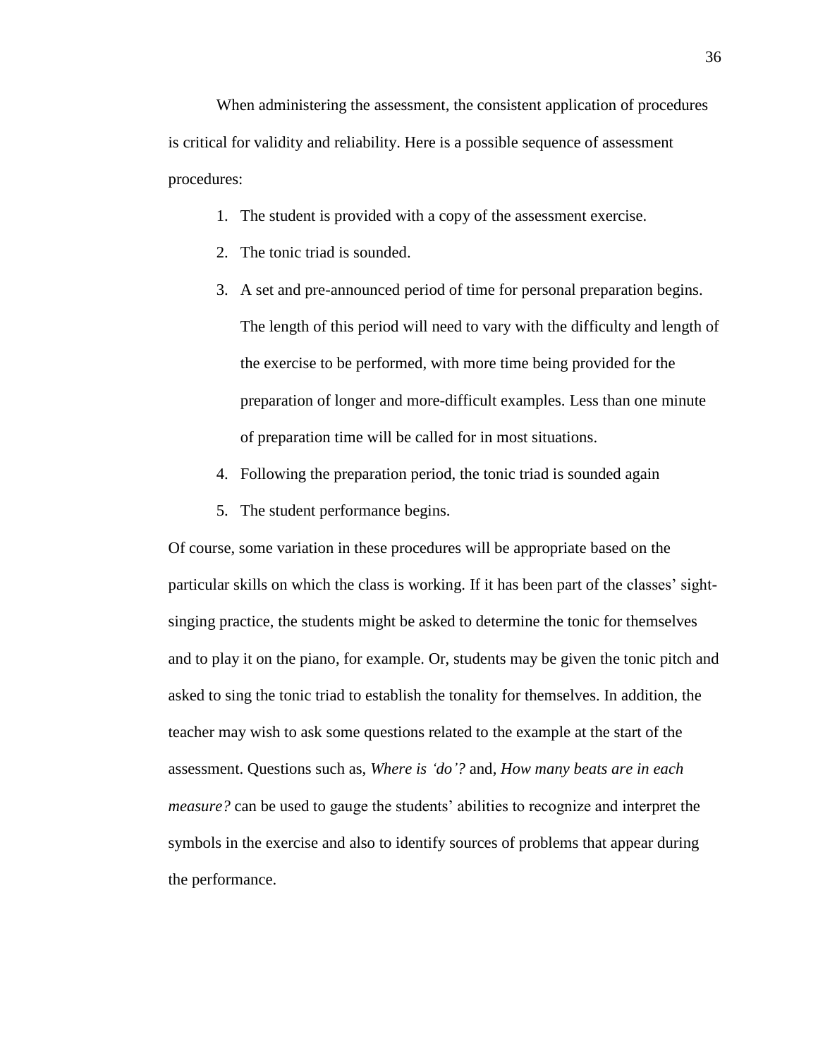When administering the assessment, the consistent application of procedures is critical for validity and reliability. Here is a possible sequence of assessment procedures:

1. The student is provided with a copy of the assessment exercise.
2. The tonic triad is sounded.
3. A set and pre-announced period of time for personal preparation begins. The length of this period will need to vary with the difficulty and length of the exercise to be performed, with more time being provided for the preparation of longer and more-difficult examples. Less than one minute of preparation time will be called for in most situations.
4. Following the preparation period, the tonic triad is sounded again
5. The student performance begins.

Of course, some variation in these procedures will be appropriate based on the particular skills on which the class is working. If it has been part of the classes' sight-singing practice, the students might be asked to determine the tonic for themselves and to play it on the piano, for example. Or, students may be given the tonic pitch and asked to sing the tonic triad to establish the tonality for themselves. In addition, the teacher may wish to ask some questions related to the example at the start of the assessment. Questions such as, *Where is 'do'?* and, *How many beats are in each measure?* can be used to gauge the students' abilities to recognize and interpret the symbols in the exercise and also to identify sources of problems that appear during the performance.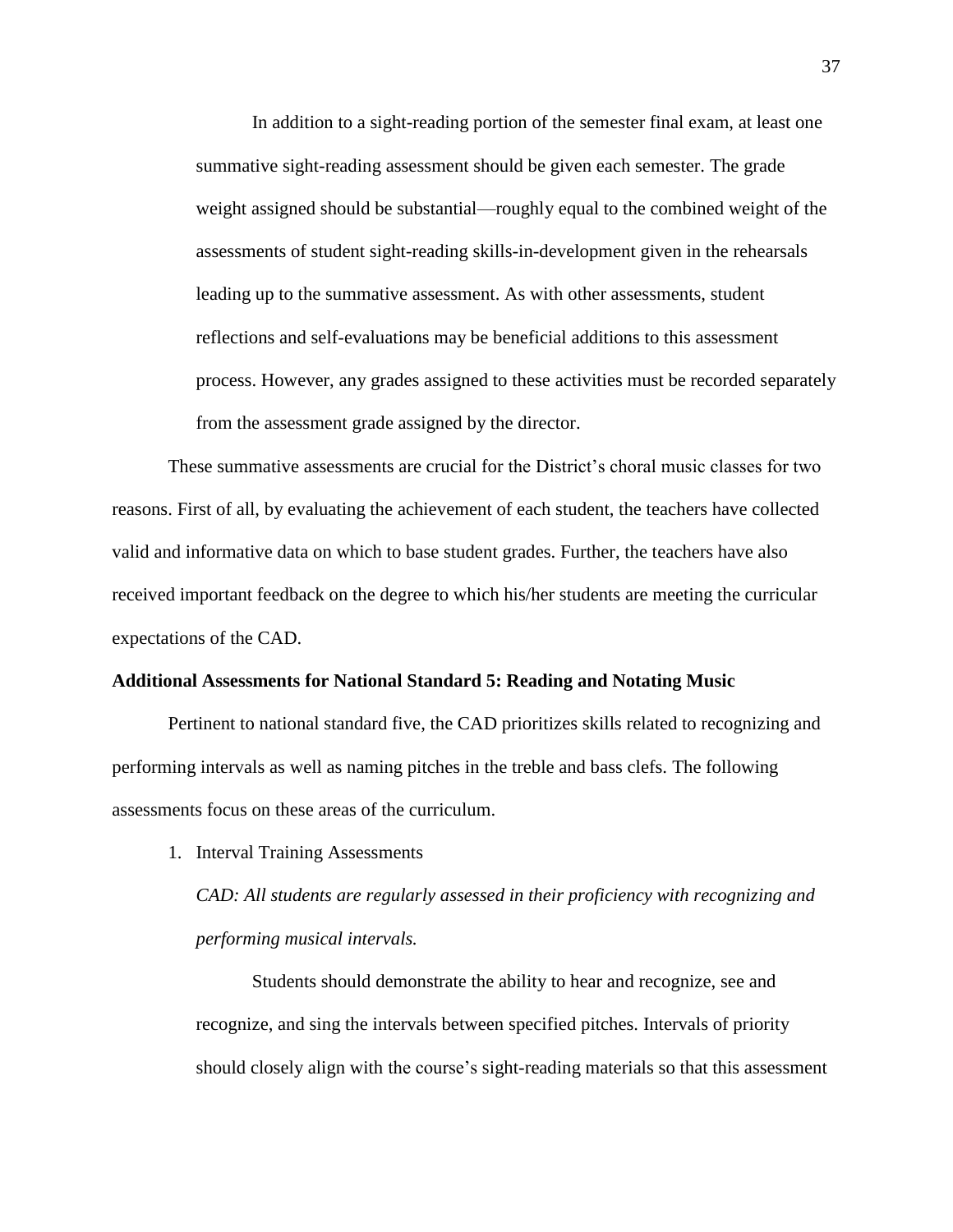In addition to a sight-reading portion of the semester final exam, at least one summative sight-reading assessment should be given each semester. The grade weight assigned should be substantial—roughly equal to the combined weight of the assessments of student sight-reading skills-in-development given in the rehearsals leading up to the summative assessment. As with other assessments, student reflections and self-evaluations may be beneficial additions to this assessment process. However, any grades assigned to these activities must be recorded separately from the assessment grade assigned by the director.

These summative assessments are crucial for the District's choral music classes for two reasons. First of all, by evaluating the achievement of each student, the teachers have collected valid and informative data on which to base student grades. Further, the teachers have also received important feedback on the degree to which his/her students are meeting the curricular expectations of the CAD.

**Additional Assessments for National Standard 5: Reading and Notating Music**

Pertinent to national standard five, the CAD prioritizes skills related to recognizing and performing intervals as well as naming pitches in the treble and bass clefs. The following assessments focus on these areas of the curriculum.

1. Interval Training Assessments

   *CAD: All students are regularly assessed in their proficiency with recognizing and performing musical intervals.*

   Students should demonstrate the ability to hear and recognize, see and recognize, and sing the intervals between specified pitches. Intervals of priority should closely align with the course's sight-reading materials so that this assessment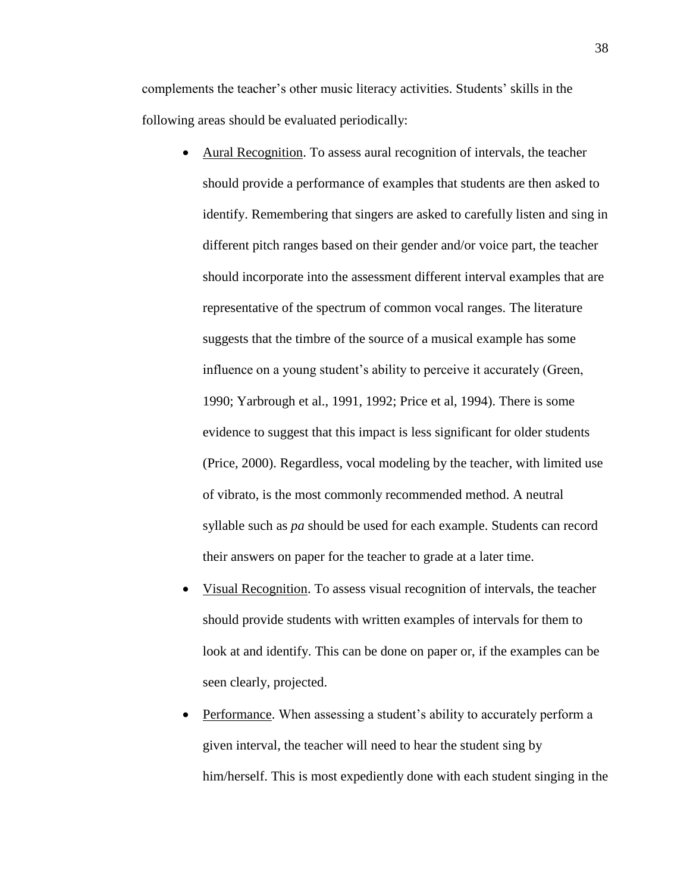complements the teacher's other music literacy activities. Students' skills in the following areas should be evaluated periodically:

- Aural Recognition. To assess aural recognition of intervals, the teacher should provide a performance of examples that students are then asked to identify. Remembering that singers are asked to carefully listen and sing in different pitch ranges based on their gender and/or voice part, the teacher should incorporate into the assessment different interval examples that are representative of the spectrum of common vocal ranges. The literature suggests that the timbre of the source of a musical example has some influence on a young student's ability to perceive it accurately (Green, 1990; Yarbrough et al., 1991, 1992; Price et al, 1994). There is some evidence to suggest that this impact is less significant for older students (Price, 2000). Regardless, vocal modeling by the teacher, with limited use of vibrato, is the most commonly recommended method. A neutral syllable such as *pa* should be used for each example. Students can record their answers on paper for the teacher to grade at a later time.

- Visual Recognition. To assess visual recognition of intervals, the teacher should provide students with written examples of intervals for them to look at and identify. This can be done on paper or, if the examples can be seen clearly, projected.

- Performance. When assessing a student's ability to accurately perform a given interval, the teacher will need to hear the student sing by him/herself. This is most expediently done with each student singing in the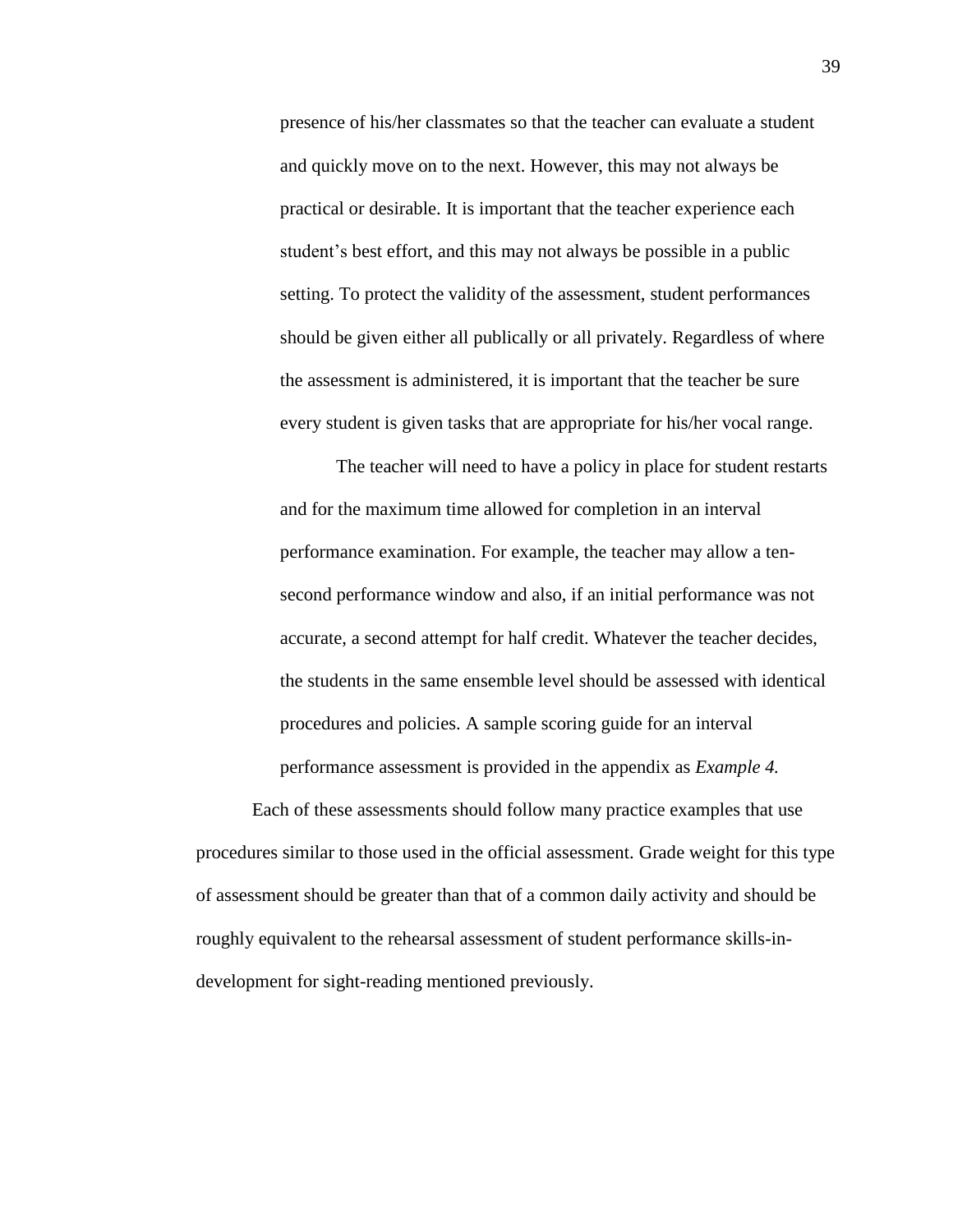presence of his/her classmates so that the teacher can evaluate a student and quickly move on to the next. However, this may not always be practical or desirable. It is important that the teacher experience each student's best effort, and this may not always be possible in a public setting. To protect the validity of the assessment, student performances should be given either all publically or all privately. Regardless of where the assessment is administered, it is important that the teacher be sure every student is given tasks that are appropriate for his/her vocal range.

The teacher will need to have a policy in place for student restarts and for the maximum time allowed for completion in an interval performance examination. For example, the teacher may allow a ten-second performance window and also, if an initial performance was not accurate, a second attempt for half credit. Whatever the teacher decides, the students in the same ensemble level should be assessed with identical procedures and policies. A sample scoring guide for an interval performance assessment is provided in the appendix as *Example 4.*

Each of these assessments should follow many practice examples that use procedures similar to those used in the official assessment. Grade weight for this type of assessment should be greater than that of a common daily activity and should be roughly equivalent to the rehearsal assessment of student performance skills-in-development for sight-reading mentioned previously.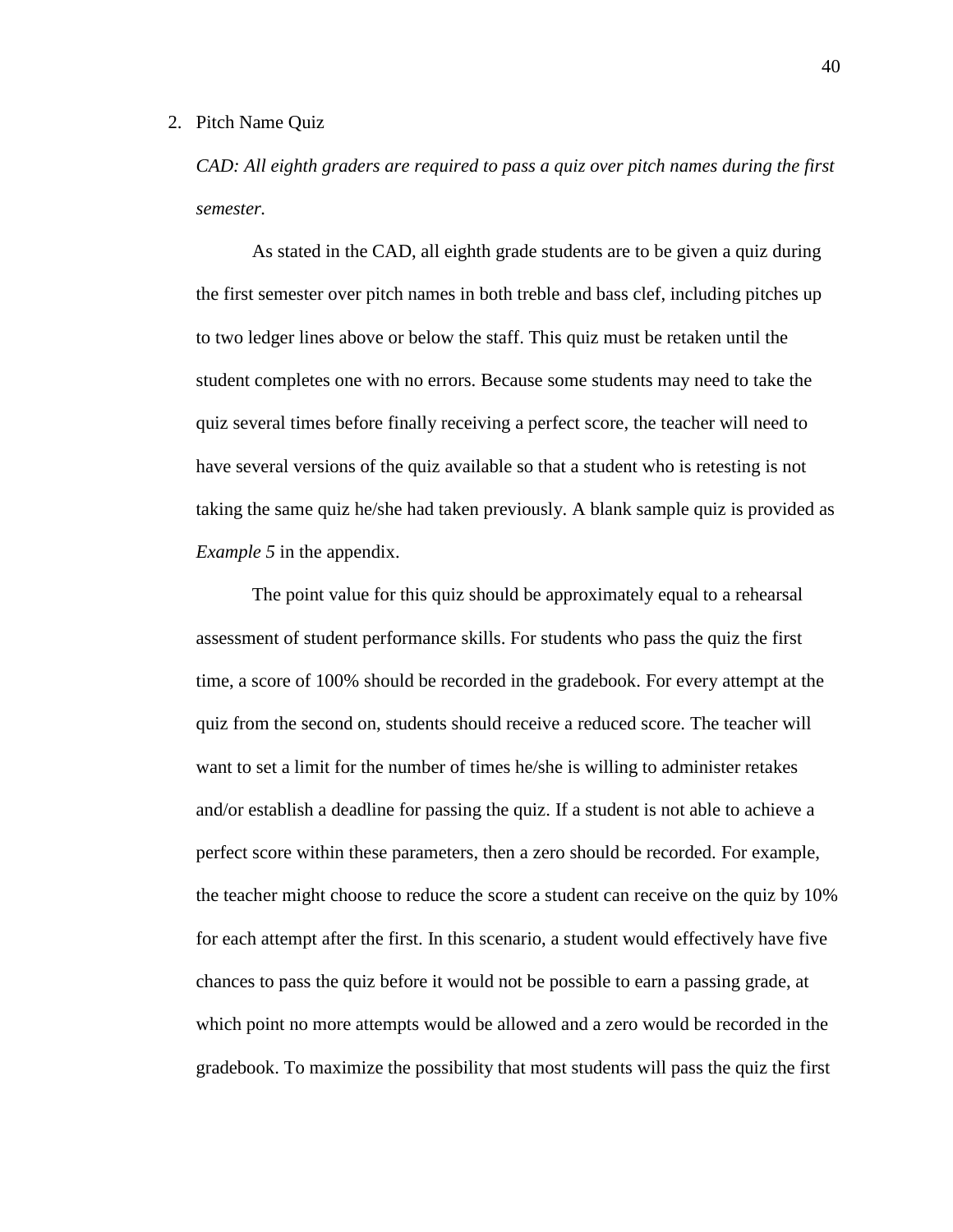2. Pitch Name Quiz

   *CAD: All eighth graders are required to pass a quiz over pitch names during the first semester.*

   As stated in the CAD, all eighth grade students are to be given a quiz during the first semester over pitch names in both treble and bass clef, including pitches up to two ledger lines above or below the staff. This quiz must be retaken until the student completes one with no errors. Because some students may need to take the quiz several times before finally receiving a perfect score, the teacher will need to have several versions of the quiz available so that a student who is retesting is not taking the same quiz he/she had taken previously. A blank sample quiz is provided as *Example 5* in the appendix.

   The point value for this quiz should be approximately equal to a rehearsal assessment of student performance skills. For students who pass the quiz the first time, a score of 100% should be recorded in the gradebook. For every attempt at the quiz from the second on, students should receive a reduced score. The teacher will want to set a limit for the number of times he/she is willing to administer retakes and/or establish a deadline for passing the quiz. If a student is not able to achieve a perfect score within these parameters, then a zero should be recorded. For example, the teacher might choose to reduce the score a student can receive on the quiz by 10% for each attempt after the first. In this scenario, a student would effectively have five chances to pass the quiz before it would not be possible to earn a passing grade, at which point no more attempts would be allowed and a zero would be recorded in the gradebook. To maximize the possibility that most students will pass the quiz the first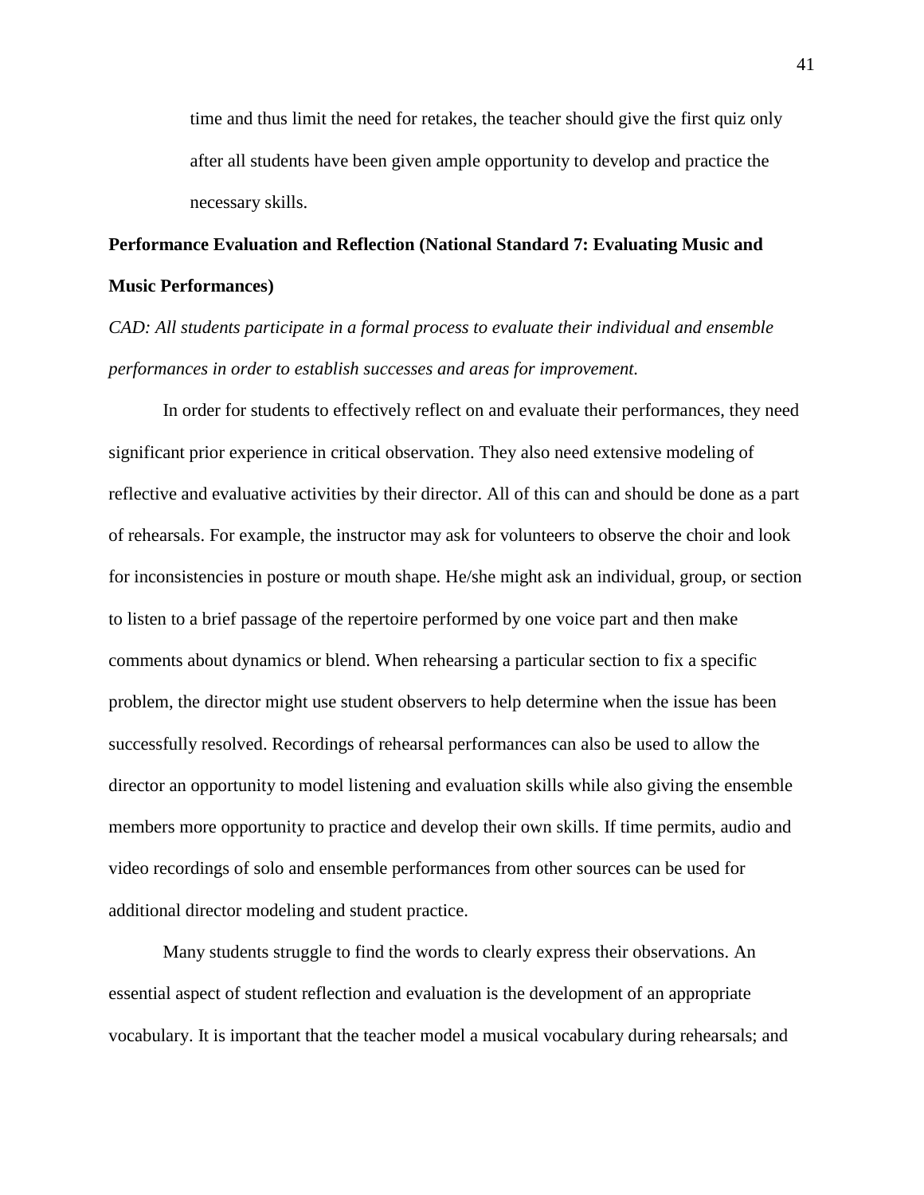time and thus limit the need for retakes, the teacher should give the first quiz only after all students have been given ample opportunity to develop and practice the necessary skills.

**Performance Evaluation and Reflection (National Standard 7: Evaluating Music and Music Performances)**

*CAD: All students participate in a formal process to evaluate their individual and ensemble performances in order to establish successes and areas for improvement.*

In order for students to effectively reflect on and evaluate their performances, they need significant prior experience in critical observation. They also need extensive modeling of reflective and evaluative activities by their director. All of this can and should be done as a part of rehearsals. For example, the instructor may ask for volunteers to observe the choir and look for inconsistencies in posture or mouth shape. He/she might ask an individual, group, or section to listen to a brief passage of the repertoire performed by one voice part and then make comments about dynamics or blend. When rehearsing a particular section to fix a specific problem, the director might use student observers to help determine when the issue has been successfully resolved. Recordings of rehearsal performances can also be used to allow the director an opportunity to model listening and evaluation skills while also giving the ensemble members more opportunity to practice and develop their own skills. If time permits, audio and video recordings of solo and ensemble performances from other sources can be used for additional director modeling and student practice.

Many students struggle to find the words to clearly express their observations. An essential aspect of student reflection and evaluation is the development of an appropriate vocabulary. It is important that the teacher model a musical vocabulary during rehearsals; and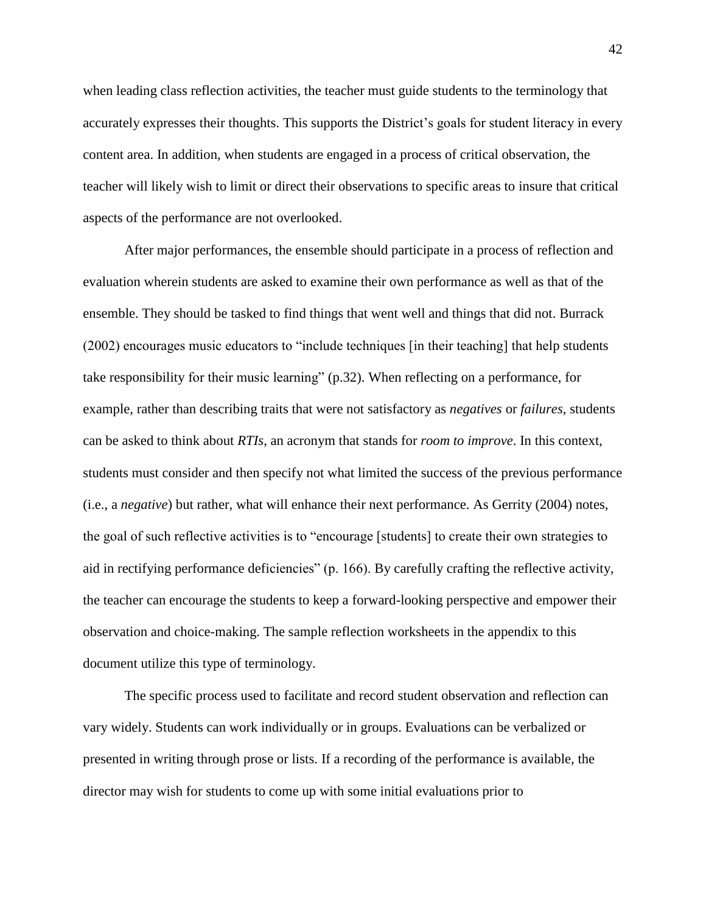when leading class reflection activities, the teacher must guide students to the terminology that accurately expresses their thoughts. This supports the District's goals for student literacy in every content area. In addition, when students are engaged in a process of critical observation, the teacher will likely wish to limit or direct their observations to specific areas to insure that critical aspects of the performance are not overlooked.

After major performances, the ensemble should participate in a process of reflection and evaluation wherein students are asked to examine their own performance as well as that of the ensemble. They should be tasked to find things that went well and things that did not. Burrack (2002) encourages music educators to "include techniques [in their teaching] that help students take responsibility for their music learning" (p.32). When reflecting on a performance, for example, rather than describing traits that were not satisfactory as *negatives* or *failures*, students can be asked to think about *RTIs*, an acronym that stands for *room to improve*. In this context, students must consider and then specify not what limited the success of the previous performance (i.e., a *negative*) but rather, what will enhance their next performance. As Gerrity (2004) notes, the goal of such reflective activities is to "encourage [students] to create their own strategies to aid in rectifying performance deficiencies" (p. 166). By carefully crafting the reflective activity, the teacher can encourage the students to keep a forward-looking perspective and empower their observation and choice-making. The sample reflection worksheets in the appendix to this document utilize this type of terminology.

The specific process used to facilitate and record student observation and reflection can vary widely. Students can work individually or in groups. Evaluations can be verbalized or presented in writing through prose or lists. If a recording of the performance is available, the director may wish for students to come up with some initial evaluations prior to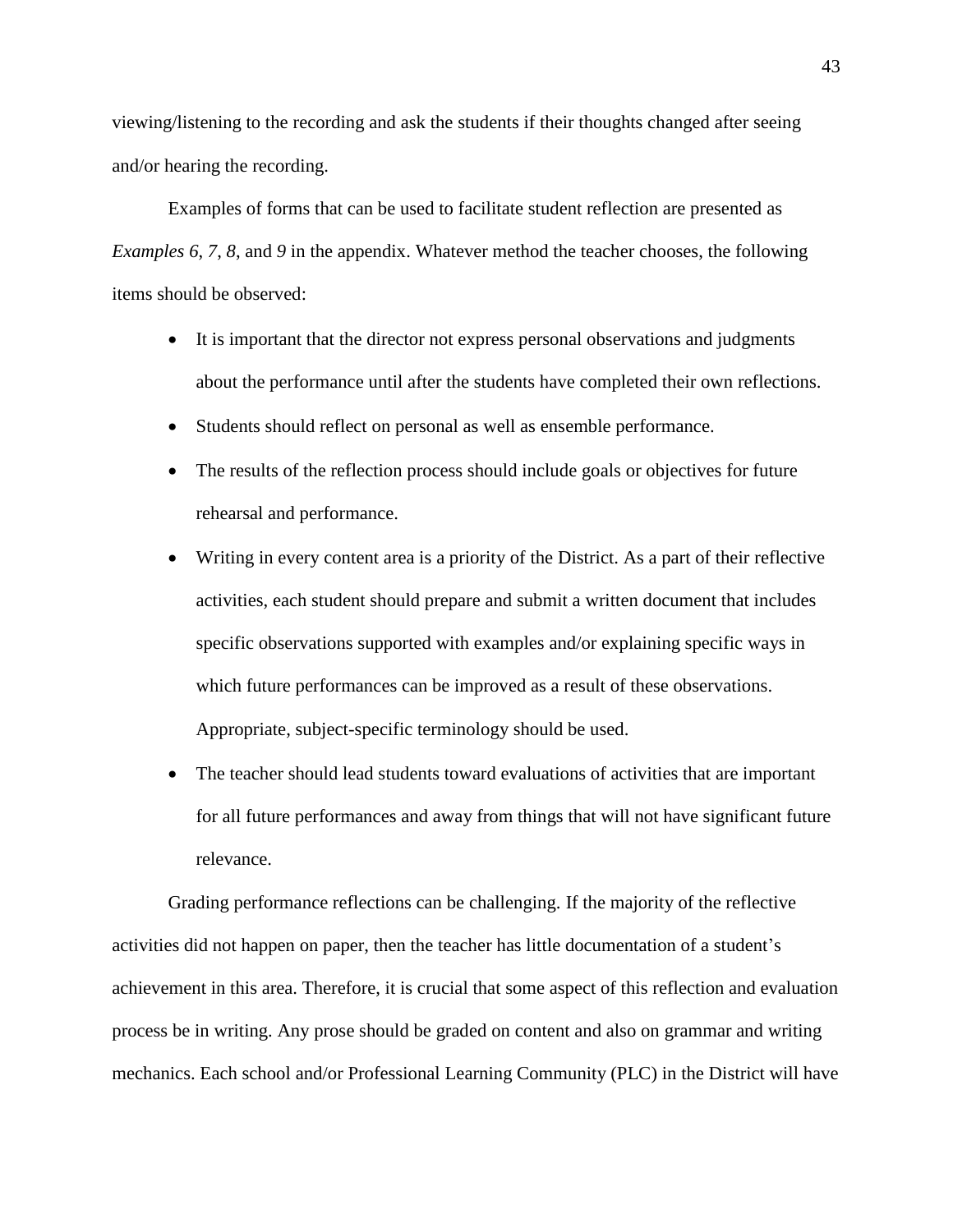viewing/listening to the recording and ask the students if their thoughts changed after seeing and/or hearing the recording.

Examples of forms that can be used to facilitate student reflection are presented as *Examples 6*, *7*, *8*, and *9* in the appendix. Whatever method the teacher chooses, the following items should be observed:

- It is important that the director not express personal observations and judgments about the performance until after the students have completed their own reflections.
- Students should reflect on personal as well as ensemble performance.
- The results of the reflection process should include goals or objectives for future rehearsal and performance.
- Writing in every content area is a priority of the District. As a part of their reflective activities, each student should prepare and submit a written document that includes specific observations supported with examples and/or explaining specific ways in which future performances can be improved as a result of these observations. Appropriate, subject-specific terminology should be used.
- The teacher should lead students toward evaluations of activities that are important for all future performances and away from things that will not have significant future relevance.

Grading performance reflections can be challenging. If the majority of the reflective activities did not happen on paper, then the teacher has little documentation of a student's achievement in this area. Therefore, it is crucial that some aspect of this reflection and evaluation process be in writing. Any prose should be graded on content and also on grammar and writing mechanics. Each school and/or Professional Learning Community (PLC) in the District will have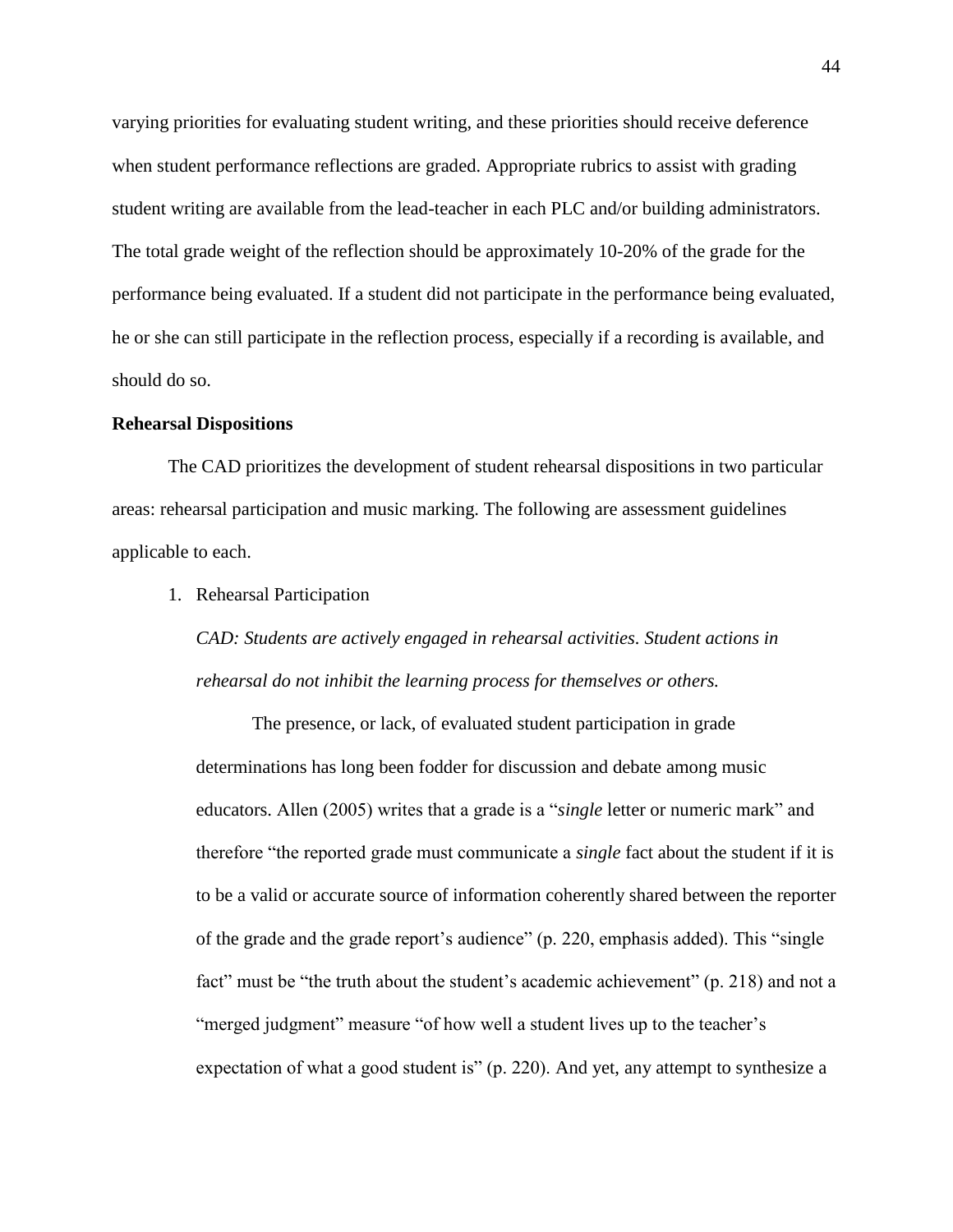varying priorities for evaluating student writing, and these priorities should receive deference when student performance reflections are graded. Appropriate rubrics to assist with grading student writing are available from the lead-teacher in each PLC and/or building administrators. The total grade weight of the reflection should be approximately 10-20% of the grade for the performance being evaluated. If a student did not participate in the performance being evaluated, he or she can still participate in the reflection process, especially if a recording is available, and should do so.

**Rehearsal Dispositions**

The CAD prioritizes the development of student rehearsal dispositions in two particular areas: rehearsal participation and music marking. The following are assessment guidelines applicable to each.

1. Rehearsal Participation

   *CAD: Students are actively engaged in rehearsal activities. Student actions in rehearsal do not inhibit the learning process for themselves or others.*

   The presence, or lack, of evaluated student participation in grade determinations has long been fodder for discussion and debate among music educators. Allen (2005) writes that a grade is a "*single* letter or numeric mark" and therefore "the reported grade must communicate a *single* fact about the student if it is to be a valid or accurate source of information coherently shared between the reporter of the grade and the grade report's audience" (p. 220, emphasis added). This "single fact" must be "the truth about the student's academic achievement" (p. 218) and not a "merged judgment" measure "of how well a student lives up to the teacher's expectation of what a good student is" (p. 220). And yet, any attempt to synthesize a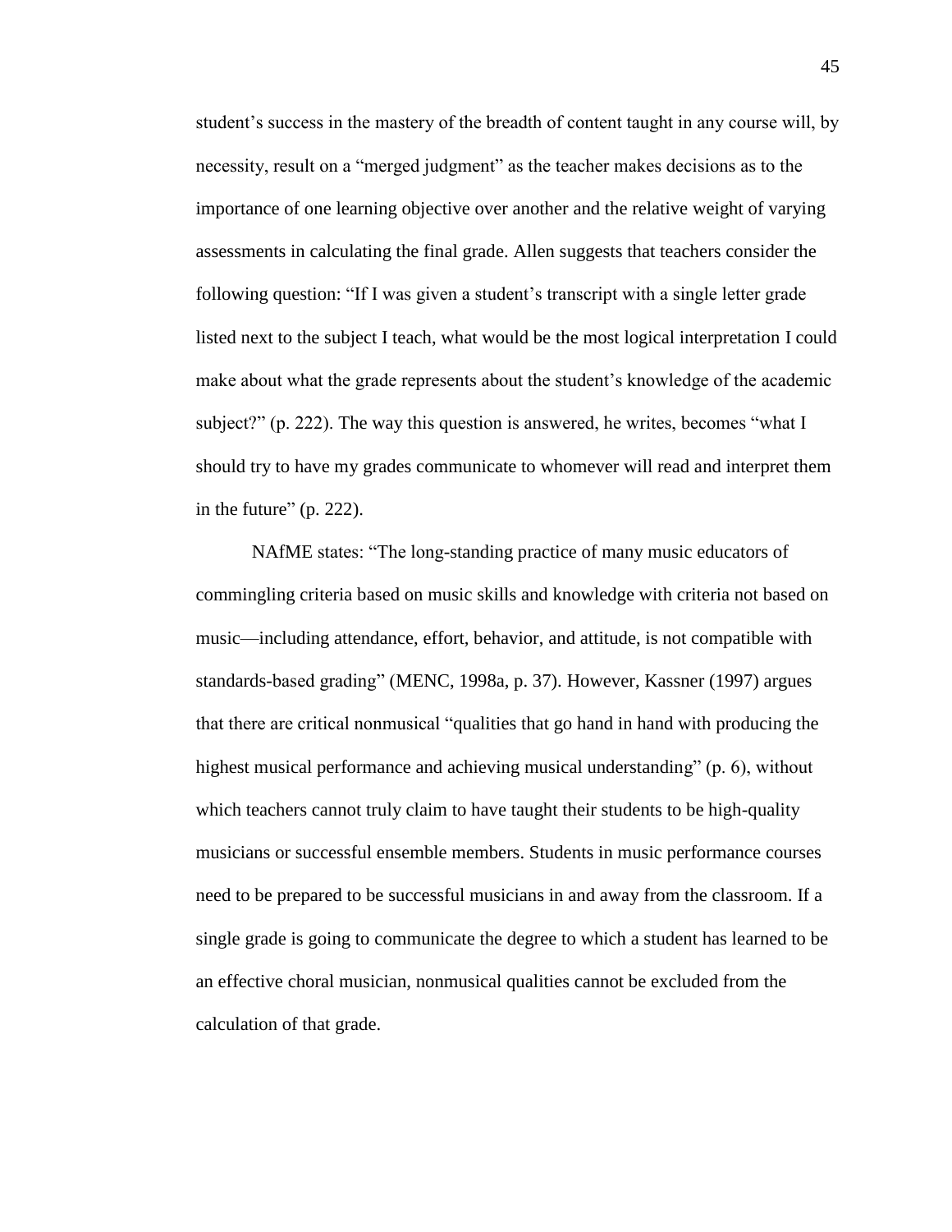student's success in the mastery of the breadth of content taught in any course will, by necessity, result on a "merged judgment" as the teacher makes decisions as to the importance of one learning objective over another and the relative weight of varying assessments in calculating the final grade. Allen suggests that teachers consider the following question: "If I was given a student's transcript with a single letter grade listed next to the subject I teach, what would be the most logical interpretation I could make about what the grade represents about the student's knowledge of the academic subject?" (p. 222). The way this question is answered, he writes, becomes "what I should try to have my grades communicate to whomever will read and interpret them in the future" (p. 222).

NAfME states: "The long-standing practice of many music educators of commingling criteria based on music skills and knowledge with criteria not based on music—including attendance, effort, behavior, and attitude, is not compatible with standards-based grading" (MENC, 1998a, p. 37). However, Kassner (1997) argues that there are critical nonmusical "qualities that go hand in hand with producing the highest musical performance and achieving musical understanding" (p. 6), without which teachers cannot truly claim to have taught their students to be high-quality musicians or successful ensemble members. Students in music performance courses need to be prepared to be successful musicians in and away from the classroom. If a single grade is going to communicate the degree to which a student has learned to be an effective choral musician, nonmusical qualities cannot be excluded from the calculation of that grade.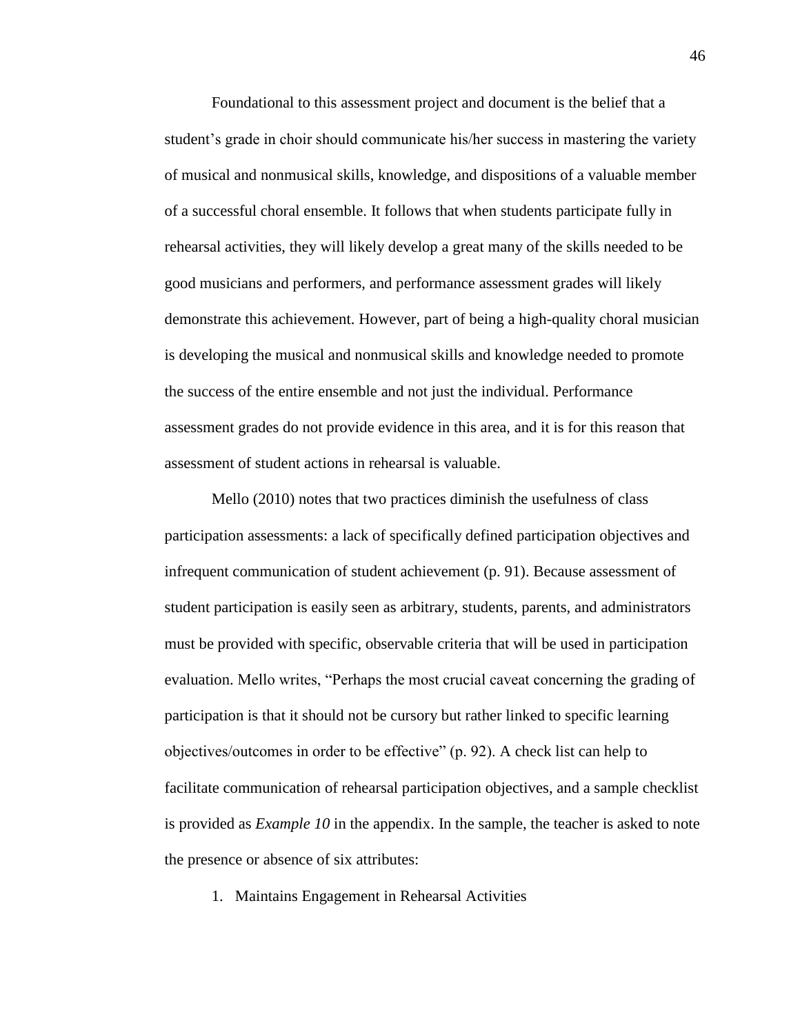Foundational to this assessment project and document is the belief that a student's grade in choir should communicate his/her success in mastering the variety of musical and nonmusical skills, knowledge, and dispositions of a valuable member of a successful choral ensemble. It follows that when students participate fully in rehearsal activities, they will likely develop a great many of the skills needed to be good musicians and performers, and performance assessment grades will likely demonstrate this achievement. However, part of being a high-quality choral musician is developing the musical and nonmusical skills and knowledge needed to promote the success of the entire ensemble and not just the individual. Performance assessment grades do not provide evidence in this area, and it is for this reason that assessment of student actions in rehearsal is valuable.

Mello (2010) notes that two practices diminish the usefulness of class participation assessments: a lack of specifically defined participation objectives and infrequent communication of student achievement (p. 91). Because assessment of student participation is easily seen as arbitrary, students, parents, and administrators must be provided with specific, observable criteria that will be used in participation evaluation. Mello writes, "Perhaps the most crucial caveat concerning the grading of participation is that it should not be cursory but rather linked to specific learning objectives/outcomes in order to be effective" (p. 92). A check list can help to facilitate communication of rehearsal participation objectives, and a sample checklist is provided as *Example 10* in the appendix. In the sample, the teacher is asked to note the presence or absence of six attributes:

1. Maintains Engagement in Rehearsal Activities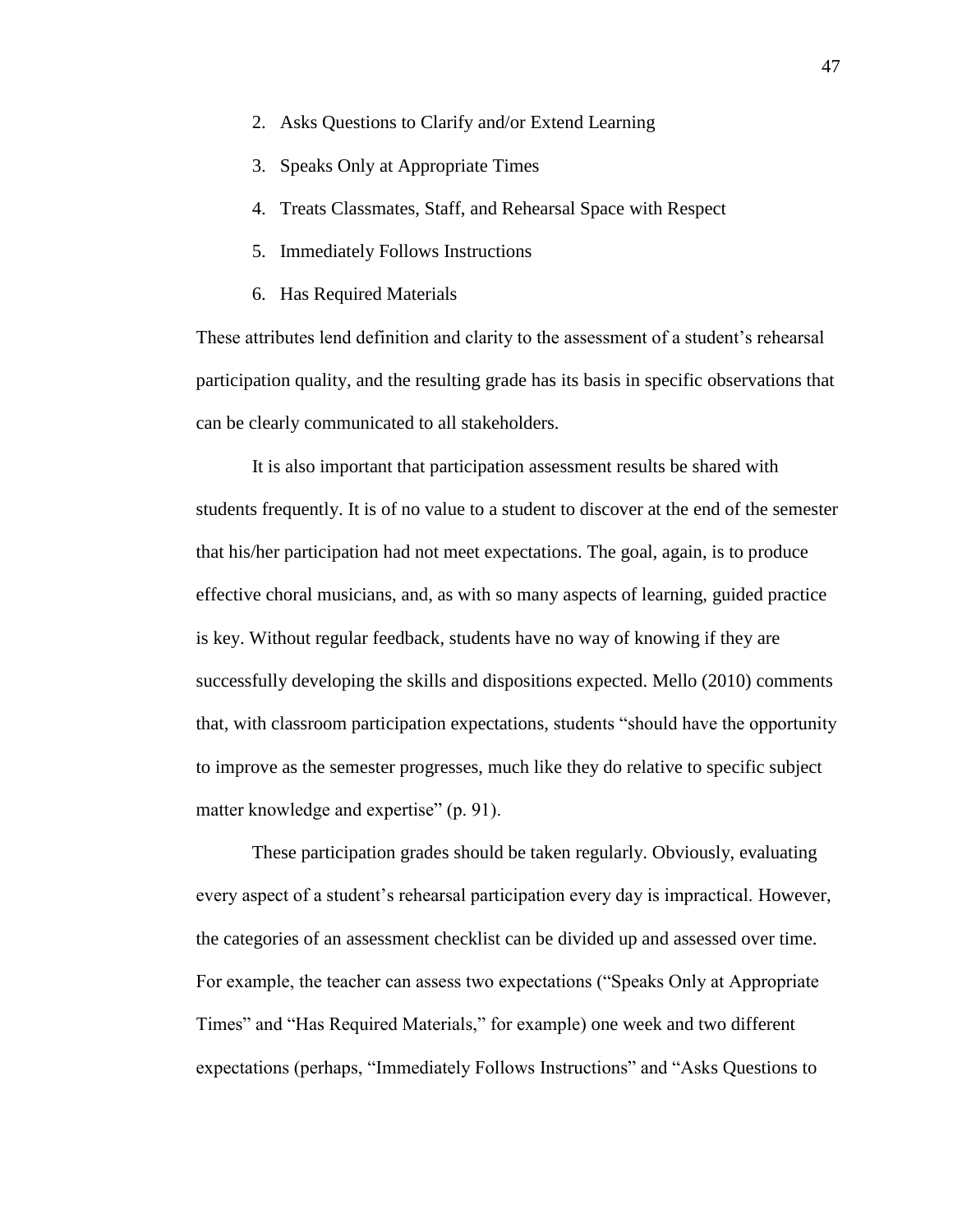2. Asks Questions to Clarify and/or Extend Learning
3. Speaks Only at Appropriate Times
4. Treats Classmates, Staff, and Rehearsal Space with Respect
5. Immediately Follows Instructions
6. Has Required Materials

These attributes lend definition and clarity to the assessment of a student's rehearsal participation quality, and the resulting grade has its basis in specific observations that can be clearly communicated to all stakeholders.

It is also important that participation assessment results be shared with students frequently. It is of no value to a student to discover at the end of the semester that his/her participation had not meet expectations. The goal, again, is to produce effective choral musicians, and, as with so many aspects of learning, guided practice is key. Without regular feedback, students have no way of knowing if they are successfully developing the skills and dispositions expected. Mello (2010) comments that, with classroom participation expectations, students "should have the opportunity to improve as the semester progresses, much like they do relative to specific subject matter knowledge and expertise" (p. 91).

These participation grades should be taken regularly. Obviously, evaluating every aspect of a student's rehearsal participation every day is impractical. However, the categories of an assessment checklist can be divided up and assessed over time. For example, the teacher can assess two expectations ("Speaks Only at Appropriate Times" and "Has Required Materials," for example) one week and two different expectations (perhaps, "Immediately Follows Instructions" and "Asks Questions to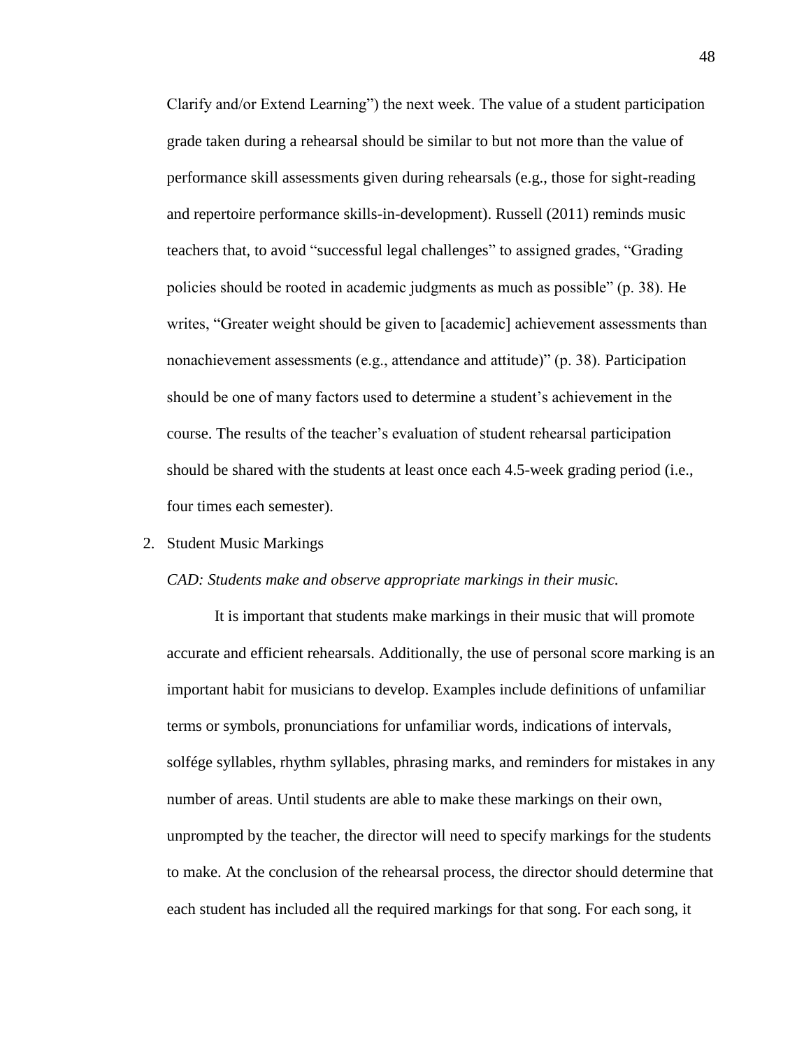Clarify and/or Extend Learning") the next week. The value of a student participation grade taken during a rehearsal should be similar to but not more than the value of performance skill assessments given during rehearsals (e.g., those for sight-reading and repertoire performance skills-in-development). Russell (2011) reminds music teachers that, to avoid "successful legal challenges" to assigned grades, "Grading policies should be rooted in academic judgments as much as possible" (p. 38). He writes, "Greater weight should be given to [academic] achievement assessments than nonachievement assessments (e.g., attendance and attitude)" (p. 38). Participation should be one of many factors used to determine a student's achievement in the course. The results of the teacher's evaluation of student rehearsal participation should be shared with the students at least once each 4.5-week grading period (i.e., four times each semester).

2. Student Music Markings

*CAD: Students make and observe appropriate markings in their music.*

It is important that students make markings in their music that will promote accurate and efficient rehearsals. Additionally, the use of personal score marking is an important habit for musicians to develop. Examples include definitions of unfamiliar terms or symbols, pronunciations for unfamiliar words, indications of intervals, solfége syllables, rhythm syllables, phrasing marks, and reminders for mistakes in any number of areas. Until students are able to make these markings on their own, unprompted by the teacher, the director will need to specify markings for the students to make. At the conclusion of the rehearsal process, the director should determine that each student has included all the required markings for that song. For each song, it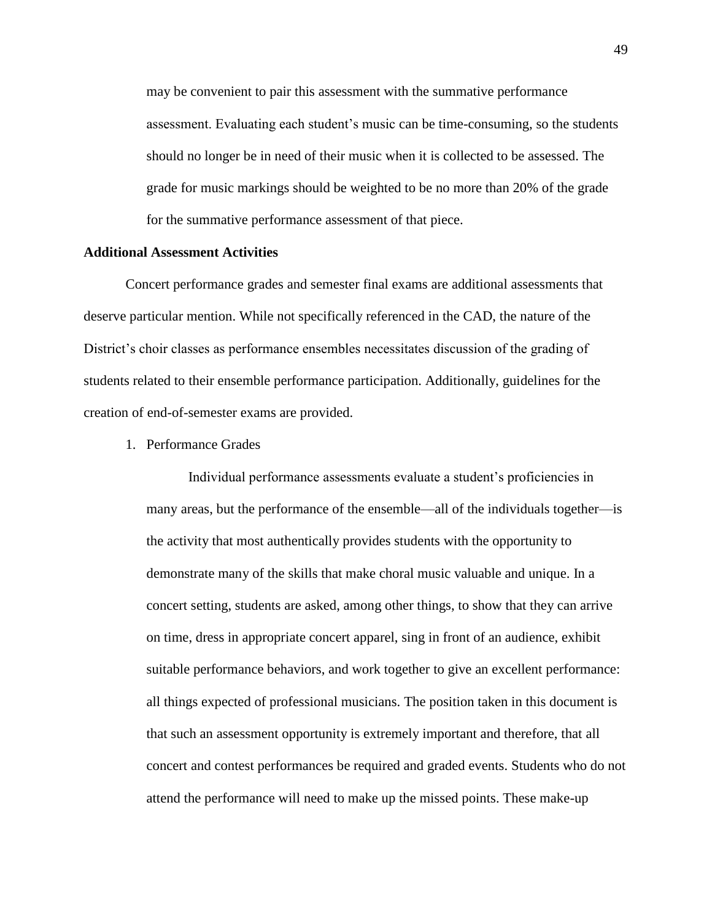may be convenient to pair this assessment with the summative performance assessment. Evaluating each student's music can be time-consuming, so the students should no longer be in need of their music when it is collected to be assessed. The grade for music markings should be weighted to be no more than 20% of the grade for the summative performance assessment of that piece.

**Additional Assessment Activities**

Concert performance grades and semester final exams are additional assessments that deserve particular mention. While not specifically referenced in the CAD, the nature of the District's choir classes as performance ensembles necessitates discussion of the grading of students related to their ensemble performance participation. Additionally, guidelines for the creation of end-of-semester exams are provided.

1. Performance Grades

   Individual performance assessments evaluate a student's proficiencies in many areas, but the performance of the ensemble—all of the individuals together—is the activity that most authentically provides students with the opportunity to demonstrate many of the skills that make choral music valuable and unique. In a concert setting, students are asked, among other things, to show that they can arrive on time, dress in appropriate concert apparel, sing in front of an audience, exhibit suitable performance behaviors, and work together to give an excellent performance: all things expected of professional musicians. The position taken in this document is that such an assessment opportunity is extremely important and therefore, that all concert and contest performances be required and graded events. Students who do not attend the performance will need to make up the missed points. These make-up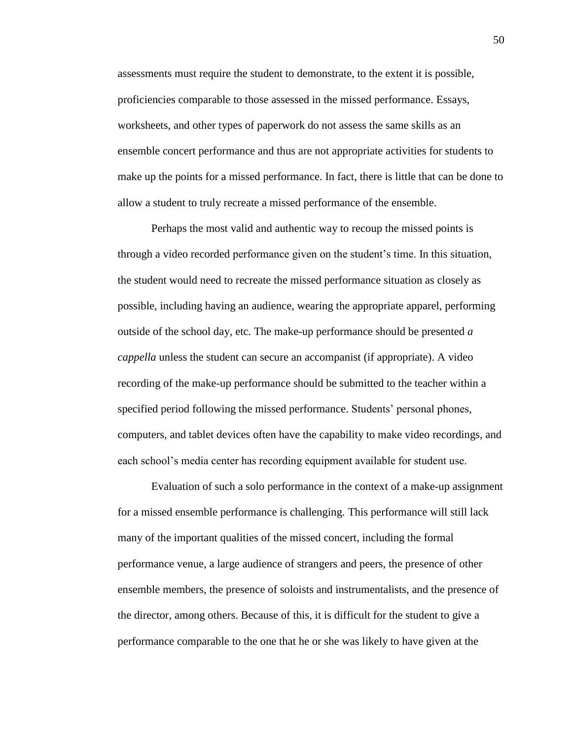assessments must require the student to demonstrate, to the extent it is possible, proficiencies comparable to those assessed in the missed performance. Essays, worksheets, and other types of paperwork do not assess the same skills as an ensemble concert performance and thus are not appropriate activities for students to make up the points for a missed performance. In fact, there is little that can be done to allow a student to truly recreate a missed performance of the ensemble.

Perhaps the most valid and authentic way to recoup the missed points is through a video recorded performance given on the student's time. In this situation, the student would need to recreate the missed performance situation as closely as possible, including having an audience, wearing the appropriate apparel, performing outside of the school day, etc. The make-up performance should be presented *a cappella* unless the student can secure an accompanist (if appropriate). A video recording of the make-up performance should be submitted to the teacher within a specified period following the missed performance. Students' personal phones, computers, and tablet devices often have the capability to make video recordings, and each school's media center has recording equipment available for student use.

Evaluation of such a solo performance in the context of a make-up assignment for a missed ensemble performance is challenging. This performance will still lack many of the important qualities of the missed concert, including the formal performance venue, a large audience of strangers and peers, the presence of other ensemble members, the presence of soloists and instrumentalists, and the presence of the director, among others. Because of this, it is difficult for the student to give a performance comparable to the one that he or she was likely to have given at the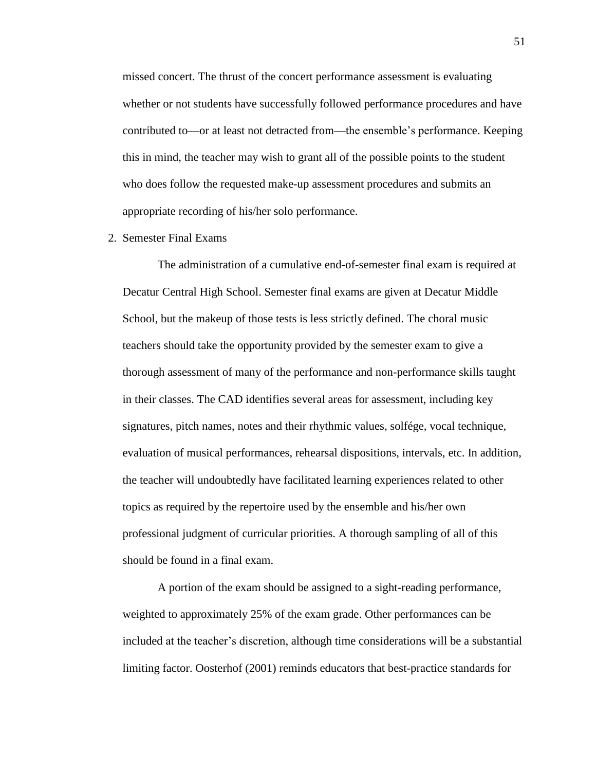missed concert. The thrust of the concert performance assessment is evaluating whether or not students have successfully followed performance procedures and have contributed to—or at least not detracted from—the ensemble's performance. Keeping this in mind, the teacher may wish to grant all of the possible points to the student who does follow the requested make-up assessment procedures and submits an appropriate recording of his/her solo performance.

2. Semester Final Exams

The administration of a cumulative end-of-semester final exam is required at Decatur Central High School. Semester final exams are given at Decatur Middle School, but the makeup of those tests is less strictly defined. The choral music teachers should take the opportunity provided by the semester exam to give a thorough assessment of many of the performance and non-performance skills taught in their classes. The CAD identifies several areas for assessment, including key signatures, pitch names, notes and their rhythmic values, solfége, vocal technique, evaluation of musical performances, rehearsal dispositions, intervals, etc. In addition, the teacher will undoubtedly have facilitated learning experiences related to other topics as required by the repertoire used by the ensemble and his/her own professional judgment of curricular priorities. A thorough sampling of all of this should be found in a final exam.

A portion of the exam should be assigned to a sight-reading performance, weighted to approximately 25% of the exam grade. Other performances can be included at the teacher's discretion, although time considerations will be a substantial limiting factor. Oosterhof (2001) reminds educators that best-practice standards for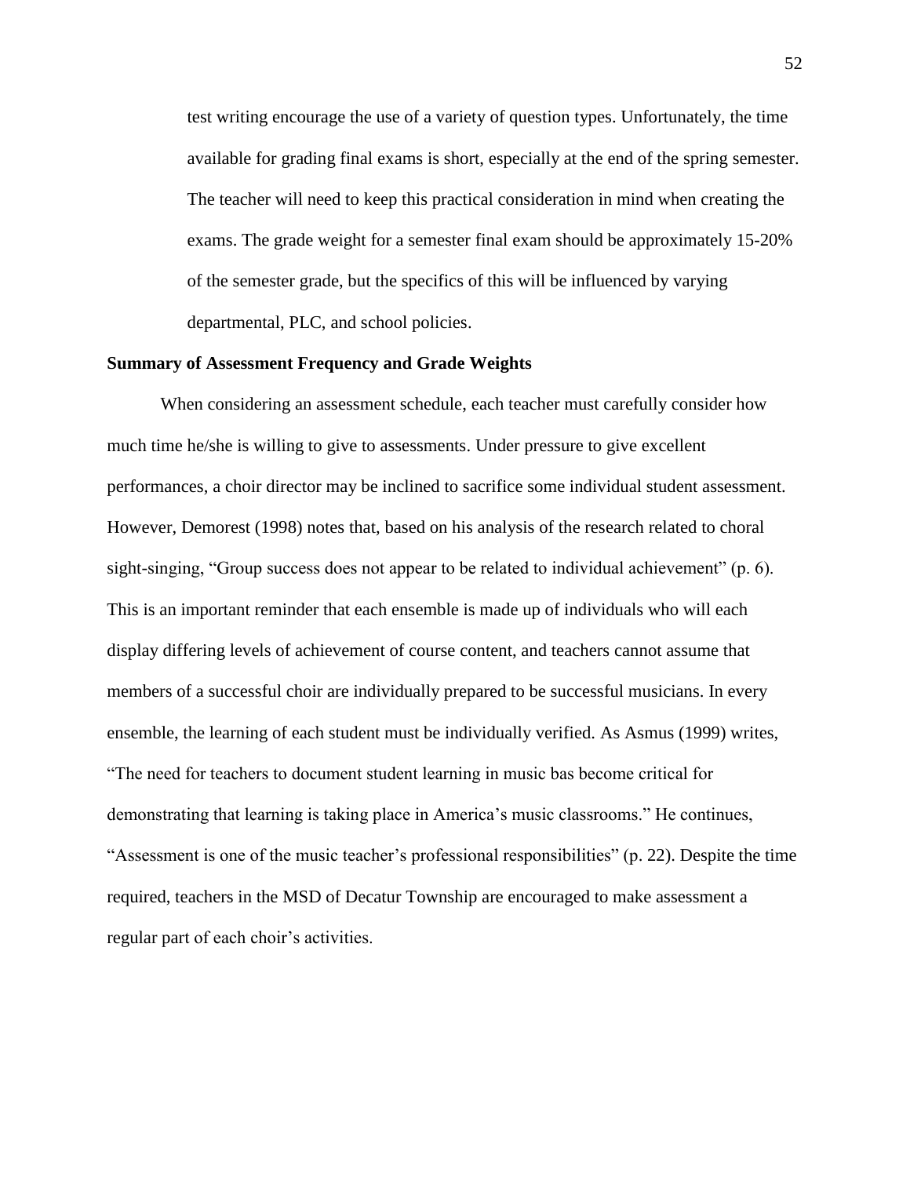test writing encourage the use of a variety of question types. Unfortunately, the time available for grading final exams is short, especially at the end of the spring semester. The teacher will need to keep this practical consideration in mind when creating the exams. The grade weight for a semester final exam should be approximately 15-20% of the semester grade, but the specifics of this will be influenced by varying departmental, PLC, and school policies.

**Summary of Assessment Frequency and Grade Weights**

When considering an assessment schedule, each teacher must carefully consider how much time he/she is willing to give to assessments. Under pressure to give excellent performances, a choir director may be inclined to sacrifice some individual student assessment. However, Demorest (1998) notes that, based on his analysis of the research related to choral sight-singing, "Group success does not appear to be related to individual achievement" (p. 6). This is an important reminder that each ensemble is made up of individuals who will each display differing levels of achievement of course content, and teachers cannot assume that members of a successful choir are individually prepared to be successful musicians. In every ensemble, the learning of each student must be individually verified. As Asmus (1999) writes, "The need for teachers to document student learning in music bas become critical for demonstrating that learning is taking place in America's music classrooms." He continues, "Assessment is one of the music teacher's professional responsibilities" (p. 22). Despite the time required, teachers in the MSD of Decatur Township are encouraged to make assessment a regular part of each choir's activities.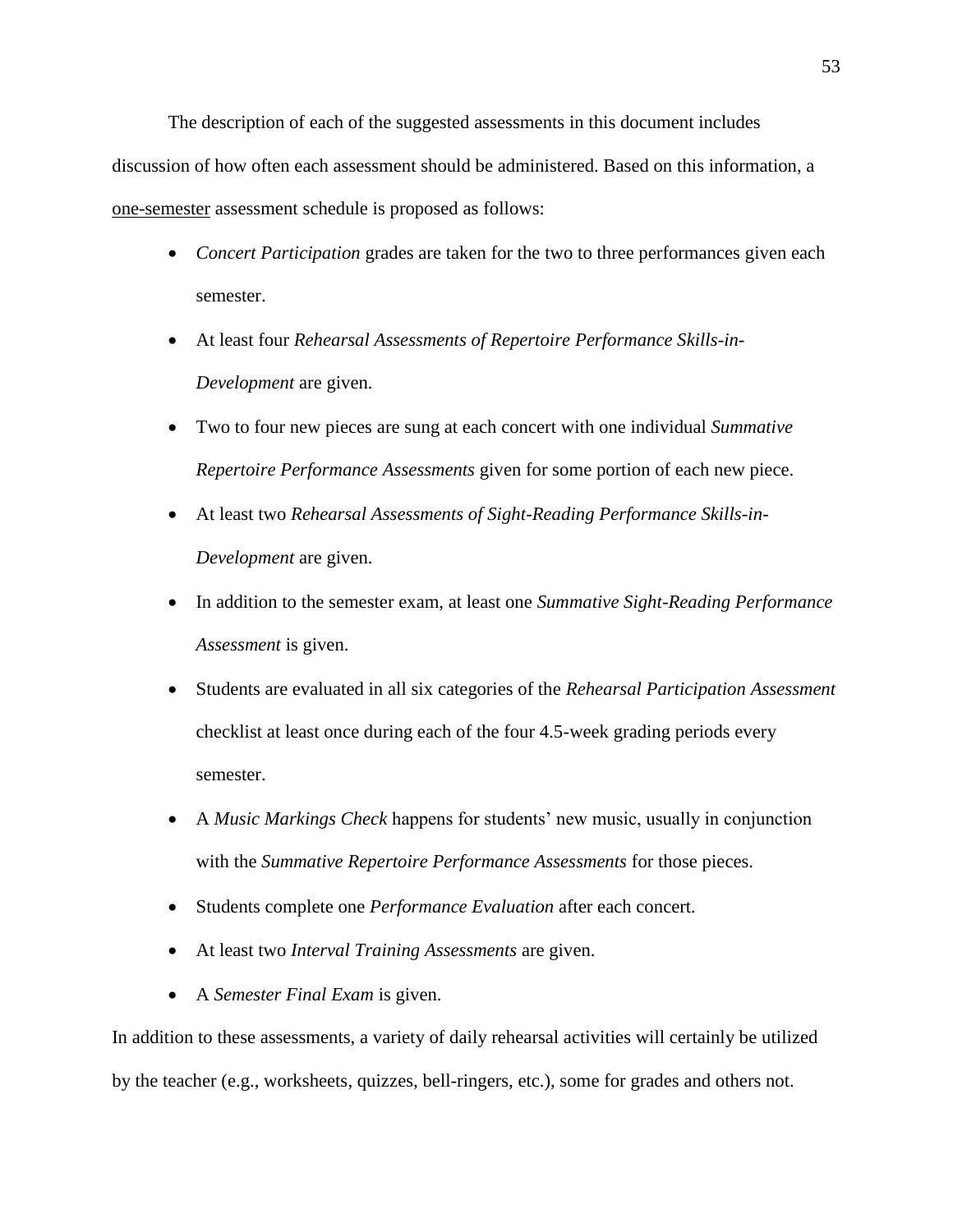The description of each of the suggested assessments in this document includes discussion of how often each assessment should be administered. Based on this information, a <u>one-semester</u> assessment schedule is proposed as follows:

- *Concert Participation* grades are taken for the two to three performances given each semester.
- At least four *Rehearsal Assessments of Repertoire Performance Skills-in-Development* are given.
- Two to four new pieces are sung at each concert with one individual *Summative Repertoire Performance Assessments* given for some portion of each new piece.
- At least two *Rehearsal Assessments of Sight-Reading Performance Skills-in-Development* are given.
- In addition to the semester exam, at least one *Summative Sight-Reading Performance Assessment* is given.
- Students are evaluated in all six categories of the *Rehearsal Participation Assessment* checklist at least once during each of the four 4.5-week grading periods every semester.
- A *Music Markings Check* happens for students' new music, usually in conjunction with the *Summative Repertoire Performance Assessments* for those pieces.
- Students complete one *Performance Evaluation* after each concert.
- At least two *Interval Training Assessments* are given.
- A *Semester Final Exam* is given.

In addition to these assessments, a variety of daily rehearsal activities will certainly be utilized by the teacher (e.g., worksheets, quizzes, bell-ringers, etc.), some for grades and others not.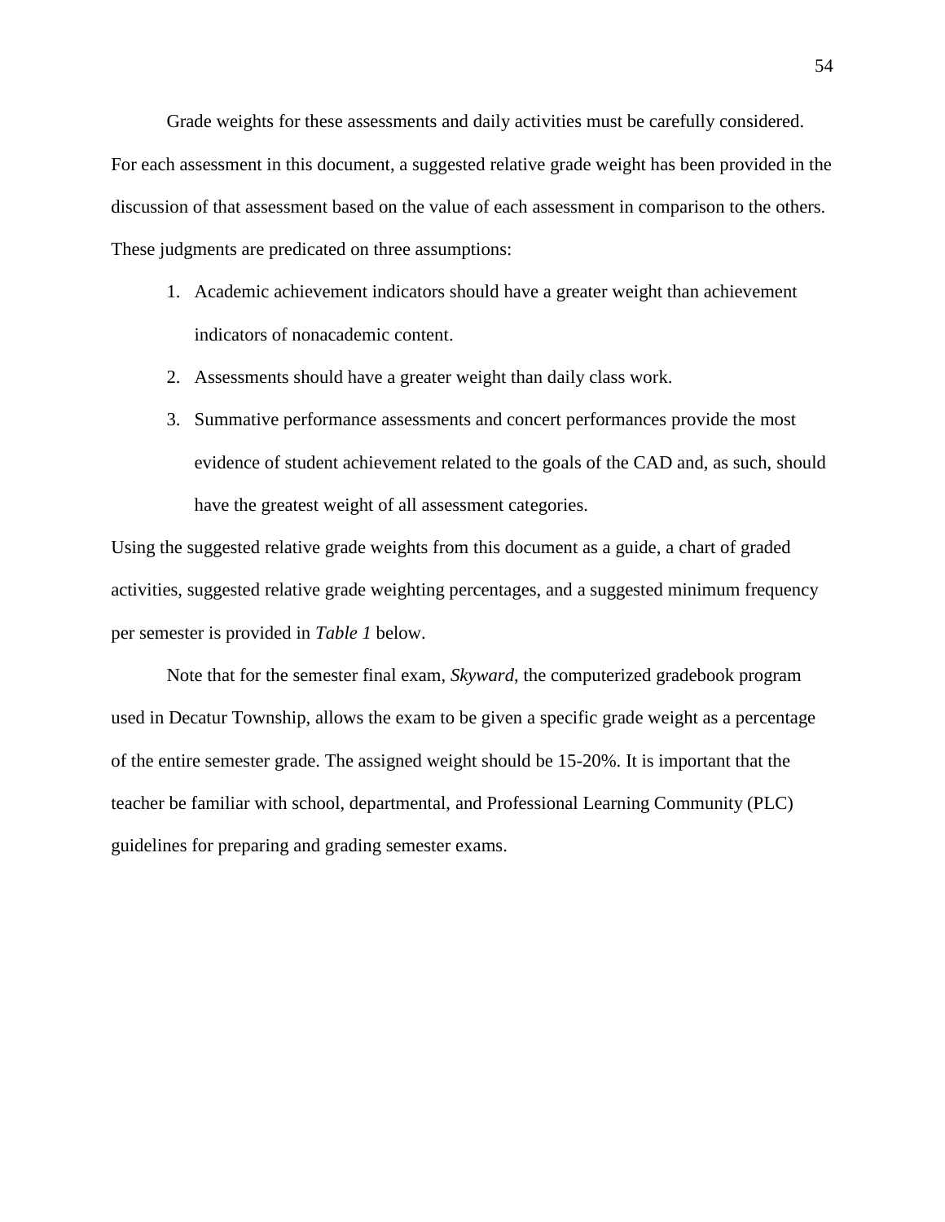Grade weights for these assessments and daily activities must be carefully considered. For each assessment in this document, a suggested relative grade weight has been provided in the discussion of that assessment based on the value of each assessment in comparison to the others. These judgments are predicated on three assumptions:

1. Academic achievement indicators should have a greater weight than achievement indicators of nonacademic content.
2. Assessments should have a greater weight than daily class work.
3. Summative performance assessments and concert performances provide the most evidence of student achievement related to the goals of the CAD and, as such, should have the greatest weight of all assessment categories.

Using the suggested relative grade weights from this document as a guide, a chart of graded activities, suggested relative grade weighting percentages, and a suggested minimum frequency per semester is provided in *Table 1* below.

Note that for the semester final exam, *Skyward*, the computerized gradebook program used in Decatur Township, allows the exam to be given a specific grade weight as a percentage of the entire semester grade. The assigned weight should be 15-20%. It is important that the teacher be familiar with school, departmental, and Professional Learning Community (PLC) guidelines for preparing and grading semester exams.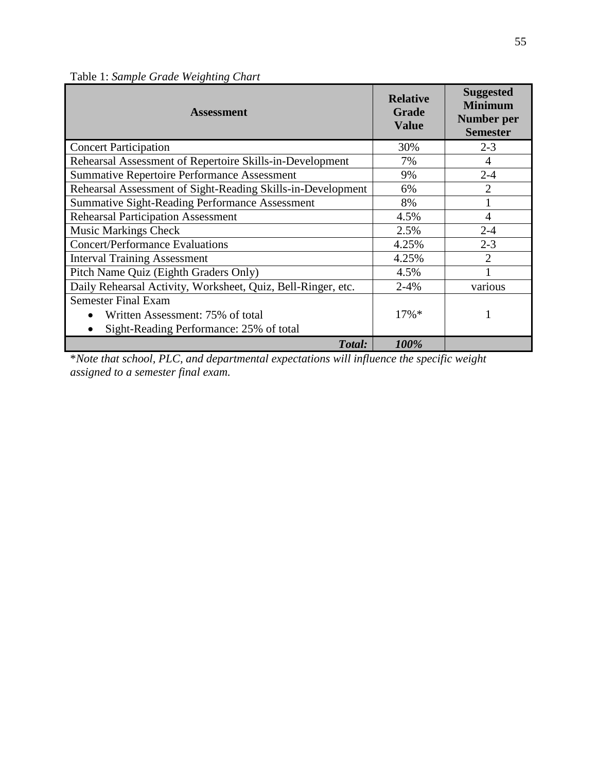Table 1: *Sample Grade Weighting Chart*

| Assessment | Relative Grade Value | Suggested Minimum Number per Semester |
|---|---|---|
| Concert Participation | 30% | 2-3 |
| Rehearsal Assessment of Repertoire Skills-in-Development | 7% | 4 |
| Summative Repertoire Performance Assessment | 9% | 2-4 |
| Rehearsal Assessment of Sight-Reading Skills-in-Development | 6% | 2 |
| Summative Sight-Reading Performance Assessment | 8% | 1 |
| Rehearsal Participation Assessment | 4.5% | 4 |
| Music Markings Check | 2.5% | 2-4 |
| Concert/Performance Evaluations | 4.25% | 2-3 |
| Interval Training Assessment | 4.25% | 2 |
| Pitch Name Quiz (Eighth Graders Only) | 4.5% | 1 |
| Daily Rehearsal Activity, Worksheet, Quiz, Bell-Ringer, etc. | 2-4% | various |
| Semester Final Exam <br> • Written Assessment: 75% of total <br> • Sight-Reading Performance: 25% of total | 17%* | 1 |
| ***Total:*** | ***100%*** | |

*\*Note that school, PLC, and departmental expectations will influence the specific weight assigned to a semester final exam.*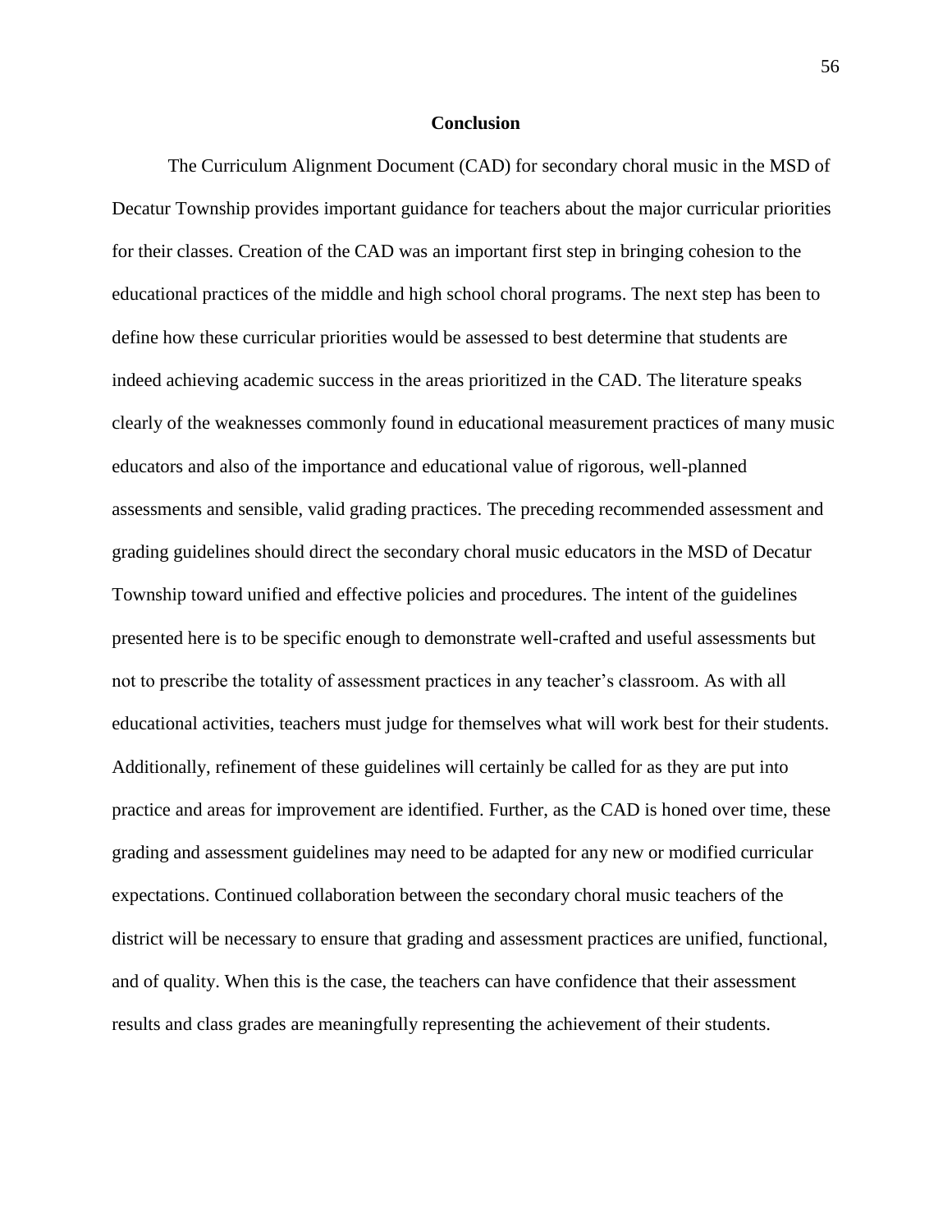## Conclusion

The Curriculum Alignment Document (CAD) for secondary choral music in the MSD of Decatur Township provides important guidance for teachers about the major curricular priorities for their classes. Creation of the CAD was an important first step in bringing cohesion to the educational practices of the middle and high school choral programs. The next step has been to define how these curricular priorities would be assessed to best determine that students are indeed achieving academic success in the areas prioritized in the CAD. The literature speaks clearly of the weaknesses commonly found in educational measurement practices of many music educators and also of the importance and educational value of rigorous, well-planned assessments and sensible, valid grading practices. The preceding recommended assessment and grading guidelines should direct the secondary choral music educators in the MSD of Decatur Township toward unified and effective policies and procedures. The intent of the guidelines presented here is to be specific enough to demonstrate well-crafted and useful assessments but not to prescribe the totality of assessment practices in any teacher's classroom. As with all educational activities, teachers must judge for themselves what will work best for their students. Additionally, refinement of these guidelines will certainly be called for as they are put into practice and areas for improvement are identified. Further, as the CAD is honed over time, these grading and assessment guidelines may need to be adapted for any new or modified curricular expectations. Continued collaboration between the secondary choral music teachers of the district will be necessary to ensure that grading and assessment practices are unified, functional, and of quality. When this is the case, the teachers can have confidence that their assessment results and class grades are meaningfully representing the achievement of their students.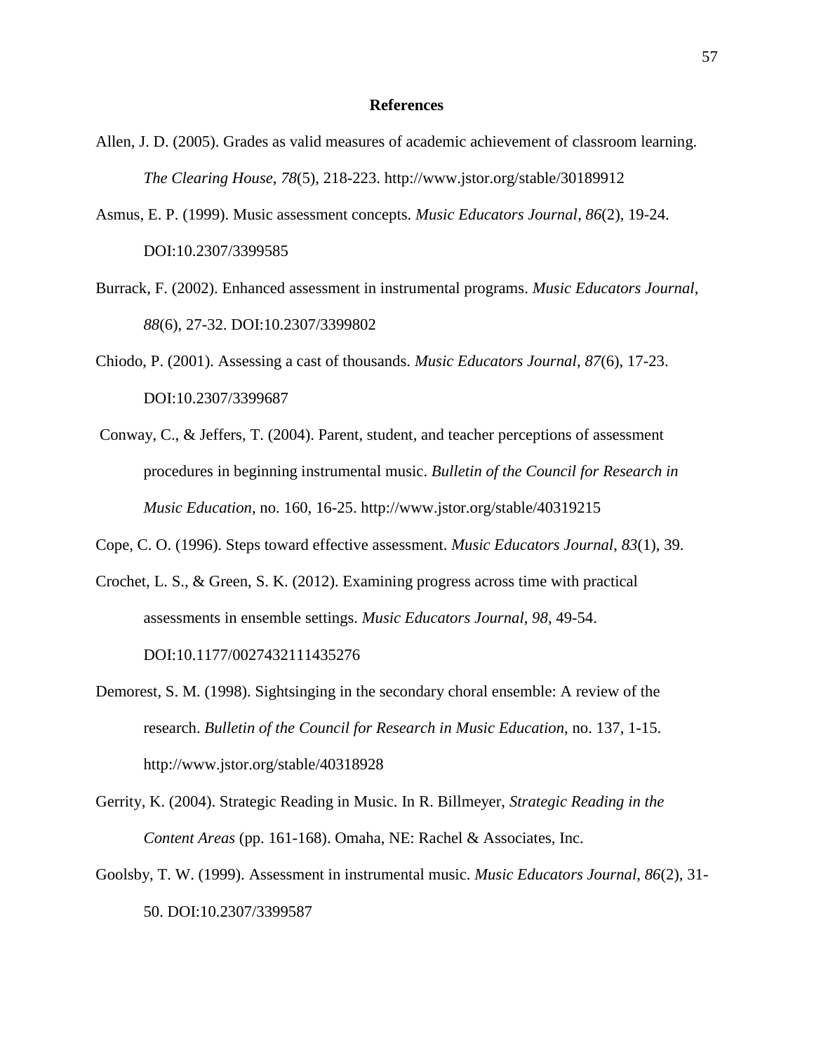# References

Allen, J. D. (2005). Grades as valid measures of academic achievement of classroom learning. *The Clearing House*, *78*(5), 218-223. http://www.jstor.org/stable/30189912

Asmus, E. P. (1999). Music assessment concepts. *Music Educators Journal*, *86*(2), 19-24. DOI:10.2307/3399585

Burrack, F. (2002). Enhanced assessment in instrumental programs. *Music Educators Journal*, *88*(6), 27-32. DOI:10.2307/3399802

Chiodo, P. (2001). Assessing a cast of thousands. *Music Educators Journal*, *87*(6), 17-23. DOI:10.2307/3399687

Conway, C., & Jeffers, T. (2004). Parent, student, and teacher perceptions of assessment procedures in beginning instrumental music. *Bulletin of the Council for Research in Music Education*, no. 160, 16-25. http://www.jstor.org/stable/40319215

Cope, C. O. (1996). Steps toward effective assessment. *Music Educators Journal, 83*(1), 39.

Crochet, L. S., & Green, S. K. (2012). Examining progress across time with practical assessments in ensemble settings. *Music Educators Journal, 98*, 49-54. DOI:10.1177/0027432111435276

Demorest, S. M. (1998). Sightsinging in the secondary choral ensemble: A review of the research. *Bulletin of the Council for Research in Music Education*, no. 137, 1-15. http://www.jstor.org/stable/40318928

Gerrity, K. (2004). Strategic Reading in Music. In R. Billmeyer, *Strategic Reading in the Content Areas* (pp. 161-168). Omaha, NE: Rachel & Associates, Inc.

Goolsby, T. W. (1999). Assessment in instrumental music. *Music Educators Journal*, *86*(2), 31-50. DOI:10.2307/3399587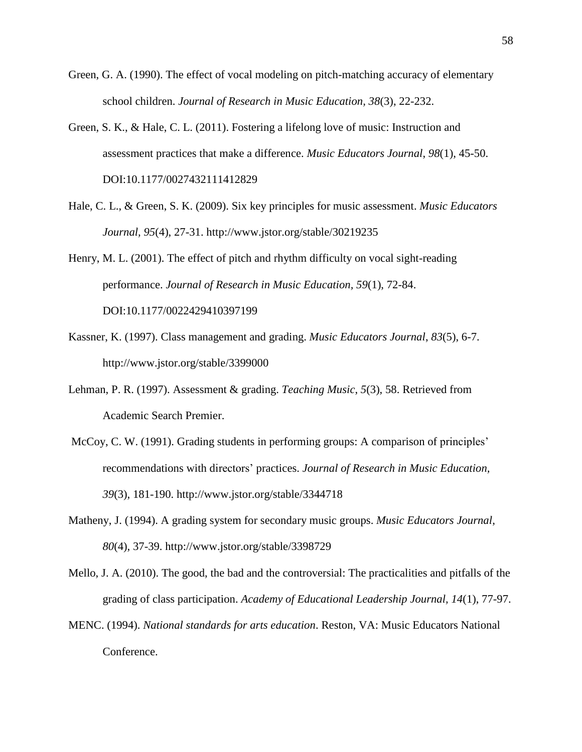Green, G. A. (1990). The effect of vocal modeling on pitch-matching accuracy of elementary school children. *Journal of Research in Music Education, 38*(3), 22-232.

Green, S. K., & Hale, C. L. (2011). Fostering a lifelong love of music: Instruction and assessment practices that make a difference. *Music Educators Journal*, *98*(1), 45-50. DOI:10.1177/0027432111412829

Hale, C. L., & Green, S. K. (2009). Six key principles for music assessment. *Music Educators Journal, 95*(4), 27-31. http://www.jstor.org/stable/30219235

Henry, M. L. (2001). The effect of pitch and rhythm difficulty on vocal sight-reading performance. *Journal of Research in Music Education, 59*(1), 72-84. DOI:10.1177/0022429410397199

Kassner, K. (1997). Class management and grading. *Music Educators Journal*, *83*(5), 6-7. http://www.jstor.org/stable/3399000

Lehman, P. R. (1997). Assessment & grading. *Teaching Music, 5*(3), 58. Retrieved from Academic Search Premier.

McCoy, C. W. (1991). Grading students in performing groups: A comparison of principles' recommendations with directors' practices. *Journal of Research in Music Education, 39*(3), 181-190. http://www.jstor.org/stable/3344718

Matheny, J. (1994). A grading system for secondary music groups. *Music Educators Journal*, *80*(4), 37-39. http://www.jstor.org/stable/3398729

Mello, J. A. (2010). The good, the bad and the controversial: The practicalities and pitfalls of the grading of class participation. *Academy of Educational Leadership Journal, 14*(1), 77-97.

MENC. (1994). *National standards for arts education*. Reston, VA: Music Educators National Conference.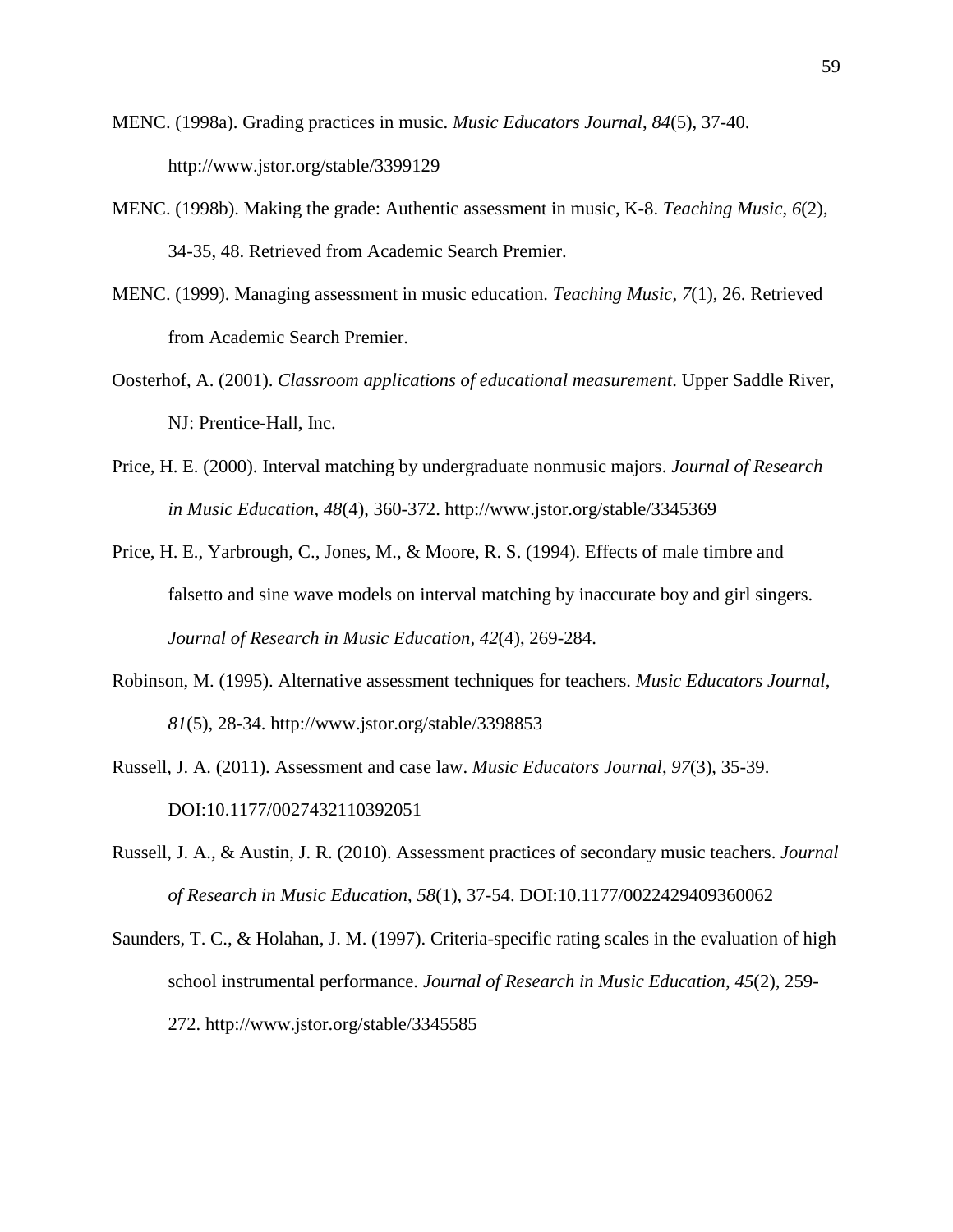MENC. (1998a). Grading practices in music. *Music Educators Journal*, *84*(5), 37-40. http://www.jstor.org/stable/3399129

MENC. (1998b). Making the grade: Authentic assessment in music, K-8. *Teaching Music*, *6*(2), 34-35, 48. Retrieved from Academic Search Premier.

MENC. (1999). Managing assessment in music education. *Teaching Music*, *7*(1), 26. Retrieved from Academic Search Premier.

Oosterhof, A. (2001). *Classroom applications of educational measurement*. Upper Saddle River, NJ: Prentice-Hall, Inc.

Price, H. E. (2000). Interval matching by undergraduate nonmusic majors. *Journal of Research in Music Education*, *48*(4), 360-372. http://www.jstor.org/stable/3345369

Price, H. E., Yarbrough, C., Jones, M., & Moore, R. S. (1994). Effects of male timbre and falsetto and sine wave models on interval matching by inaccurate boy and girl singers. *Journal of Research in Music Education*, *42*(4), 269-284.

Robinson, M. (1995). Alternative assessment techniques for teachers. *Music Educators Journal*, *81*(5), 28-34. http://www.jstor.org/stable/3398853

Russell, J. A. (2011). Assessment and case law. *Music Educators Journal*, *97*(3), 35-39. DOI:10.1177/0027432110392051

Russell, J. A., & Austin, J. R. (2010). Assessment practices of secondary music teachers. *Journal of Research in Music Education*, *58*(1), 37-54. DOI:10.1177/0022429409360062

Saunders, T. C., & Holahan, J. M. (1997). Criteria-specific rating scales in the evaluation of high school instrumental performance. *Journal of Research in Music Education*, *45*(2), 259-272. http://www.jstor.org/stable/3345585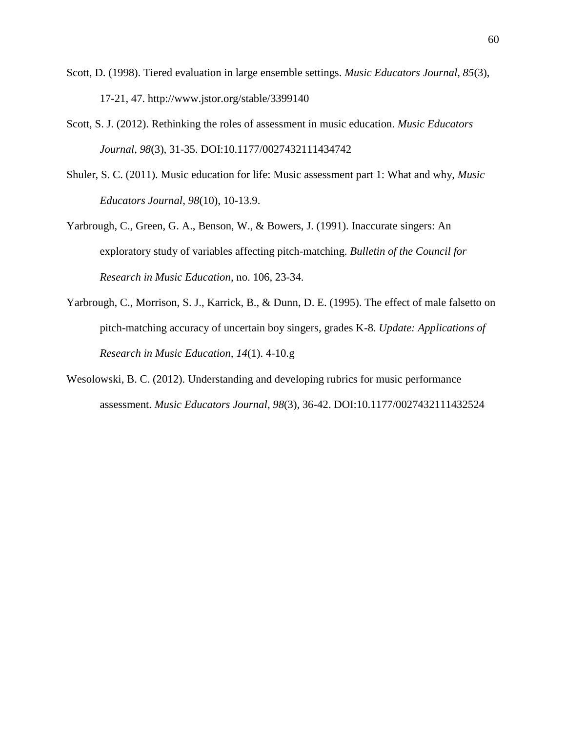Scott, D. (1998). Tiered evaluation in large ensemble settings. *Music Educators Journal*, *85*(3), 17-21, 47. http://www.jstor.org/stable/3399140

Scott, S. J. (2012). Rethinking the roles of assessment in music education. *Music Educators Journal*, *98*(3), 31-35. DOI:10.1177/0027432111434742

Shuler, S. C. (2011). Music education for life: Music assessment part 1: What and why, *Music Educators Journal*, *98*(10), 10-13.9.

Yarbrough, C., Green, G. A., Benson, W., & Bowers, J. (1991). Inaccurate singers: An exploratory study of variables affecting pitch-matching. *Bulletin of the Council for Research in Music Education*, no. 106, 23-34.

Yarbrough, C., Morrison, S. J., Karrick, B., & Dunn, D. E. (1995). The effect of male falsetto on pitch-matching accuracy of uncertain boy singers, grades K-8. *Update: Applications of Research in Music Education, 14*(1). 4-10.g

Wesolowski, B. C. (2012). Understanding and developing rubrics for music performance assessment. *Music Educators Journal*, *98*(3), 36-42. DOI:10.1177/0027432111432524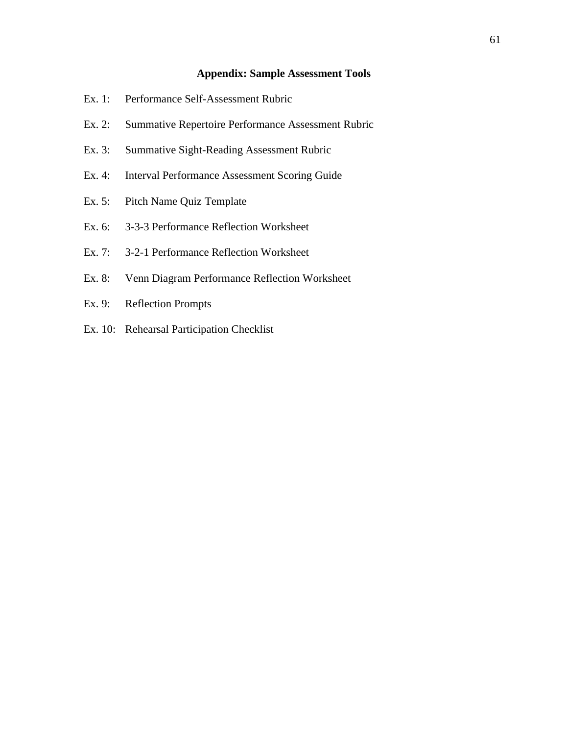# Appendix: Sample Assessment Tools

Ex. 1: Performance Self-Assessment Rubric

Ex. 2: Summative Repertoire Performance Assessment Rubric

Ex. 3: Summative Sight-Reading Assessment Rubric

Ex. 4: Interval Performance Assessment Scoring Guide

Ex. 5: Pitch Name Quiz Template

Ex. 6: 3-3-3 Performance Reflection Worksheet

Ex. 7: 3-2-1 Performance Reflection Worksheet

Ex. 8: Venn Diagram Performance Reflection Worksheet

Ex. 9: Reflection Prompts

Ex. 10: Rehearsal Participation Checklist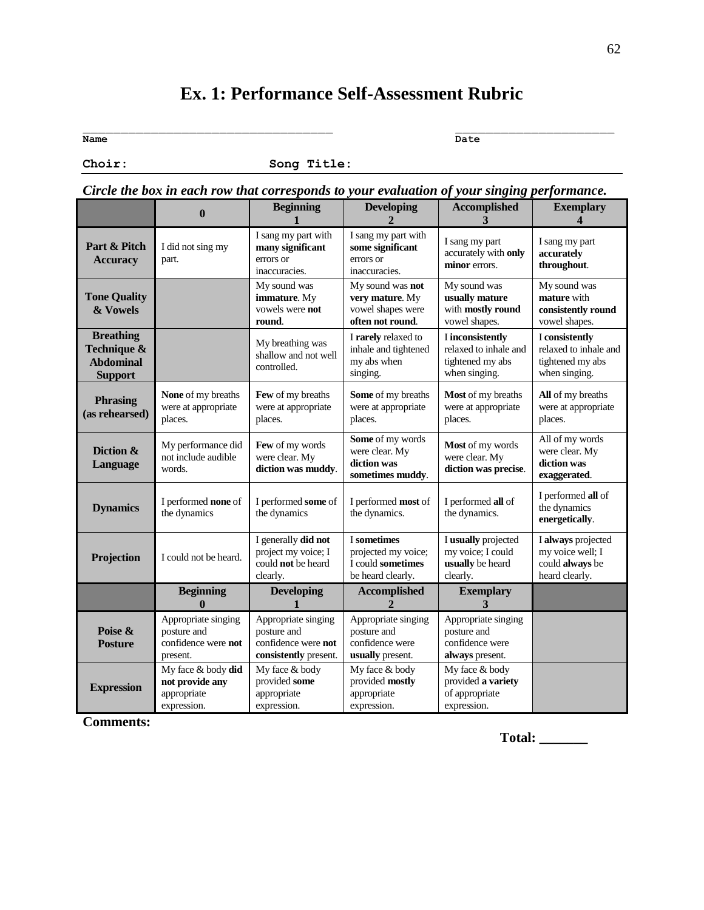# Ex. 1: Performance Self-Assessment Rubric

______________________________________ Name  ________________________ Date

**Choir:** **Song Title:**

***Circle the box in each row that corresponds to your evaluation of your singing performance.***

| | 0 | Beginning 1 | Developing 2 | Accomplished 3 | Exemplary 4 |
|---|---|---|---|---|---|
| **Part & Pitch Accuracy** | I did not sing my part. | I sang my part with **many significant** errors or inaccuracies. | I sang my part with **some significant** errors or inaccuracies. | I sang my part accurately with **only minor** errors. | I sang my part **accurately throughout**. |
| **Tone Quality & Vowels** | | My sound was **immature**. My vowels were **not round**. | My sound was **not very mature**. My vowel shapes were **often not round**. | My sound was **usually mature** with **mostly round** vowel shapes. | My sound was **mature** with **consistently round** vowel shapes. |
| **Breathing Technique & Abdominal Support** | | My breathing was shallow and not well controlled. | I **rarely** relaxed to inhale and tightened my abs when singing. | I **inconsistently** relaxed to inhale and tightened my abs when singing. | I **consistently** relaxed to inhale and tightened my abs when singing. |
| **Phrasing (as rehearsed)** | **None** of my breaths were at appropriate places. | **Few** of my breaths were at appropriate places. | **Some** of my breaths were at appropriate places. | **Most** of my breaths were at appropriate places. | **All** of my breaths were at appropriate places. |
| **Diction & Language** | My performance did not include audible words. | **Few** of my words were clear. My **diction was muddy**. | **Some** of my words were clear. My **diction was sometimes muddy**. | **Most** of my words were clear. My **diction was precise**. | All of my words were clear. My **diction was exaggerated**. |
| **Dynamics** | I performed **none** of the dynamics | I performed **some** of the dynamics | I performed **most** of the dynamics. | I performed **all** of the dynamics. | I performed **all** of the dynamics **energetically**. |
| **Projection** | I could not be heard. | I generally **did not** project my voice; I could **not** be heard clearly. | I **sometimes** projected my voice; I could **sometimes** be heard clearly. | I **usually** projected my voice; I could **usually** be heard clearly. | I **always** projected my voice well; I could **always** be heard clearly. |
| | **Beginning 0** | **Developing 1** | **Accomplished 2** | **Exemplary 3** | |
| **Poise & Posture** | Appropriate singing posture and confidence were **not** present. | Appropriate singing posture and confidence were **not consistently** present. | Appropriate singing posture and confidence were **usually** present. | Appropriate singing posture and confidence were **always** present. | |
| **Expression** | My face & body **did not provide any** appropriate expression. | My face & body provided **some** appropriate expression. | My face & body provided **mostly** appropriate expression. | My face & body provided **a variety** of appropriate expression. | |

**Comments:**

**Total: _______**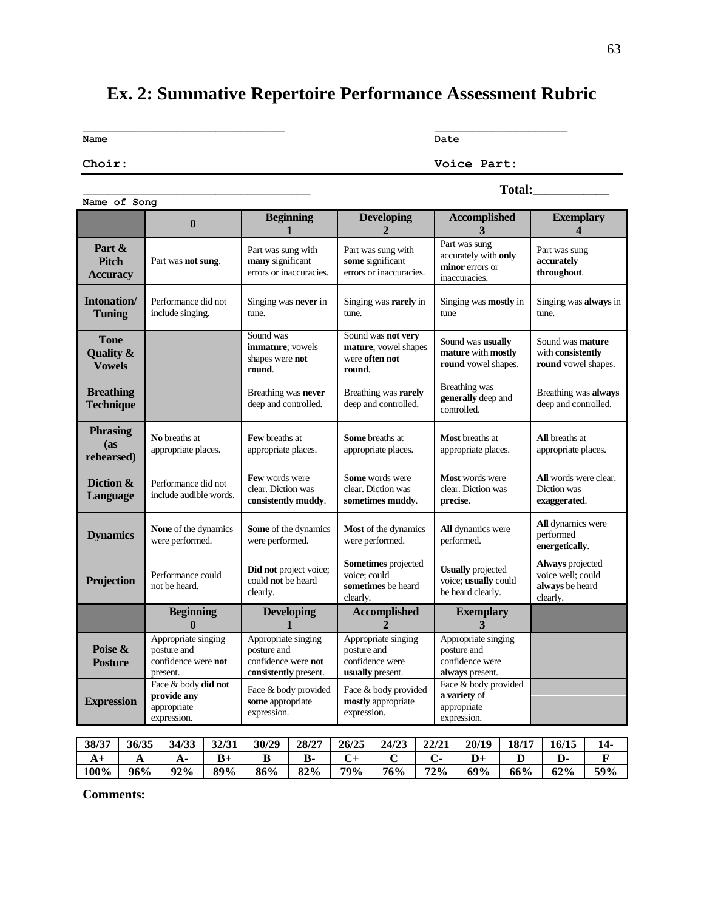# Ex. 2: Summative Repertoire Performance Assessment Rubric

________________________________ ____________________

**Name** **Date**

**Choir:** **Voice Part:**

___________________________________ **Total:___________**

**Name of Song**

| | 0 | Beginning 1 | Developing 2 | Accomplished 3 | Exemplary 4 |
|---|---|---|---|---|---|
| **Part & Pitch Accuracy** | Part was **not sung**. | Part was sung with **many** significant errors or inaccuracies. | Part was sung with **some** significant errors or inaccuracies. | Part was sung accurately with **only minor** errors or inaccuracies. | Part was sung **accurately throughout**. |
| **Intonation/ Tuning** | Performance did not include singing. | Singing was **never** in tune. | Singing was **rarely** in tune. | Singing was **mostly** in tune | Singing was **always** in tune. |
| **Tone Quality & Vowels** | | Sound was **immature**; vowels shapes were **not round**. | Sound was **not very mature**; vowel shapes were **often not round**. | Sound was **usually mature** with **mostly round** vowel shapes. | Sound was **mature** with **consistently round** vowel shapes. |
| **Breathing Technique** | | Breathing was **never** deep and controlled. | Breathing was **rarely** deep and controlled. | Breathing was **generally** deep and controlled. | Breathing was **always** deep and controlled. |
| **Phrasing (as rehearsed)** | **No** breaths at appropriate places. | **Few** breaths at appropriate places. | **Some** breaths at appropriate places. | **Most** breaths at appropriate places. | **All** breaths at appropriate places. |
| **Diction & Language** | Performance did not include audible words. | **Few** words were clear. Diction was **consistently muddy**. | **Some** words were clear. Diction was **sometimes muddy**. | **Most** words were clear. Diction was **precise**. | **All** words were clear. Diction was **exaggerated**. |
| **Dynamics** | **None** of the dynamics were performed. | **Some** of the dynamics were performed. | **Most** of the dynamics were performed. | **All** dynamics were performed. | **All** dynamics were performed **energetically**. |
| **Projection** | Performance could not be heard. | **Did not** project voice; could **not** be heard clearly. | **Sometimes** projected voice; could **sometimes** be heard clearly. | **Usually** projected voice; **usually** could be heard clearly. | **Always** projected voice well; could **always** be heard clearly. |
| | **Beginning 0** | **Developing 1** | **Accomplished 2** | **Exemplary 3** | |
| **Poise & Posture** | Appropriate singing posture and confidence were **not** present. | Appropriate singing posture and confidence were **not consistently** present. | Appropriate singing posture and confidence were **usually** present. | Appropriate singing posture and confidence were **always** present. | |
| **Expression** | Face & body **did not provide any** appropriate expression. | Face & body provided **some** appropriate expression. | Face & body provided **mostly** appropriate expression. | Face & body provided **a variety** of appropriate expression. | |

| 38/37 | 36/35 | 34/33 | 32/31 | 30/29 | 28/27 | 26/25 | 24/23 | 22/21 | 20/19 | 18/17 | 16/15 | 14- |
|---|---|---|---|---|---|---|---|---|---|---|---|---|
| A+ | A | A- | B+ | B | B- | C+ | C | C- | D+ | D | D- | F |
| 100% | 96% | 92% | 89% | 86% | 82% | 79% | 76% | 72% | 69% | 66% | 62% | 59% |

**Comments:**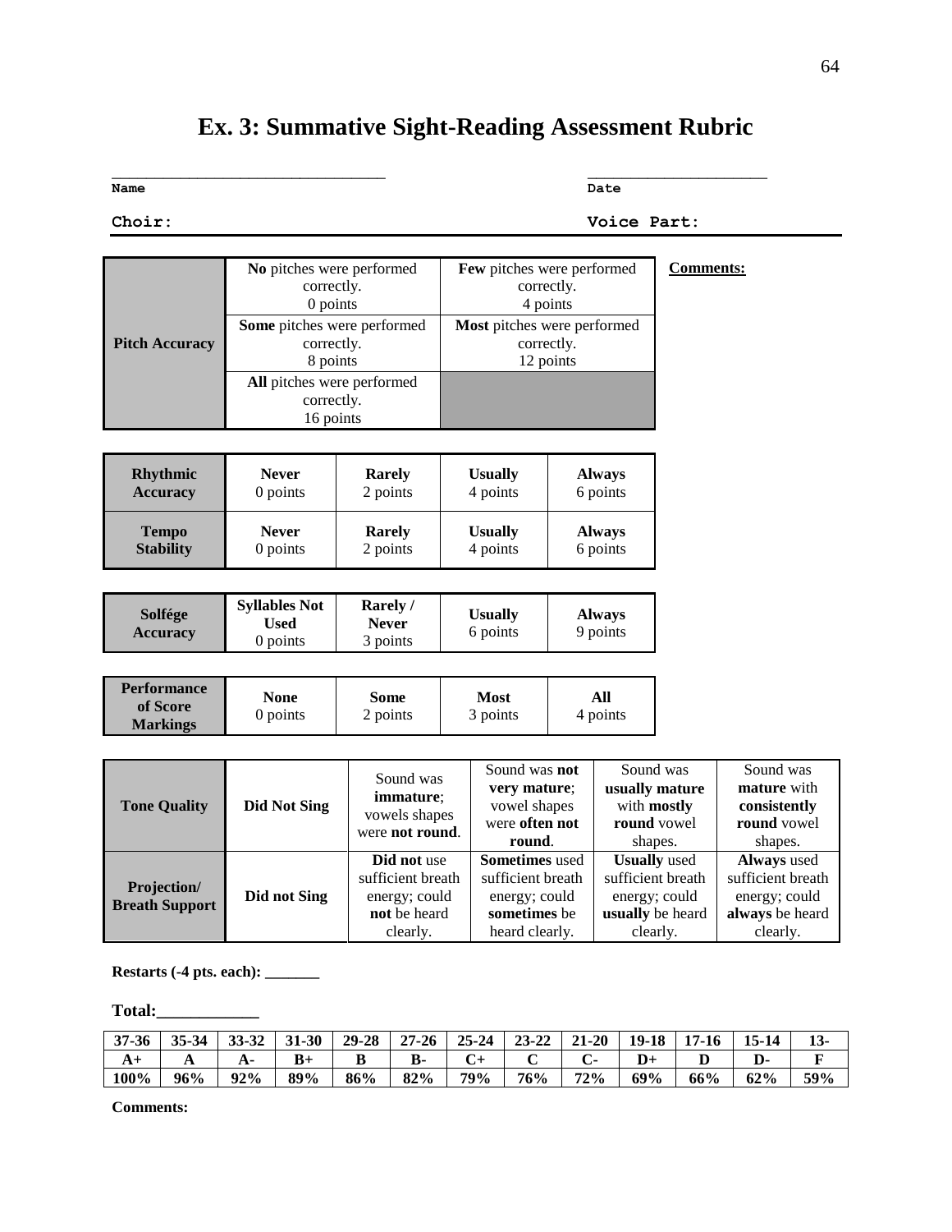# Ex. 3: Summative Sight-Reading Assessment Rubric

Name ______________________________ Date ____________________

Choir: Voice Part:

| Pitch Accuracy | | | Comments: |
|---|---|---|---|
| Pitch Accuracy | **No** pitches were performed correctly. 0 points | **Few** pitches were performed correctly. 4 points | |
| | **Some** pitches were performed correctly. 8 points | **Most** pitches were performed correctly. 12 points | |
| | **All** pitches were performed correctly. 16 points | | |

| | | | | |
|---|---|---|---|---|
| **Rhythmic Accuracy** | **Never** 0 points | **Rarely** 2 points | **Usually** 4 points | **Always** 6 points |
| **Tempo Stability** | **Never** 0 points | **Rarely** 2 points | **Usually** 4 points | **Always** 6 points |

| | | | | |
|---|---|---|---|---|
| **Solfége Accuracy** | **Syllables Not Used** 0 points | **Rarely / Never** 3 points | **Usually** 6 points | **Always** 9 points |

| | | | | |
|---|---|---|---|---|
| **Performance of Score Markings** | **None** 0 points | **Some** 2 points | **Most** 3 points | **All** 4 points |

| | | | | | |
|---|---|---|---|---|---|
| **Tone Quality** | **Did Not Sing** | Sound was **immature**; vowels shapes were **not round**. | Sound was **not very mature**; vowel shapes were **often not round**. | Sound was **usually mature** with **mostly round** vowel shapes. | Sound was **mature** with **consistently round** vowel shapes. |
| **Projection/ Breath Support** | **Did not Sing** | **Did not** use sufficient breath energy; could **not** be heard clearly. | **Sometimes** used sufficient breath energy; could **sometimes** be heard clearly. | **Usually** used sufficient breath energy; could **usually** be heard clearly. | **Always** used sufficient breath energy; could **always** be heard clearly. |

**Restarts (-4 pts. each): _______**

**Total:____________**

| 37-36 | 35-34 | 33-32 | 31-30 | 29-28 | 27-26 | 25-24 | 23-22 | 21-20 | 19-18 | 17-16 | 15-14 | 13- |
|---|---|---|---|---|---|---|---|---|---|---|---|---|
| A+ | A | A- | B+ | B | B- | C+ | C | C- | D+ | D | D- | F |
| 100% | 96% | 92% | 89% | 86% | 82% | 79% | 76% | 72% | 69% | 66% | 62% | 59% |

**Comments:**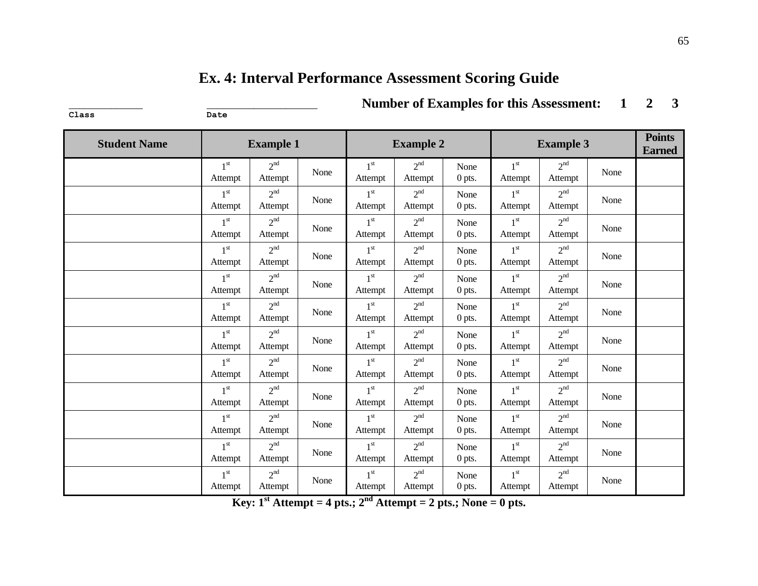# Ex. 4: Interval Performance Assessment Scoring Guide

_____________ Class &nbsp;&nbsp;&nbsp;&nbsp; ____________________ Date &nbsp;&nbsp;&nbsp;&nbsp; **Number of Examples for this Assessment: 1 2 3**

| Student Name | Example 1 | | | Example 2 | | | Example 3 | | | Points Earned |
|---|---|---|---|---|---|---|---|---|---|---|
| | 1st Attempt | 2nd Attempt | None | 1st Attempt | 2nd Attempt | None 0 pts. | 1st Attempt | 2nd Attempt | None | |
| | 1st Attempt | 2nd Attempt | None | 1st Attempt | 2nd Attempt | None 0 pts. | 1st Attempt | 2nd Attempt | None | |
| | 1st Attempt | 2nd Attempt | None | 1st Attempt | 2nd Attempt | None 0 pts. | 1st Attempt | 2nd Attempt | None | |
| | 1st Attempt | 2nd Attempt | None | 1st Attempt | 2nd Attempt | None 0 pts. | 1st Attempt | 2nd Attempt | None | |
| | 1st Attempt | 2nd Attempt | None | 1st Attempt | 2nd Attempt | None 0 pts. | 1st Attempt | 2nd Attempt | None | |
| | 1st Attempt | 2nd Attempt | None | 1st Attempt | 2nd Attempt | None 0 pts. | 1st Attempt | 2nd Attempt | None | |
| | 1st Attempt | 2nd Attempt | None | 1st Attempt | 2nd Attempt | None 0 pts. | 1st Attempt | 2nd Attempt | None | |
| | 1st Attempt | 2nd Attempt | None | 1st Attempt | 2nd Attempt | None 0 pts. | 1st Attempt | 2nd Attempt | None | |
| | 1st Attempt | 2nd Attempt | None | 1st Attempt | 2nd Attempt | None 0 pts. | 1st Attempt | 2nd Attempt | None | |
| | 1st Attempt | 2nd Attempt | None | 1st Attempt | 2nd Attempt | None 0 pts. | 1st Attempt | 2nd Attempt | None | |
| | 1st Attempt | 2nd Attempt | None | 1st Attempt | 2nd Attempt | None 0 pts. | 1st Attempt | 2nd Attempt | None | |
| | 1st Attempt | 2nd Attempt | None | 1st Attempt | 2nd Attempt | None 0 pts. | 1st Attempt | 2nd Attempt | None | |

**Key: 1st Attempt = 4 pts.; 2nd Attempt = 2 pts.; None = 0 pts.**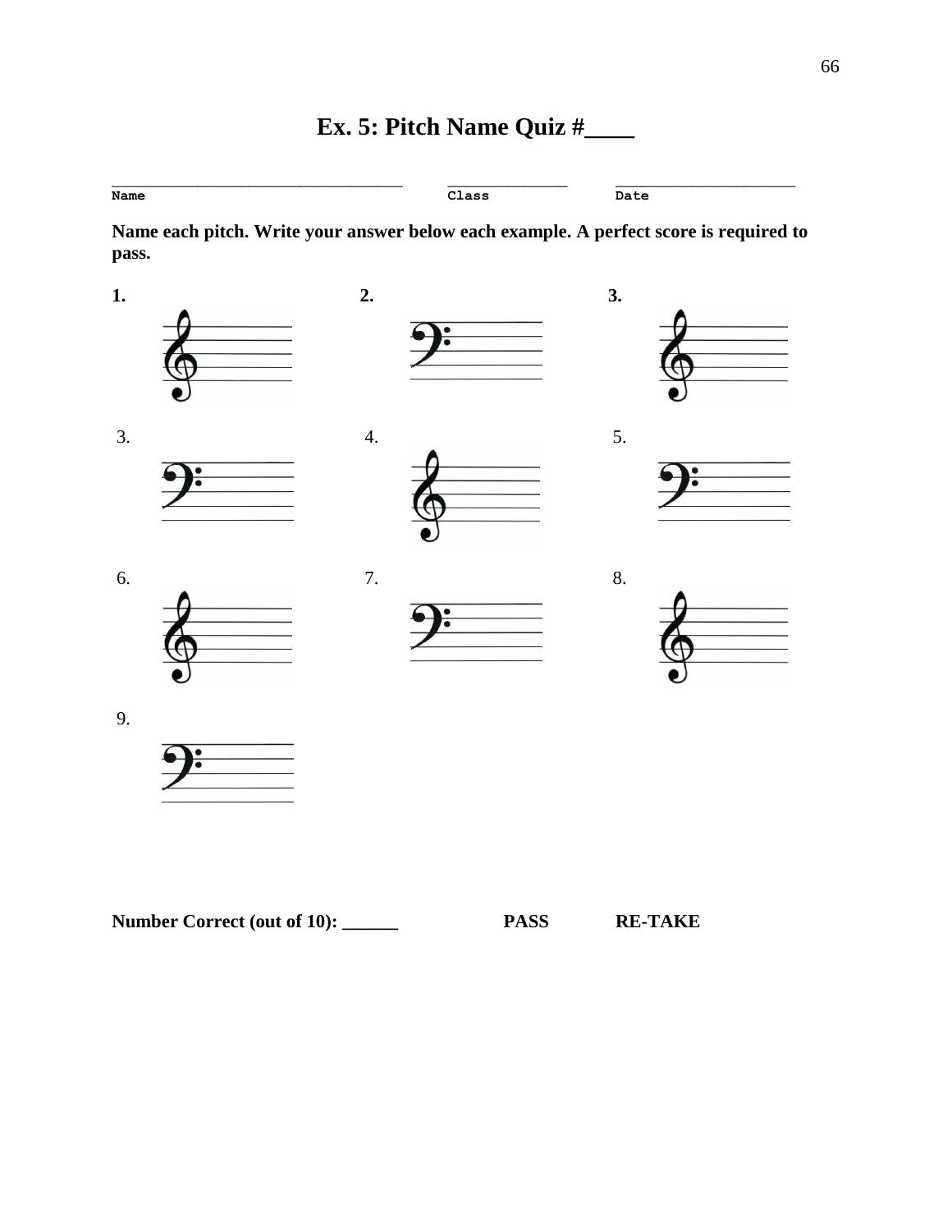# Ex. 5: Pitch Name Quiz #____

| | | |
|---|---|---|
| ________________________________ | ______________ | ____________________ |
| Name | Class | Date |

**Name each pitch. Write your answer below each example. A perfect score is required to pass.**

**1.** **2.** **3.**

3. 4. 5.

6. 7. 8.

9.

**Number Correct (out of 10): ______** **PASS** **RE-TAKE**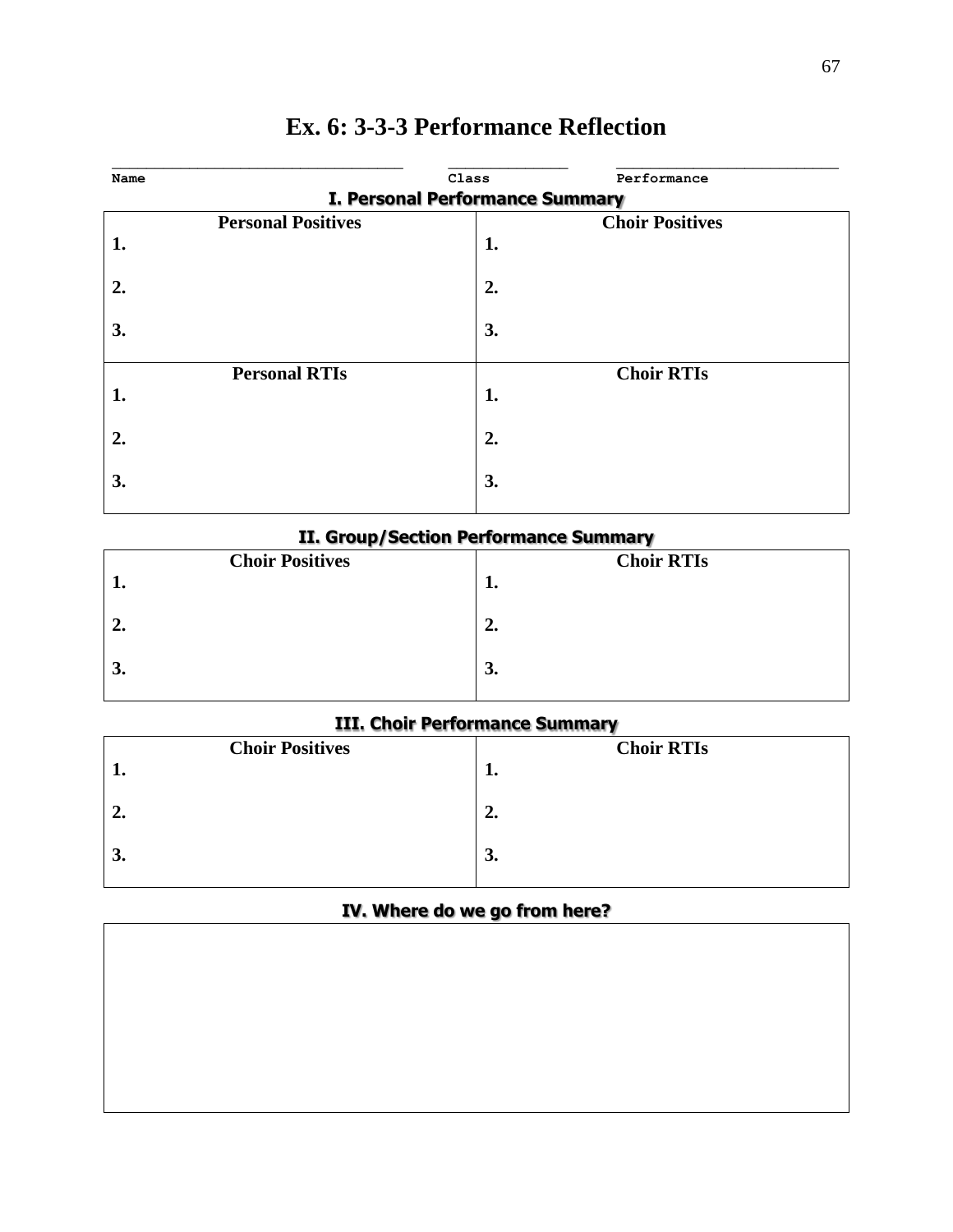# Ex. 6: 3-3-3 Performance Reflection

______________________________ Name  ____________ Class  ______________________ Performance

## I. Personal Performance Summary

| Personal Positives | Choir Positives |
|---|---|
| **1.** | **1.** |
| **2.** | **2.** |
| **3.** | **3.** |

| Personal RTIs | Choir RTIs |
|---|---|
| **1.** | **1.** |
| **2.** | **2.** |
| **3.** | **3.** |

## II. Group/Section Performance Summary

| Choir Positives | Choir RTIs |
|---|---|
| **1.** | **1.** |
| **2.** | **2.** |
| **3.** | **3.** |

## III. Choir Performance Summary

| Choir Positives | Choir RTIs |
|---|---|
| **1.** | **1.** |
| **2.** | **2.** |
| **3.** | **3.** |

## IV. Where do we go from here?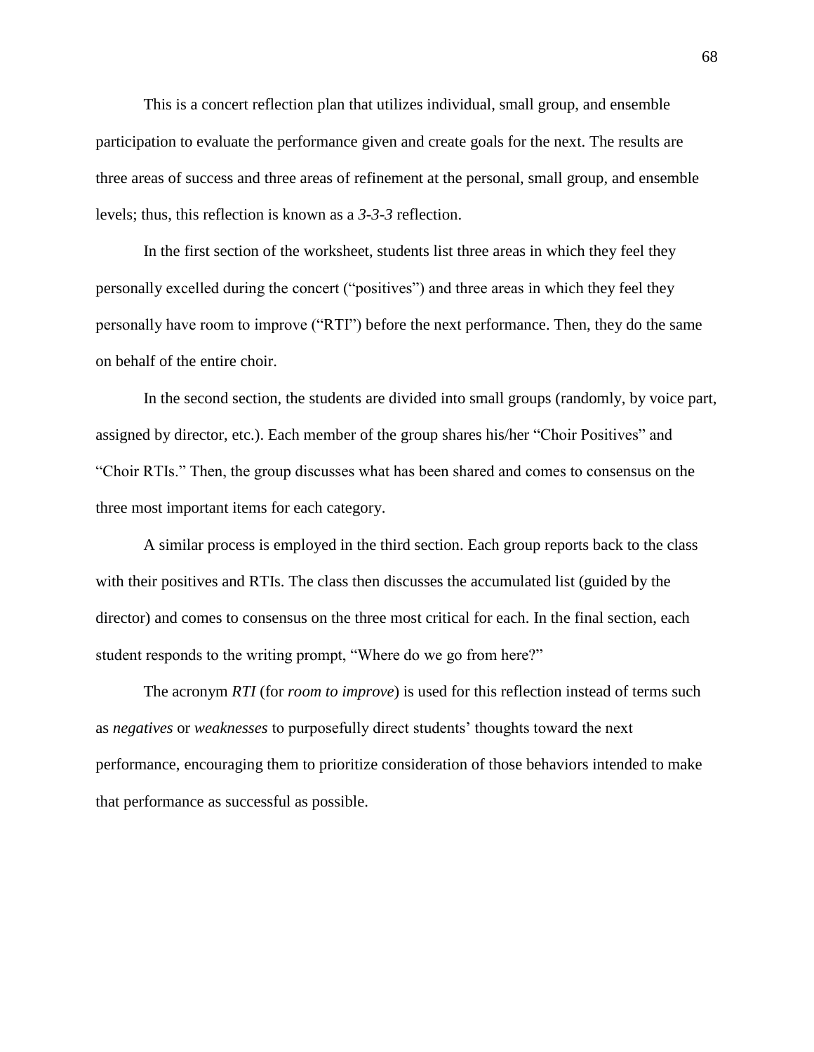This is a concert reflection plan that utilizes individual, small group, and ensemble participation to evaluate the performance given and create goals for the next. The results are three areas of success and three areas of refinement at the personal, small group, and ensemble levels; thus, this reflection is known as a *3-3-3* reflection.

In the first section of the worksheet, students list three areas in which they feel they personally excelled during the concert ("positives") and three areas in which they feel they personally have room to improve ("RTI") before the next performance. Then, they do the same on behalf of the entire choir.

In the second section, the students are divided into small groups (randomly, by voice part, assigned by director, etc.). Each member of the group shares his/her "Choir Positives" and "Choir RTIs." Then, the group discusses what has been shared and comes to consensus on the three most important items for each category.

A similar process is employed in the third section. Each group reports back to the class with their positives and RTIs. The class then discusses the accumulated list (guided by the director) and comes to consensus on the three most critical for each. In the final section, each student responds to the writing prompt, "Where do we go from here?"

The acronym *RTI* (for *room to improve*) is used for this reflection instead of terms such as *negatives* or *weaknesses* to purposefully direct students' thoughts toward the next performance, encouraging them to prioritize consideration of those behaviors intended to make that performance as successful as possible.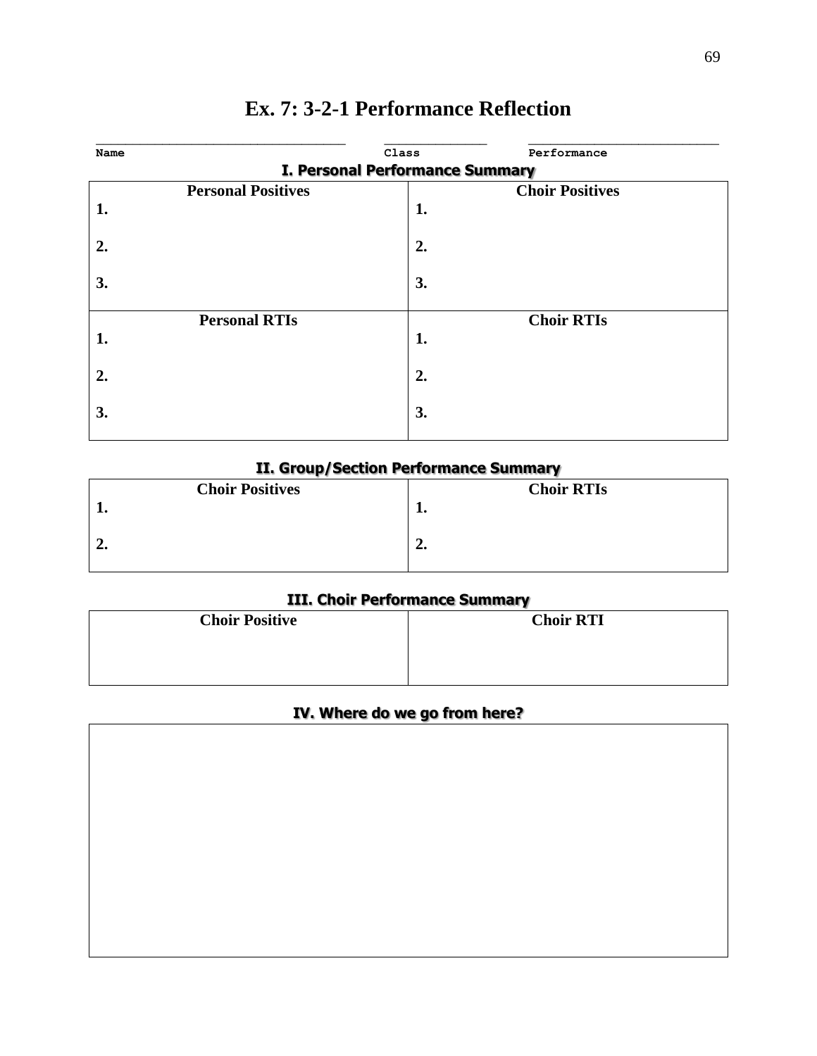# Ex. 7: 3-2-1 Performance Reflection

\_\_\_\_\_\_\_\_\_\_\_\_\_\_\_\_\_\_\_\_\_\_\_\_\_\_\_\_\_ \_\_\_\_\_\_\_\_\_\_\_\_\_ \_\_\_\_\_\_\_\_\_\_\_\_\_\_\_\_\_\_\_\_\_\_\_

Name Class Performance

## I. Personal Performance Summary

| Personal Positives | Choir Positives |
|---|---|
| **1.** | **1.** |
| **2.** | **2.** |
| **3.** | **3.** |

| Personal RTIs | Choir RTIs |
|---|---|
| **1.** | **1.** |
| **2.** | **2.** |
| **3.** | **3.** |

## II. Group/Section Performance Summary

| Choir Positives | Choir RTIs |
|---|---|
| **1.** | **1.** |
| **2.** | **2.** |

## III. Choir Performance Summary

| Choir Positive | Choir RTI |
|---|---|
| | |

## IV. Where do we go from here?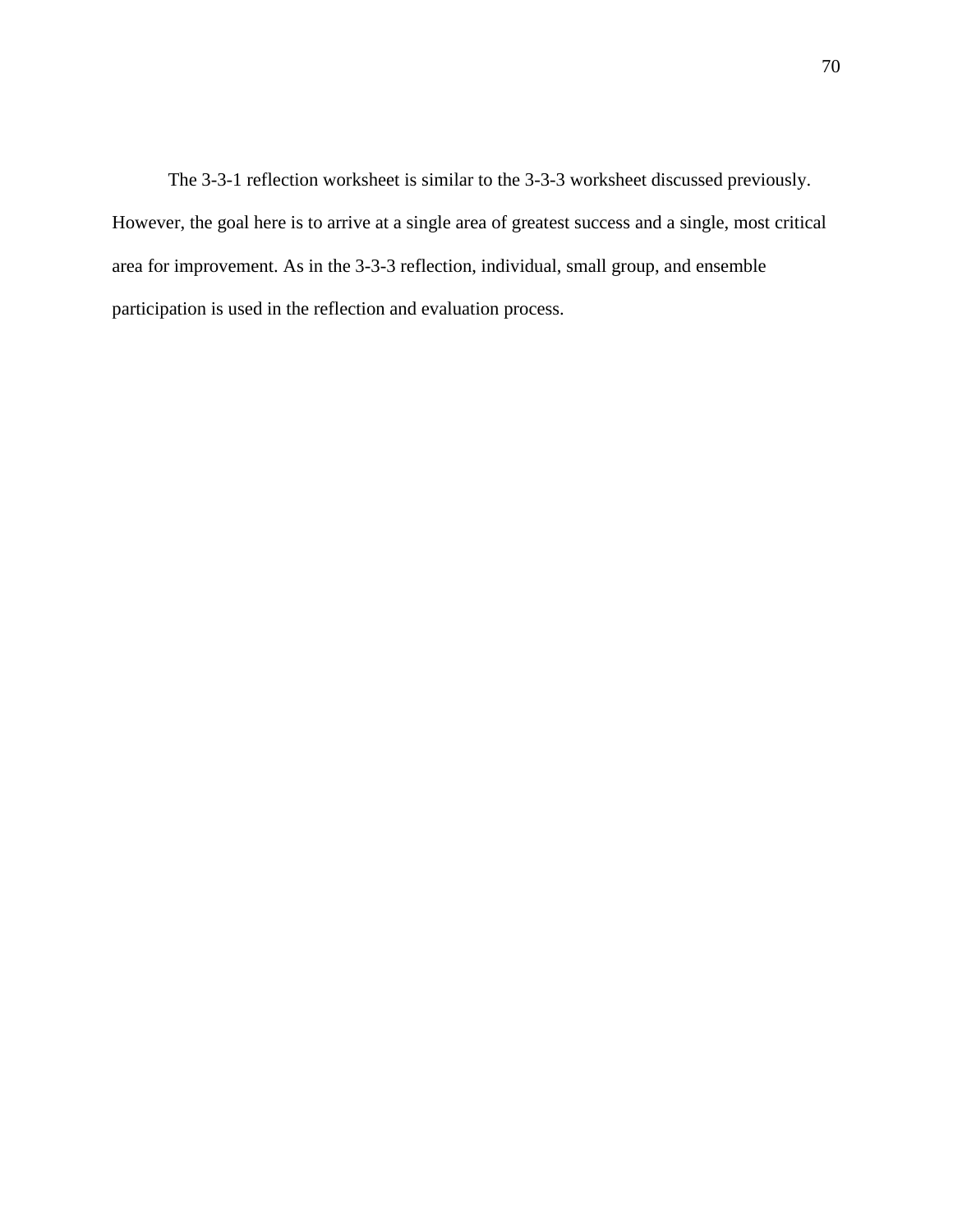The 3-3-1 reflection worksheet is similar to the 3-3-3 worksheet discussed previously. However, the goal here is to arrive at a single area of greatest success and a single, most critical area for improvement. As in the 3-3-3 reflection, individual, small group, and ensemble participation is used in the reflection and evaluation process.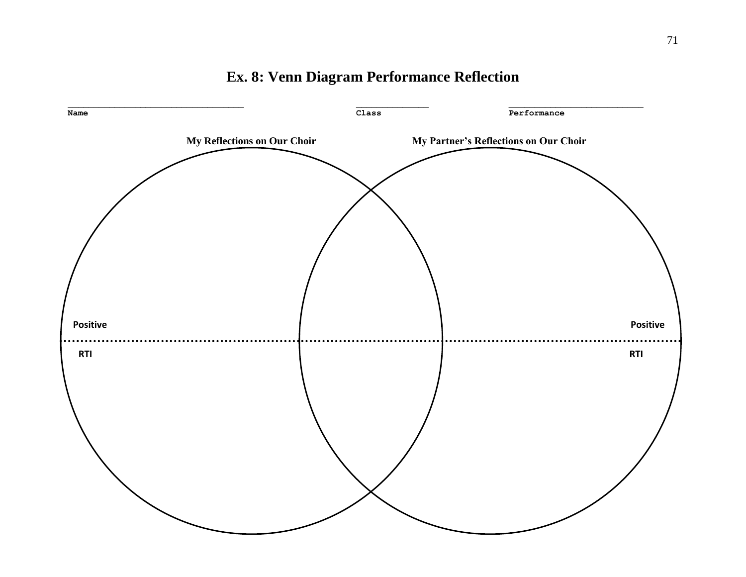## Ex. 8: Venn Diagram Performance Reflection

________________________________ Name

_____________ Class

________________________ Performance

**My Reflections on Our Choir**

**My Partner's Reflections on Our Choir**

**Positive**

**RTI**

**Positive**

**RTI**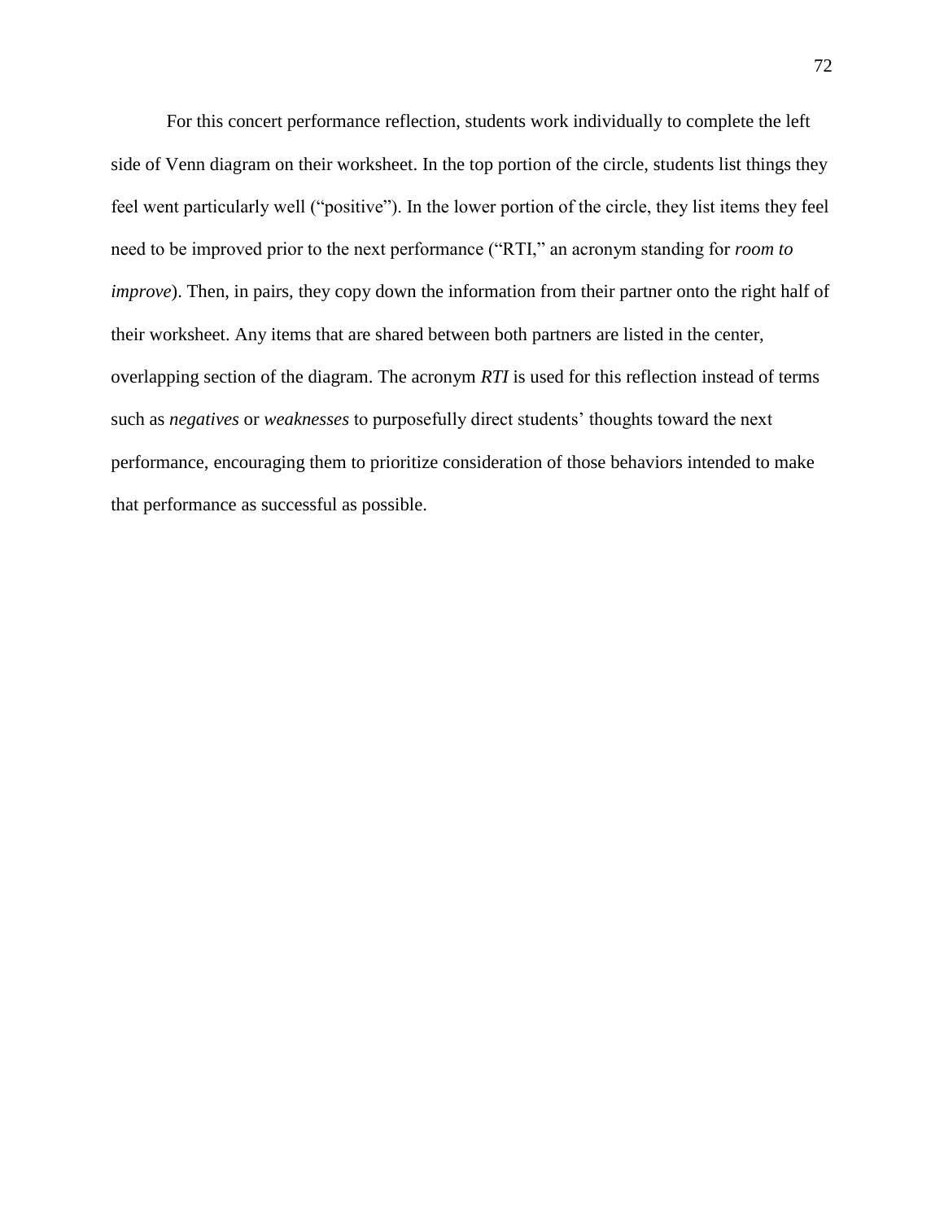For this concert performance reflection, students work individually to complete the left side of Venn diagram on their worksheet. In the top portion of the circle, students list things they feel went particularly well ("positive"). In the lower portion of the circle, they list items they feel need to be improved prior to the next performance ("RTI," an acronym standing for *room to improve*). Then, in pairs, they copy down the information from their partner onto the right half of their worksheet. Any items that are shared between both partners are listed in the center, overlapping section of the diagram. The acronym *RTI* is used for this reflection instead of terms such as *negatives* or *weaknesses* to purposefully direct students' thoughts toward the next performance, encouraging them to prioritize consideration of those behaviors intended to make that performance as successful as possible.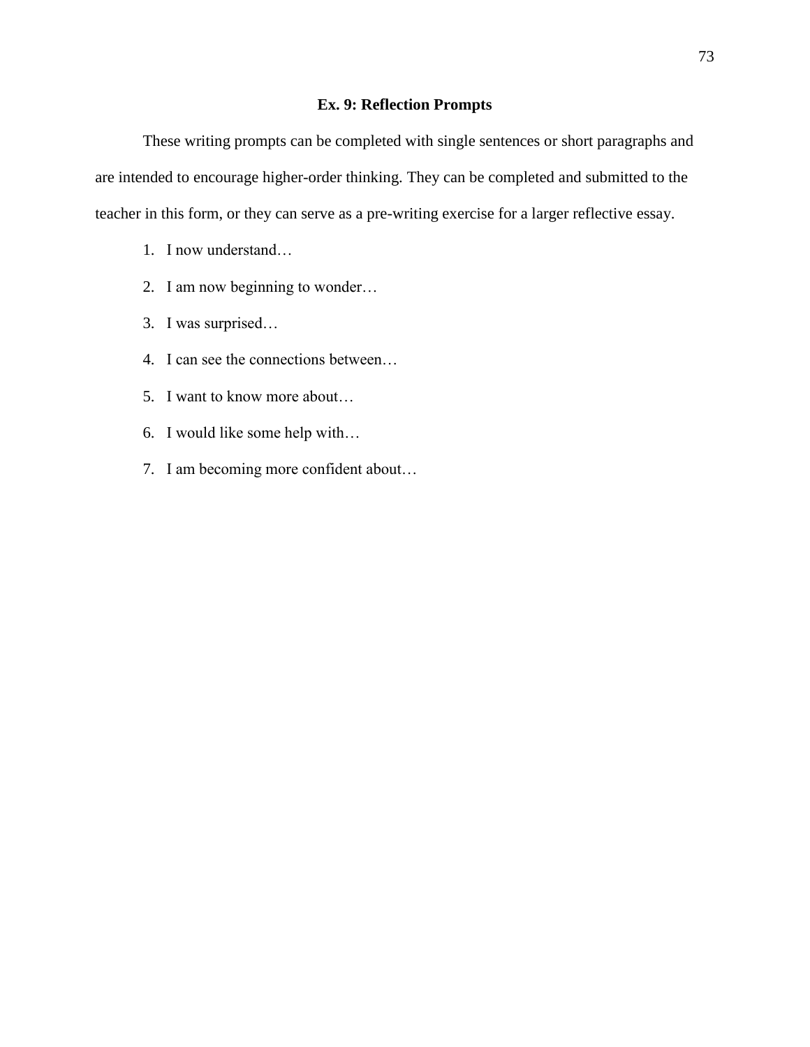## Ex. 9: Reflection Prompts

These writing prompts can be completed with single sentences or short paragraphs and are intended to encourage higher-order thinking. They can be completed and submitted to the teacher in this form, or they can serve as a pre-writing exercise for a larger reflective essay.

1. I now understand…
2. I am now beginning to wonder…
3. I was surprised…
4. I can see the connections between…
5. I want to know more about…
6. I would like some help with…
7. I am becoming more confident about…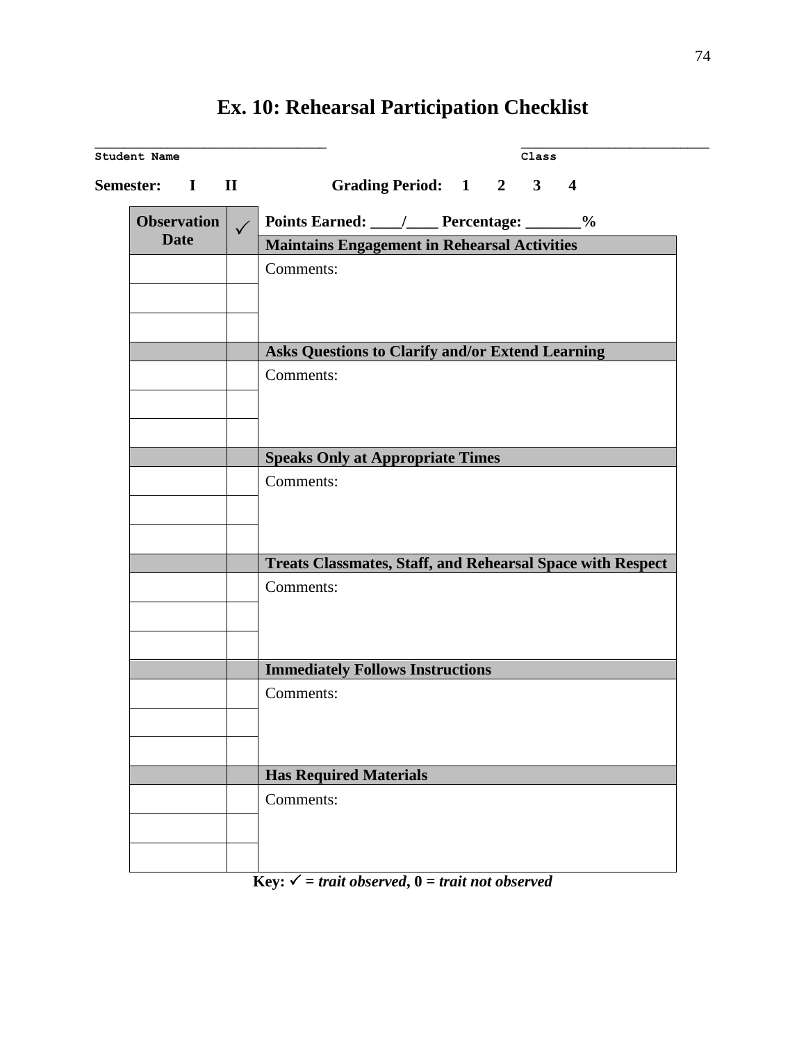# Ex. 10: Rehearsal Participation Checklist

______________________________ Student Name                    ________________________ Class

**Semester: I II**      **Grading Period: 1 2 3 4**

| Observation Date | ✓ | Points Earned: ____/____ Percentage: _______% |
|---|---|---|
| | | **Maintains Engagement in Rehearsal Activities** |
| | | Comments: |
| | | |
| | | |
| | | **Asks Questions to Clarify and/or Extend Learning** |
| | | Comments: |
| | | |
| | | |
| | | **Speaks Only at Appropriate Times** |
| | | Comments: |
| | | |
| | | |
| | | **Treats Classmates, Staff, and Rehearsal Space with Respect** |
| | | Comments: |
| | | |
| | | |
| | | **Immediately Follows Instructions** |
| | | Comments: |
| | | |
| | | |
| | | **Has Required Materials** |
| | | Comments: |
| | | |
| | | |

**Key: ✓ = *trait observed*, 0 = *trait not observed***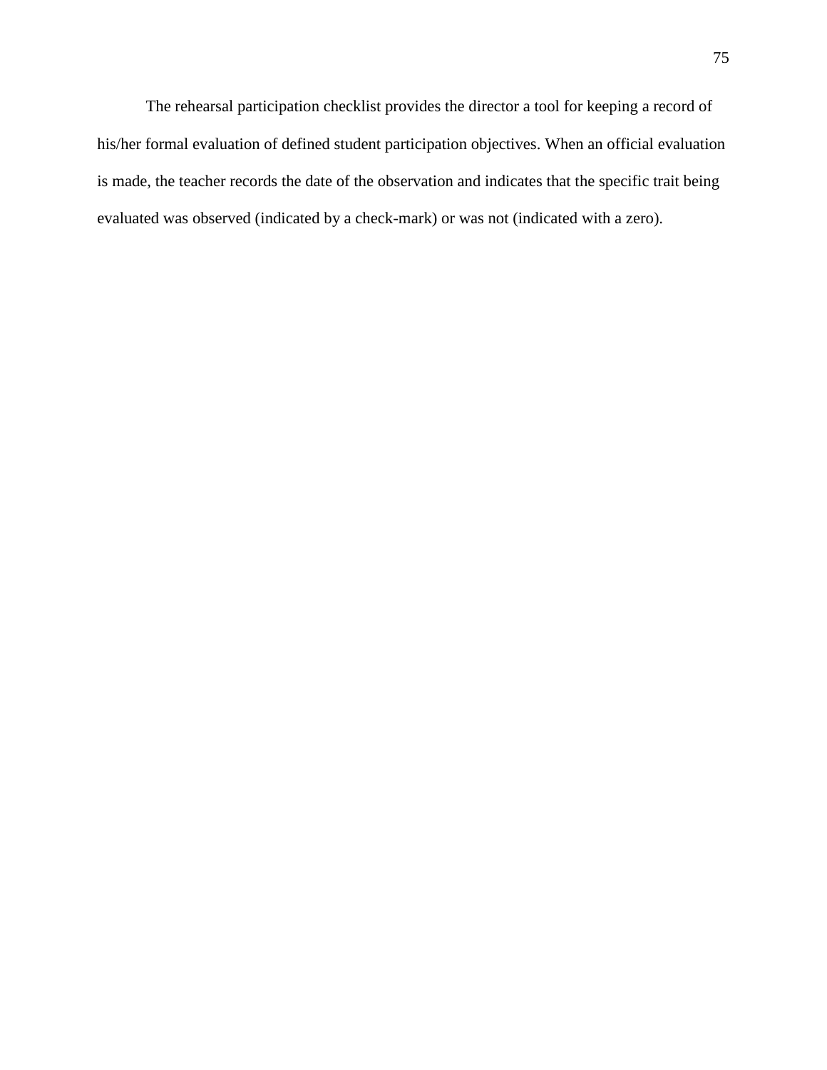The rehearsal participation checklist provides the director a tool for keeping a record of his/her formal evaluation of defined student participation objectives. When an official evaluation is made, the teacher records the date of the observation and indicates that the specific trait being evaluated was observed (indicated by a check-mark) or was not (indicated with a zero).